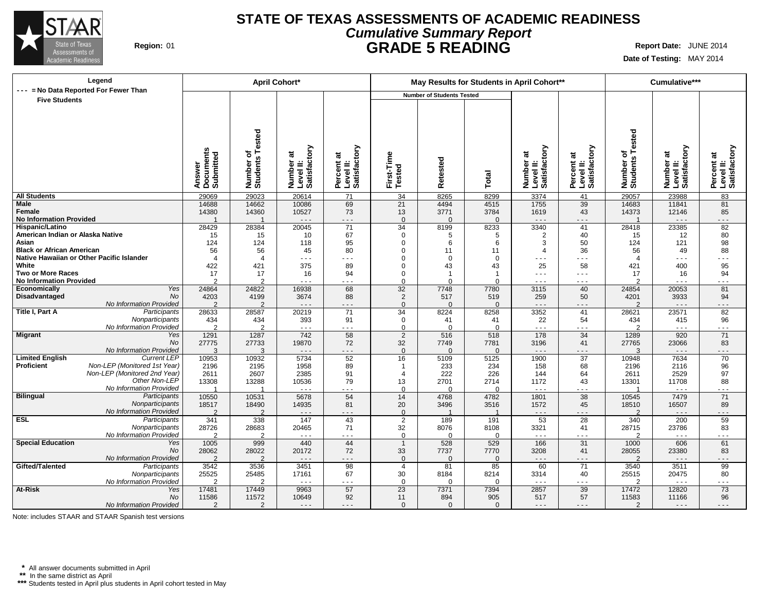# STATE OF TEXAS ASSESSMENTS OF ACADEMIC READINESS
## *Cumulative Summary Report*
## GRADE 5 READING

**Region:** 01

**Report Date:** JUNE 2014

**Date of Testing:** MAY 2014

| Legend<br>--- = No Data Reported For Fewer Than Five Students | | April Cohort* | | | | May Results for Students in April Cohort** | | | | | Cumulative*** | | |
|---|---|---|---|---|---|---|---|---|---|---|---|---|---|
| | | | | | | Number of Students Tested | | | | | | | |
| | | Answer Documents Submitted | Number of Students Tested | Number at Level II: Satisfactory | Percent at Level II: Satisfactory | First-Time Tested | Retested | Total | Number at Level II: Satisfactory | Percent at Level II: Satisfactory | Number of Students Tested | Number at Level II: Satisfactory | Percent at Level II: Satisfactory |
| **All Students** | | 29069 | 29023 | 20614 | 71 | 34 | 8265 | 8299 | 3374 | 41 | 29057 | 23988 | 83 |
| **Male** | | 14688 | 14662 | 10086 | 69 | 21 | 4494 | 4515 | 1755 | 39 | 14683 | 11841 | 81 |
| **Female** | | 14380 | 14360 | 10527 | 73 | 13 | 3771 | 3784 | 1619 | 43 | 14373 | 12146 | 85 |
| **No Information Provided** | | 1 | 1 | --- | --- | 0 | 0 | 0 | --- | --- | 1 | --- | --- |
| **Hispanic/Latino** | | 28429 | 28384 | 20045 | 71 | 34 | 8199 | 8233 | 3340 | 41 | 28418 | 23385 | 82 |
| **American Indian or Alaska Native** | | 15 | 15 | 10 | 67 | 0 | 5 | 5 | 2 | 40 | 15 | 12 | 80 |
| **Asian** | | 124 | 124 | 118 | 95 | 0 | 6 | 6 | 3 | 50 | 124 | 121 | 98 |
| **Black or African American** | | 56 | 56 | 45 | 80 | 0 | 11 | 11 | 4 | 36 | 56 | 49 | 88 |
| **Native Hawaiian or Other Pacific Islander** | | 4 | 4 | --- | --- | 0 | 0 | 0 | --- | --- | 4 | --- | --- |
| **White** | | 422 | 421 | 375 | 89 | 0 | 43 | 43 | 25 | 58 | 421 | 400 | 95 |
| **Two or More Races** | | 17 | 17 | 16 | 94 | 0 | 1 | 1 | --- | --- | 17 | 16 | 94 |
| **No Information Provided** | | 2 | 2 | --- | --- | 0 | 0 | 0 | --- | --- | 2 | --- | --- |
| **Economically Disadvantaged** | *Yes* | 24864 | 24822 | 16938 | 68 | 32 | 7748 | 7780 | 3115 | 40 | 24854 | 20053 | 81 |
| | *No* | 4203 | 4199 | 3674 | 88 | 2 | 517 | 519 | 259 | 50 | 4201 | 3933 | 94 |
| | *No Information Provided* | 2 | 2 | --- | --- | 0 | 0 | 0 | --- | --- | 2 | --- | --- |
| **Title I, Part A** | *Participants* | 28633 | 28587 | 20219 | 71 | 34 | 8224 | 8258 | 3352 | 41 | 28621 | 23571 | 82 |
| | *Nonparticipants* | 434 | 434 | 393 | 91 | 0 | 41 | 41 | 22 | 54 | 434 | 415 | 96 |
| | *No Information Provided* | 2 | 2 | --- | --- | 0 | 0 | 0 | --- | --- | 2 | --- | --- |
| **Migrant** | *Yes* | 1291 | 1287 | 742 | 58 | 2 | 516 | 518 | 178 | 34 | 1289 | 920 | 71 |
| | *No* | 27775 | 27733 | 19870 | 72 | 32 | 7749 | 7781 | 3196 | 41 | 27765 | 23066 | 83 |
| | *No Information Provided* | 3 | 3 | --- | --- | 0 | 0 | 0 | --- | --- | 3 | --- | --- |
| **Limited English Proficient** | *Current LEP* | 10953 | 10932 | 5734 | 52 | 16 | 5109 | 5125 | 1900 | 37 | 10948 | 7634 | 70 |
| | *Non-LEP (Monitored 1st Year)* | 2196 | 2195 | 1958 | 89 | 1 | 233 | 234 | 158 | 68 | 2196 | 2116 | 96 |
| | *Non-LEP (Monitored 2nd Year)* | 2611 | 2607 | 2385 | 91 | 4 | 222 | 226 | 144 | 64 | 2611 | 2529 | 97 |
| | *Other Non-LEP* | 13308 | 13288 | 10536 | 79 | 13 | 2701 | 2714 | 1172 | 43 | 13301 | 11708 | 88 |
| | *No Information Provided* | 1 | 1 | --- | --- | 0 | 0 | 0 | --- | --- | 1 | --- | --- |
| **Bilingual** | *Participants* | 10550 | 10531 | 5678 | 54 | 14 | 4768 | 4782 | 1801 | 38 | 10545 | 7479 | 71 |
| | *Nonparticipants* | 18517 | 18490 | 14935 | 81 | 20 | 3496 | 3516 | 1572 | 45 | 18510 | 16507 | 89 |
| | *No Information Provided* | 2 | 2 | --- | --- | 0 | 1 | 1 | --- | --- | 2 | --- | --- |
| **ESL** | *Participants* | 341 | 338 | 147 | 43 | 2 | 189 | 191 | 53 | 28 | 340 | 200 | 59 |
| | *Nonparticipants* | 28726 | 28683 | 20465 | 71 | 32 | 8076 | 8108 | 3321 | 41 | 28715 | 23786 | 83 |
| | *No Information Provided* | 2 | 2 | --- | --- | 0 | 0 | 0 | --- | --- | 2 | --- | --- |
| **Special Education** | *Yes* | 1005 | 999 | 440 | 44 | 1 | 528 | 529 | 166 | 31 | 1000 | 606 | 61 |
| | *No* | 28062 | 28022 | 20172 | 72 | 33 | 7737 | 7770 | 3208 | 41 | 28055 | 23380 | 83 |
| | *No Information Provided* | 2 | 2 | --- | --- | 0 | 0 | 0 | --- | --- | 2 | --- | --- |
| **Gifted/Talented** | *Participants* | 3542 | 3536 | 3451 | 98 | 4 | 81 | 85 | 60 | 71 | 3540 | 3511 | 99 |
| | *Nonparticipants* | 25525 | 25485 | 17161 | 67 | 30 | 8184 | 8214 | 3314 | 40 | 25515 | 20475 | 80 |
| | *No Information Provided* | 2 | 2 | --- | --- | 0 | 0 | 0 | --- | --- | 2 | --- | --- |
| **At-Risk** | *Yes* | 17481 | 17449 | 9963 | 57 | 23 | 7371 | 7394 | 2857 | 39 | 17472 | 12820 | 73 |
| | *No* | 11586 | 11572 | 10649 | 92 | 11 | 894 | 905 | 517 | 57 | 11583 | 11166 | 96 |
| | *No Information Provided* | 2 | 2 | --- | --- | 0 | 0 | 0 | --- | --- | 2 | --- | --- |

Note: includes STAAR and STAAR Spanish test versions

\* All answer documents submitted in April
\*\* In the same district as April
\*\*\* Students tested in April plus students in April cohort tested in May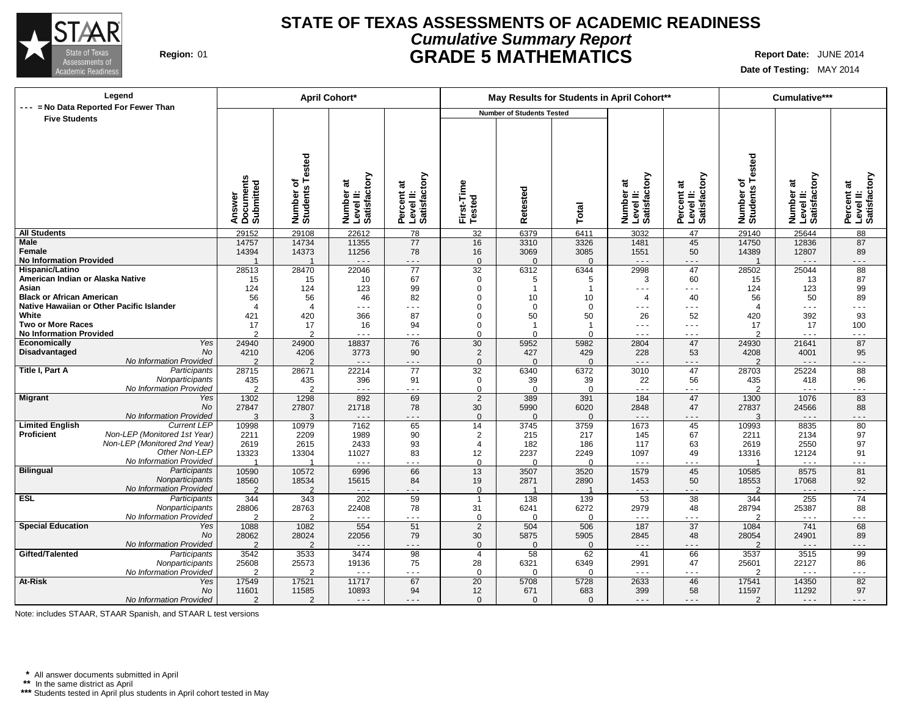# STATE OF TEXAS ASSESSMENTS OF ACADEMIC READINESS

***Cumulative Summary Report***

## GRADE 5 MATHEMATICS

**Region:** 01

**Report Date:** JUNE 2014

**Date of Testing:** MAY 2014

Legend: - - - = No Data Reported For Fewer Than Five Students

| | | April Cohort* | | | | May Results for Students in April Cohort** | | | | | Cumulative*** | | |
|---|---|---|---|---|---|---|---|---|---|---|---|---|---|
| | | | | | | Number of Students Tested | | | | | | | |
| | | Answer Documents Submitted | Number of Students Tested | Number at Level II: Satisfactory | Percent at Level II: Satisfactory | First-Time Tested | Retested | Total | Number at Level II: Satisfactory | Percent at Level II: Satisfactory | Number of Students Tested | Number at Level II: Satisfactory | Percent at Level II: Satisfactory |
| **All Students** | | 29152 | 29108 | 22612 | 78 | 32 | 6379 | 6411 | 3032 | 47 | 29140 | 25644 | 88 |
| **Male** | | 14757 | 14734 | 11355 | 77 | 16 | 3310 | 3326 | 1481 | 45 | 14750 | 12836 | 87 |
| **Female** | | 14394 | 14373 | 11256 | 78 | 16 | 3069 | 3085 | 1551 | 50 | 14389 | 12807 | 89 |
| **No Information Provided** | | 1 | 1 | - - - | - - - | 0 | 0 | 0 | - - - | - - - | 1 | - - - | - - - |
| **Hispanic/Latino** | | 28513 | 28470 | 22046 | 77 | 32 | 6312 | 6344 | 2998 | 47 | 28502 | 25044 | 88 |
| **American Indian or Alaska Native** | | 15 | 15 | 10 | 67 | 0 | 5 | 5 | 3 | 60 | 15 | 13 | 87 |
| **Asian** | | 124 | 124 | 123 | 99 | 0 | 1 | 1 | - - - | - - - | 124 | 123 | 99 |
| **Black or African American** | | 56 | 56 | 46 | 82 | 0 | 10 | 10 | 4 | 40 | 56 | 50 | 89 |
| **Native Hawaiian or Other Pacific Islander** | | 4 | 4 | - - - | - - - | 0 | 0 | 0 | - - - | - - - | 4 | - - - | - - - |
| **White** | | 421 | 420 | 366 | 87 | 0 | 50 | 50 | 26 | 52 | 420 | 392 | 93 |
| **Two or More Races** | | 17 | 17 | 16 | 94 | 0 | 1 | 1 | - - - | - - - | 17 | 17 | 100 |
| **No Information Provided** | | 2 | 2 | - - - | - - - | 0 | 0 | 0 | - - - | - - - | 2 | - - - | - - - |
| **Economically Disadvantaged** | *Yes* | 24940 | 24900 | 18837 | 76 | 30 | 5952 | 5982 | 2804 | 47 | 24930 | 21641 | 87 |
| | *No* | 4210 | 4206 | 3773 | 90 | 2 | 427 | 429 | 228 | 53 | 4208 | 4001 | 95 |
| | *No Information Provided* | 2 | 2 | - - - | - - - | 0 | 0 | 0 | - - - | - - - | 2 | - - - | - - - |
| **Title I, Part A** | *Participants* | 28715 | 28671 | 22214 | 77 | 32 | 6340 | 6372 | 3010 | 47 | 28703 | 25224 | 88 |
| | *Nonparticipants* | 435 | 435 | 396 | 91 | 0 | 39 | 39 | 22 | 56 | 435 | 418 | 96 |
| | *No Information Provided* | 2 | 2 | - - - | - - - | 0 | 0 | 0 | - - - | - - - | 2 | - - - | - - - |
| **Migrant** | *Yes* | 1302 | 1298 | 892 | 69 | 2 | 389 | 391 | 184 | 47 | 1300 | 1076 | 83 |
| | *No* | 27847 | 27807 | 21718 | 78 | 30 | 5990 | 6020 | 2848 | 47 | 27837 | 24566 | 88 |
| | *No Information Provided* | 3 | 3 | - - - | - - - | 0 | 0 | 0 | - - - | - - - | 3 | - - - | - - - |
| **Limited English Proficient** | *Current LEP* | 10998 | 10979 | 7162 | 65 | 14 | 3745 | 3759 | 1673 | 45 | 10993 | 8835 | 80 |
| | *Non-LEP (Monitored 1st Year)* | 2211 | 2209 | 1989 | 90 | 2 | 215 | 217 | 145 | 67 | 2211 | 2134 | 97 |
| | *Non-LEP (Monitored 2nd Year)* | 2619 | 2615 | 2433 | 93 | 4 | 182 | 186 | 117 | 63 | 2619 | 2550 | 97 |
| | *Other Non-LEP* | 13323 | 13304 | 11027 | 83 | 12 | 2237 | 2249 | 1097 | 49 | 13316 | 12124 | 91 |
| | *No Information Provided* | 1 | 1 | - - - | - - - | 0 | 0 | 0 | - - - | - - - | 1 | - - - | - - - |
| **Bilingual** | *Participants* | 10590 | 10572 | 6996 | 66 | 13 | 3507 | 3520 | 1579 | 45 | 10585 | 8575 | 81 |
| | *Nonparticipants* | 18560 | 18534 | 15615 | 84 | 19 | 2871 | 2890 | 1453 | 50 | 18553 | 17068 | 92 |
| | *No Information Provided* | 2 | 2 | - - - | - - - | 0 | 1 | 1 | - - - | - - - | 2 | - - - | - - - |
| **ESL** | *Participants* | 344 | 343 | 202 | 59 | 1 | 138 | 139 | 53 | 38 | 344 | 255 | 74 |
| | *Nonparticipants* | 28806 | 28763 | 22408 | 78 | 31 | 6241 | 6272 | 2979 | 48 | 28794 | 25387 | 88 |
| | *No Information Provided* | 2 | 2 | - - - | - - - | 0 | 0 | 0 | - - - | - - - | 2 | - - - | - - - |
| **Special Education** | *Yes* | 1088 | 1082 | 554 | 51 | 2 | 504 | 506 | 187 | 37 | 1084 | 741 | 68 |
| | *No* | 28062 | 28024 | 22056 | 79 | 30 | 5875 | 5905 | 2845 | 48 | 28054 | 24901 | 89 |
| | *No Information Provided* | 2 | 2 | - - - | - - - | 0 | 0 | 0 | - - - | - - - | 2 | - - - | - - - |
| **Gifted/Talented** | *Participants* | 3542 | 3533 | 3474 | 98 | 4 | 58 | 62 | 41 | 66 | 3537 | 3515 | 99 |
| | *Nonparticipants* | 25608 | 25573 | 19136 | 75 | 28 | 6321 | 6349 | 2991 | 47 | 25601 | 22127 | 86 |
| | *No Information Provided* | 2 | 2 | - - - | - - - | 0 | 0 | 0 | - - - | - - - | 2 | - - - | - - - |
| **At-Risk** | *Yes* | 17549 | 17521 | 11717 | 67 | 20 | 5708 | 5728 | 2633 | 46 | 17541 | 14350 | 82 |
| | *No* | 11601 | 11585 | 10893 | 94 | 12 | 671 | 683 | 399 | 58 | 11597 | 11292 | 97 |
| | *No Information Provided* | 2 | 2 | - - - | - - - | 0 | 0 | 0 | - - - | - - - | 2 | - - - | - - - |

Note: includes STAAR, STAAR Spanish, and STAAR L test versions

\* All answer documents submitted in April
\** In the same district as April
\*** Students tested in April plus students in April cohort tested in May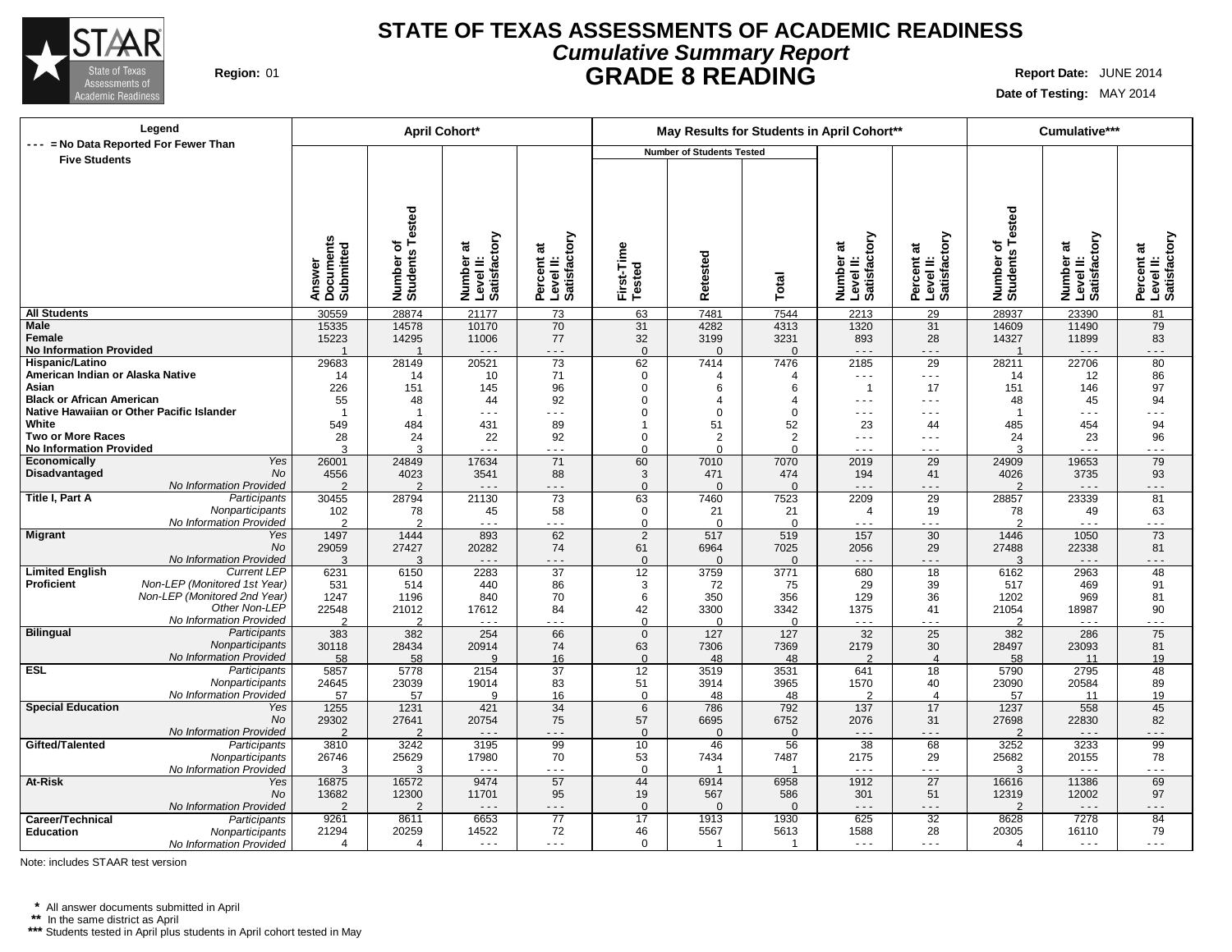# STATE OF TEXAS ASSESSMENTS OF ACADEMIC READINESS

## *Cumulative Summary Report*

## GRADE 8 READING

**Region:** 01

**Report Date:** JUNE 2014

**Date of Testing:** MAY 2014

**Legend**
--- = No Data Reported For Fewer Than Five Students

| | | April Cohort* | | | | May Results for Students in April Cohort** | | | | | Cumulative*** | | |
|---|---|---|---|---|---|---|---|---|---|---|---|---|---|
| | | | | | | Number of Students Tested | | | | | | | |
| | | Answer Documents Submitted | Number of Students Tested | Number at Level II: Satisfactory | Percent at Level II: Satisfactory | First-Time Tested | Retested | Total | Number at Level II: Satisfactory | Percent at Level II: Satisfactory | Number of Students Tested | Number at Level II: Satisfactory | Percent at Level II: Satisfactory |
| **All Students** | | 30559 | 28874 | 21177 | 73 | 63 | 7481 | 7544 | 2213 | 29 | 28937 | 23390 | 81 |
| **Male** | | 15335 | 14578 | 10170 | 70 | 31 | 4282 | 4313 | 1320 | 31 | 14609 | 11490 | 79 |
| **Female** | | 15223 | 14295 | 11006 | 77 | 32 | 3199 | 3231 | 893 | 28 | 14327 | 11899 | 83 |
| **No Information Provided** | | 1 | 1 | --- | --- | 0 | 0 | 0 | --- | --- | 1 | --- | --- |
| **Hispanic/Latino** | | 29683 | 28149 | 20521 | 73 | 62 | 7414 | 7476 | 2185 | 29 | 28211 | 22706 | 80 |
| **American Indian or Alaska Native** | | 14 | 14 | 10 | 71 | 0 | 4 | 4 | --- | --- | 14 | 12 | 86 |
| **Asian** | | 226 | 151 | 145 | 96 | 0 | 6 | 6 | 1 | 17 | 151 | 146 | 97 |
| **Black or African American** | | 55 | 48 | 44 | 92 | 0 | 4 | 4 | --- | --- | 48 | 45 | 94 |
| **Native Hawaiian or Other Pacific Islander** | | 1 | 1 | --- | --- | 0 | 0 | 0 | --- | --- | 1 | --- | --- |
| **White** | | 549 | 484 | 431 | 89 | 1 | 51 | 52 | 23 | 44 | 485 | 454 | 94 |
| **Two or More Races** | | 28 | 24 | 22 | 92 | 0 | 2 | 2 | --- | --- | 24 | 23 | 96 |
| **No Information Provided** | | 3 | 3 | --- | --- | 0 | 0 | 0 | --- | --- | 3 | --- | --- |
| **Economically Disadvantaged** | *Yes* | 26001 | 24849 | 17634 | 71 | 60 | 7010 | 7070 | 2019 | 29 | 24909 | 19653 | 79 |
| | *No* | 4556 | 4023 | 3541 | 88 | 3 | 471 | 474 | 194 | 41 | 4026 | 3735 | 93 |
| | *No Information Provided* | 2 | 2 | --- | --- | 0 | 0 | 0 | --- | --- | 2 | --- | --- |
| **Title I, Part A** | *Participants* | 30455 | 28794 | 21130 | 73 | 63 | 7460 | 7523 | 2209 | 29 | 28857 | 23339 | 81 |
| | *Nonparticipants* | 102 | 78 | 45 | 58 | 0 | 21 | 21 | 4 | 19 | 78 | 49 | 63 |
| | *No Information Provided* | 2 | 2 | --- | --- | 0 | 0 | 0 | --- | --- | 2 | --- | --- |
| **Migrant** | *Yes* | 1497 | 1444 | 893 | 62 | 2 | 517 | 519 | 157 | 30 | 1446 | 1050 | 73 |
| | *No* | 29059 | 27427 | 20282 | 74 | 61 | 6964 | 7025 | 2056 | 29 | 27488 | 22338 | 81 |
| | *No Information Provided* | 3 | 3 | --- | --- | 0 | 0 | 0 | --- | --- | 3 | --- | --- |
| **Limited English Proficient** | *Current LEP* | 6231 | 6150 | 2283 | 37 | 12 | 3759 | 3771 | 680 | 18 | 6162 | 2963 | 48 |
| | *Non-LEP (Monitored 1st Year)* | 531 | 514 | 440 | 86 | 3 | 72 | 75 | 29 | 39 | 517 | 469 | 91 |
| | *Non-LEP (Monitored 2nd Year)* | 1247 | 1196 | 840 | 70 | 6 | 350 | 356 | 129 | 36 | 1202 | 969 | 81 |
| | *Other Non-LEP* | 22548 | 21012 | 17612 | 84 | 42 | 3300 | 3342 | 1375 | 41 | 21054 | 18987 | 90 |
| | *No Information Provided* | 2 | 2 | --- | --- | 0 | 0 | 0 | --- | --- | 2 | --- | --- |
| **Bilingual** | *Participants* | 383 | 382 | 254 | 66 | 0 | 127 | 127 | 32 | 25 | 382 | 286 | 75 |
| | *Nonparticipants* | 30118 | 28434 | 20914 | 74 | 63 | 7306 | 7369 | 2179 | 30 | 28497 | 23093 | 81 |
| | *No Information Provided* | 58 | 58 | 9 | 16 | 0 | 48 | 48 | 2 | 4 | 58 | 11 | 19 |
| **ESL** | *Participants* | 5857 | 5778 | 2154 | 37 | 12 | 3519 | 3531 | 641 | 18 | 5790 | 2795 | 48 |
| | *Nonparticipants* | 24645 | 23039 | 19014 | 83 | 51 | 3914 | 3965 | 1570 | 40 | 23090 | 20584 | 89 |
| | *No Information Provided* | 57 | 57 | 9 | 16 | 0 | 48 | 48 | 2 | 4 | 57 | 11 | 19 |
| **Special Education** | *Yes* | 1255 | 1231 | 421 | 34 | 6 | 786 | 792 | 137 | 17 | 1237 | 558 | 45 |
| | *No* | 29302 | 27641 | 20754 | 75 | 57 | 6695 | 6752 | 2076 | 31 | 27698 | 22830 | 82 |
| | *No Information Provided* | 2 | 2 | --- | --- | 0 | 0 | 0 | --- | --- | 2 | --- | --- |
| **Gifted/Talented** | *Participants* | 3810 | 3242 | 3195 | 99 | 10 | 46 | 56 | 38 | 68 | 3252 | 3233 | 99 |
| | *Nonparticipants* | 26746 | 25629 | 17980 | 70 | 53 | 7434 | 7487 | 2175 | 29 | 25682 | 20155 | 78 |
| | *No Information Provided* | 3 | 3 | --- | --- | 0 | 1 | 1 | --- | --- | 3 | --- | --- |
| **At-Risk** | *Yes* | 16875 | 16572 | 9474 | 57 | 44 | 6914 | 6958 | 1912 | 27 | 16616 | 11386 | 69 |
| | *No* | 13682 | 12300 | 11701 | 95 | 19 | 567 | 586 | 301 | 51 | 12319 | 12002 | 97 |
| | *No Information Provided* | 2 | 2 | --- | --- | 0 | 0 | 0 | --- | --- | 2 | --- | --- |
| **Career/Technical Education** | *Participants* | 9261 | 8611 | 6653 | 77 | 17 | 1913 | 1930 | 625 | 32 | 8628 | 7278 | 84 |
| | *Nonparticipants* | 21294 | 20259 | 14522 | 72 | 46 | 5567 | 5613 | 1588 | 28 | 20305 | 16110 | 79 |
| | *No Information Provided* | 4 | 4 | --- | --- | 0 | 1 | 1 | --- | --- | 4 | --- | --- |

Note: includes STAAR test version

\* All answer documents submitted in April
\*\* In the same district as April
\*\*\* Students tested in April plus students in April cohort tested in May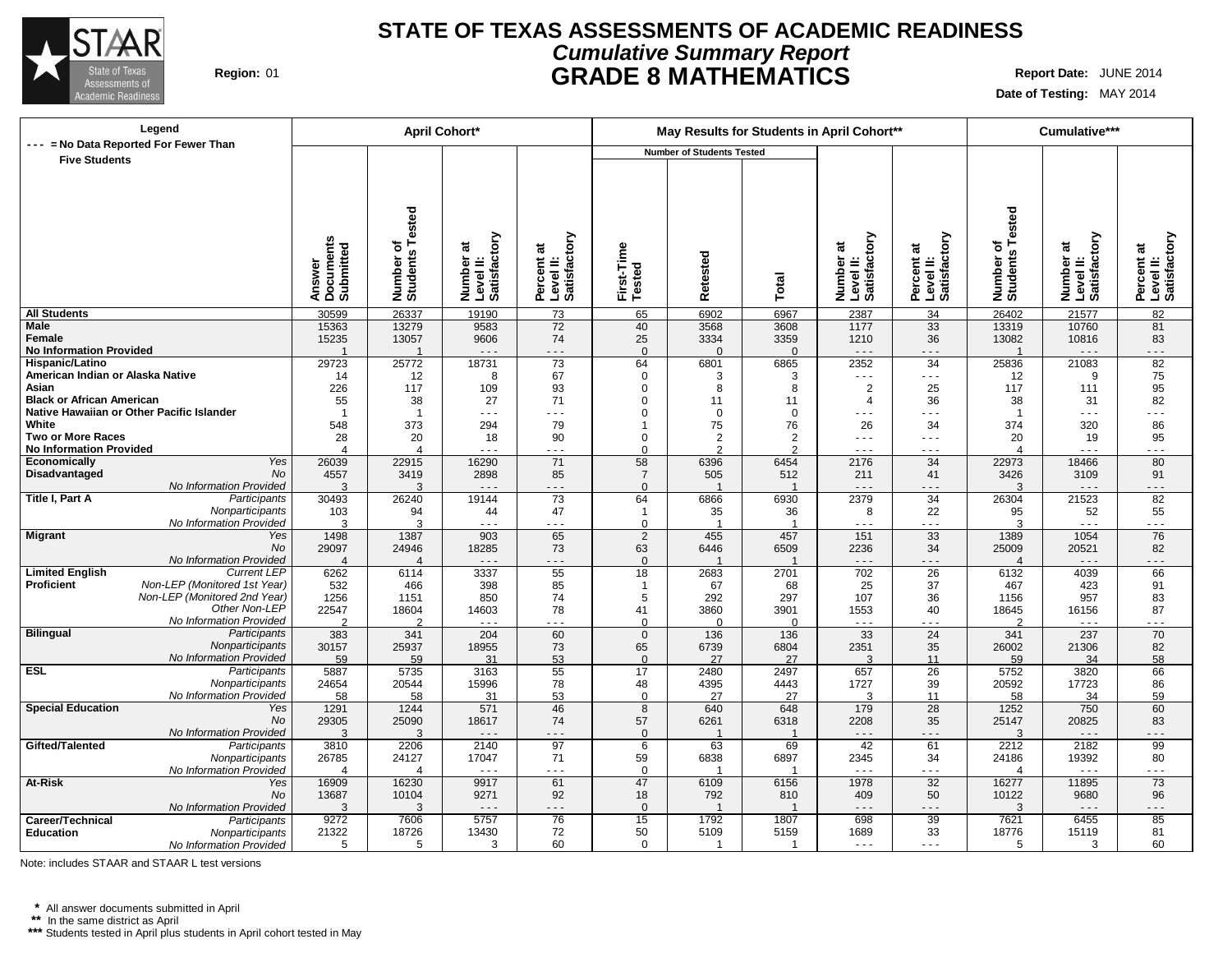# STATE OF TEXAS ASSESSMENTS OF ACADEMIC READINESS

## *Cumulative Summary Report*

## GRADE 8 MATHEMATICS

**Region:** 01

**Report Date:** JUNE 2014

**Date of Testing:** MAY 2014

| Legend<br>- - - = No Data Reported For Fewer Than Five Students | | April Cohort* | | | | May Results for Students in April Cohort** | | | | | Cumulative*** | | |
|---|---|---|---|---|---|---|---|---|---|---|---|---|---|
| | | | | | | Number of Students Tested | | | | | | | |
| | | Answer Documents Submitted | Number of Students Tested | Number at Level II: Satisfactory | Percent at Level II: Satisfactory | First-Time Tested | Retested | Total | Number at Level II: Satisfactory | Percent at Level II: Satisfactory | Number of Students Tested | Number at Level II: Satisfactory | Percent at Level II: Satisfactory |
| **All Students** | | 30599 | 26337 | 19190 | 73 | 65 | 6902 | 6967 | 2387 | 34 | 26402 | 21577 | 82 |
| **Male** | | 15363 | 13279 | 9583 | 72 | 40 | 3568 | 3608 | 1177 | 33 | 13319 | 10760 | 81 |
| **Female** | | 15235 | 13057 | 9606 | 74 | 25 | 3334 | 3359 | 1210 | 36 | 13082 | 10816 | 83 |
| **No Information Provided** | | 1 | 1 | - - - | - - - | 0 | 0 | 0 | - - - | - - - | 1 | - - - | - - - |
| **Hispanic/Latino** | | 29723 | 25772 | 18731 | 73 | 64 | 6801 | 6865 | 2352 | 34 | 25836 | 21083 | 82 |
| **American Indian or Alaska Native** | | 14 | 12 | 8 | 67 | 0 | 3 | 3 | - - - | - - - | 12 | 9 | 75 |
| **Asian** | | 226 | 117 | 109 | 93 | 0 | 8 | 8 | 2 | 25 | 117 | 111 | 95 |
| **Black or African American** | | 55 | 38 | 27 | 71 | 0 | 11 | 11 | 4 | 36 | 38 | 31 | 82 |
| **Native Hawaiian or Other Pacific Islander** | | 1 | 1 | - - - | - - - | 0 | 0 | 0 | - - - | - - - | 1 | - - - | - - - |
| **White** | | 548 | 373 | 294 | 79 | 1 | 75 | 76 | 26 | 34 | 374 | 320 | 86 |
| **Two or More Races** | | 28 | 20 | 18 | 90 | 0 | 2 | 2 | - - - | - - - | 20 | 19 | 95 |
| **No Information Provided** | | 4 | 4 | - - - | - - - | 0 | 2 | 2 | - - - | - - - | 4 | - - - | - - - |
| **Economically Disadvantaged** | *Yes* | 26039 | 22915 | 16290 | 71 | 58 | 6396 | 6454 | 2176 | 34 | 22973 | 18466 | 80 |
| | *No* | 4557 | 3419 | 2898 | 85 | 7 | 505 | 512 | 211 | 41 | 3426 | 3109 | 91 |
| | *No Information Provided* | 3 | 3 | - - - | - - - | 0 | 1 | 1 | - - - | - - - | 3 | - - - | - - - |
| **Title I, Part A** | *Participants* | 30493 | 26240 | 19144 | 73 | 64 | 6866 | 6930 | 2379 | 34 | 26304 | 21523 | 82 |
| | *Nonparticipants* | 103 | 94 | 44 | 47 | 1 | 35 | 36 | 8 | 22 | 95 | 52 | 55 |
| | *No Information Provided* | 3 | 3 | - - - | - - - | 0 | 1 | 1 | - - - | - - - | 3 | - - - | - - - |
| **Migrant** | *Yes* | 1498 | 1387 | 903 | 65 | 2 | 455 | 457 | 151 | 33 | 1389 | 1054 | 76 |
| | *No* | 29097 | 24946 | 18285 | 73 | 63 | 6446 | 6509 | 2236 | 34 | 25009 | 20521 | 82 |
| | *No Information Provided* | 4 | 4 | - - - | - - - | 0 | 1 | 1 | - - - | - - - | 4 | - - - | - - - |
| **Limited English Proficient** | *Current LEP* | 6262 | 6114 | 3337 | 55 | 18 | 2683 | 2701 | 702 | 26 | 6132 | 4039 | 66 |
| | *Non-LEP (Monitored 1st Year)* | 532 | 466 | 398 | 85 | 1 | 67 | 68 | 25 | 37 | 467 | 423 | 91 |
| | *Non-LEP (Monitored 2nd Year)* | 1256 | 1151 | 850 | 74 | 5 | 292 | 297 | 107 | 36 | 1156 | 957 | 83 |
| | *Other Non-LEP* | 22547 | 18604 | 14603 | 78 | 41 | 3860 | 3901 | 1553 | 40 | 18645 | 16156 | 87 |
| | *No Information Provided* | 2 | 2 | - - - | - - - | 0 | 0 | 0 | - - - | - - - | 2 | - - - | - - - |
| **Bilingual** | *Participants* | 383 | 341 | 204 | 60 | 0 | 136 | 136 | 33 | 24 | 341 | 237 | 70 |
| | *Nonparticipants* | 30157 | 25937 | 18955 | 73 | 65 | 6739 | 6804 | 2351 | 35 | 26002 | 21306 | 82 |
| | *No Information Provided* | 59 | 59 | 31 | 53 | 0 | 27 | 27 | 3 | 11 | 59 | 34 | 58 |
| **ESL** | *Participants* | 5887 | 5735 | 3163 | 55 | 17 | 2480 | 2497 | 657 | 26 | 5752 | 3820 | 66 |
| | *Nonparticipants* | 24654 | 20544 | 15996 | 78 | 48 | 4395 | 4443 | 1727 | 39 | 20592 | 17723 | 86 |
| | *No Information Provided* | 58 | 58 | 31 | 53 | 0 | 27 | 27 | 3 | 11 | 58 | 34 | 59 |
| **Special Education** | *Yes* | 1291 | 1244 | 571 | 46 | 8 | 640 | 648 | 179 | 28 | 1252 | 750 | 60 |
| | *No* | 29305 | 25090 | 18617 | 74 | 57 | 6261 | 6318 | 2208 | 35 | 25147 | 20825 | 83 |
| | *No Information Provided* | 3 | 3 | - - - | - - - | 0 | 1 | 1 | - - - | - - - | 3 | - - - | - - - |
| **Gifted/Talented** | *Participants* | 3810 | 2206 | 2140 | 97 | 6 | 63 | 69 | 42 | 61 | 2212 | 2182 | 99 |
| | *Nonparticipants* | 26785 | 24127 | 17047 | 71 | 59 | 6838 | 6897 | 2345 | 34 | 24186 | 19392 | 80 |
| | *No Information Provided* | 4 | 4 | - - - | - - - | 0 | 1 | 1 | - - - | - - - | 4 | - - - | - - - |
| **At-Risk** | *Yes* | 16909 | 16230 | 9917 | 61 | 47 | 6109 | 6156 | 1978 | 32 | 16277 | 11895 | 73 |
| | *No* | 13687 | 10104 | 9271 | 92 | 18 | 792 | 810 | 409 | 50 | 10122 | 9680 | 96 |
| | *No Information Provided* | 3 | 3 | - - - | - - - | 0 | 1 | 1 | - - - | - - - | 3 | - - - | - - - |
| **Career/Technical Education** | *Participants* | 9272 | 7606 | 5757 | 76 | 15 | 1792 | 1807 | 698 | 39 | 7621 | 6455 | 85 |
| | *Nonparticipants* | 21322 | 18726 | 13430 | 72 | 50 | 5109 | 5159 | 1689 | 33 | 18776 | 15119 | 81 |
| | *No Information Provided* | 5 | 5 | 3 | 60 | 0 | 1 | 1 | - - - | - - - | 5 | 3 | 60 |

Note: includes STAAR and STAAR L test versions

\* All answer documents submitted in April
\*\* In the same district as April
\*\*\* Students tested in April plus students in April cohort tested in May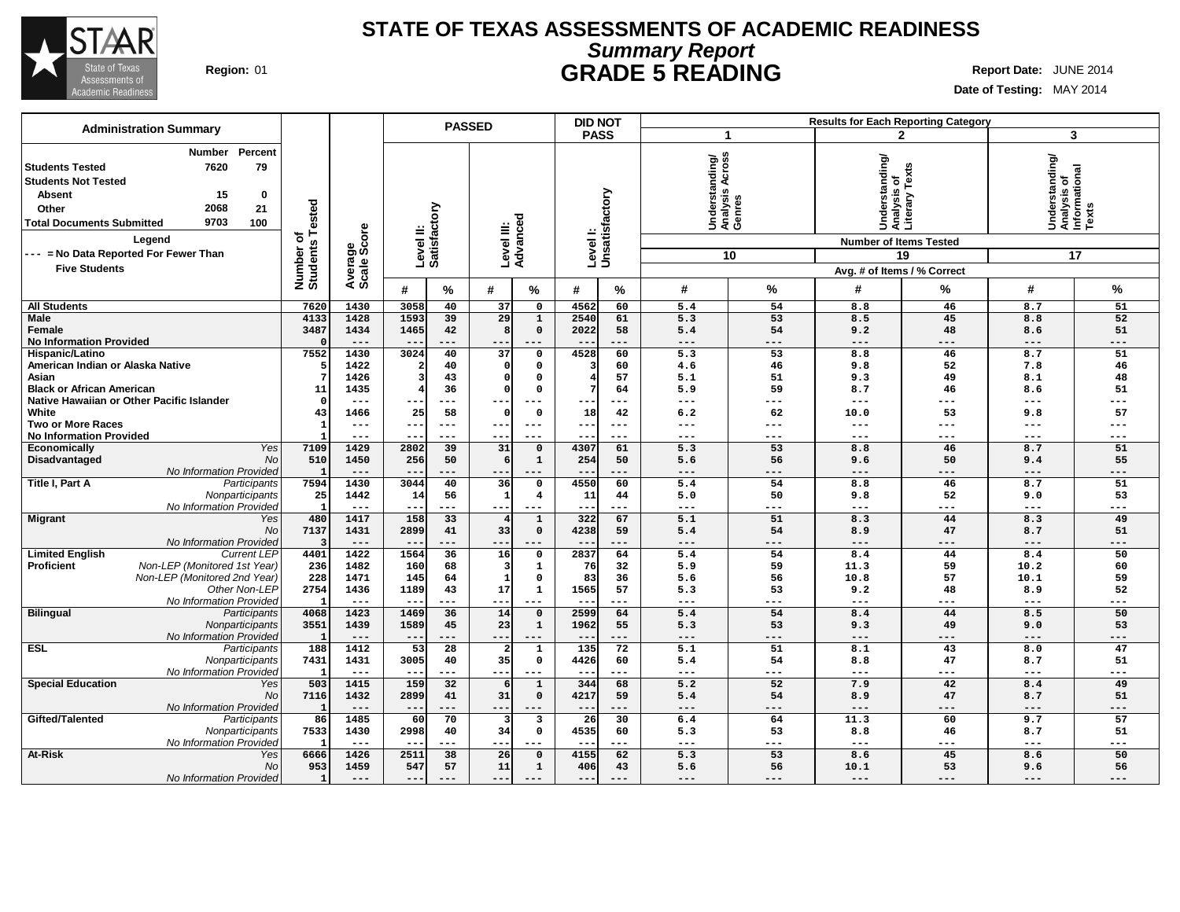# STATE OF TEXAS ASSESSMENTS OF ACADEMIC READINESS

## *Summary Report*

## GRADE 5 READING

**Region:** 01

**Report Date:** JUNE 2014

**Date of Testing:** MAY 2014

**Administration Summary**

| | Number | Percent |
|---|---|---|
| Students Tested | 7620 | 79 |
| Students Not Tested | | |
| Absent | 15 | 0 |
| Other | 2068 | 21 |
| Total Documents Submitted | 9703 | 100 |

**Legend**

--- = No Data Reported For Fewer Than Five Students

| | | Number of Students Tested | Average Scale Score | PASSED Level II: Satisfactory # | PASSED Level II: Satisfactory % | PASSED Level III: Advanced # | PASSED Level III: Advanced % | DID NOT PASS Level I: Unsatisfactory # | DID NOT PASS Level I: Unsatisfactory % | 1 Understanding/ Analysis Across Genres (10 items) # | 1 % | 2 Understanding/ Analysis of Literary Texts (19 items) # | 2 % | 3 Understanding/ Analysis of Informational Texts (17 items) # | 3 % |
|---|---|---|---|---|---|---|---|---|---|---|---|---|---|---|---|
| **All Students** | | 7620 | 1430 | 3058 | 40 | 37 | 0 | 4562 | 60 | 5.4 | 54 | 8.8 | 46 | 8.7 | 51 |
| **Male** | | 4133 | 1428 | 1593 | 39 | 29 | 1 | 2540 | 61 | 5.3 | 53 | 8.5 | 45 | 8.8 | 52 |
| **Female** | | 3487 | 1434 | 1465 | 42 | 8 | 0 | 2022 | 58 | 5.4 | 54 | 9.2 | 48 | 8.6 | 51 |
| **No Information Provided** | | 0 | --- | --- | --- | --- | --- | --- | --- | --- | --- | --- | --- | --- | --- |
| **Hispanic/Latino** | | 7552 | 1430 | 3024 | 40 | 37 | 0 | 4528 | 60 | 5.3 | 53 | 8.8 | 46 | 8.7 | 51 |
| **American Indian or Alaska Native** | | 5 | 1422 | 2 | 40 | 0 | 0 | 3 | 60 | 4.6 | 46 | 9.8 | 52 | 7.8 | 46 |
| **Asian** | | 7 | 1426 | 3 | 43 | 0 | 0 | 4 | 57 | 5.1 | 51 | 9.3 | 49 | 8.1 | 48 |
| **Black or African American** | | 11 | 1435 | 4 | 36 | 0 | 0 | 7 | 64 | 5.9 | 59 | 8.7 | 46 | 8.6 | 51 |
| **Native Hawaiian or Other Pacific Islander** | | 0 | --- | --- | --- | --- | --- | --- | --- | --- | --- | --- | --- | --- | --- |
| **White** | | 43 | 1466 | 25 | 58 | 0 | 0 | 18 | 42 | 6.2 | 62 | 10.0 | 53 | 9.8 | 57 |
| **Two or More Races** | | 1 | --- | --- | --- | --- | --- | --- | --- | --- | --- | --- | --- | --- | --- |
| **No Information Provided** | | 1 | --- | --- | --- | --- | --- | --- | --- | --- | --- | --- | --- | --- | --- |
| **Economically Disadvantaged** | *Yes* | 7109 | 1429 | 2802 | 39 | 31 | 0 | 4307 | 61 | 5.3 | 53 | 8.8 | 46 | 8.7 | 51 |
| | *No* | 510 | 1450 | 256 | 50 | 6 | 1 | 254 | 50 | 5.6 | 56 | 9.6 | 50 | 9.4 | 55 |
| | *No Information Provided* | 1 | --- | --- | --- | --- | --- | --- | --- | --- | --- | --- | --- | --- | --- |
| **Title I, Part A** | *Participants* | 7594 | 1430 | 3044 | 40 | 36 | 0 | 4550 | 60 | 5.4 | 54 | 8.8 | 46 | 8.7 | 51 |
| | *Nonparticipants* | 25 | 1442 | 14 | 56 | 1 | 4 | 11 | 44 | 5.0 | 50 | 9.8 | 52 | 9.0 | 53 |
| | *No Information Provided* | 1 | --- | --- | --- | --- | --- | --- | --- | --- | --- | --- | --- | --- | --- |
| **Migrant** | *Yes* | 480 | 1417 | 158 | 33 | 4 | 1 | 322 | 67 | 5.1 | 51 | 8.3 | 44 | 8.3 | 49 |
| | *No* | 7137 | 1431 | 2899 | 41 | 33 | 0 | 4238 | 59 | 5.4 | 54 | 8.9 | 47 | 8.7 | 51 |
| | *No Information Provided* | 3 | --- | --- | --- | --- | --- | --- | --- | --- | --- | --- | --- | --- | --- |
| **Limited English Proficient** | *Current LEP* | 4401 | 1422 | 1564 | 36 | 16 | 0 | 2837 | 64 | 5.4 | 54 | 8.4 | 44 | 8.4 | 50 |
| | *Non-LEP (Monitored 1st Year)* | 236 | 1482 | 160 | 68 | 3 | 1 | 76 | 32 | 5.9 | 59 | 11.3 | 59 | 10.2 | 60 |
| | *Non-LEP (Monitored 2nd Year)* | 228 | 1471 | 145 | 64 | 1 | 0 | 83 | 36 | 5.6 | 56 | 10.8 | 57 | 10.1 | 59 |
| | *Other Non-LEP* | 2754 | 1436 | 1189 | 43 | 17 | 1 | 1565 | 57 | 5.3 | 53 | 9.2 | 48 | 8.9 | 52 |
| | *No Information Provided* | 1 | --- | --- | --- | --- | --- | --- | --- | --- | --- | --- | --- | --- | --- |
| **Bilingual** | *Participants* | 4068 | 1423 | 1469 | 36 | 14 | 0 | 2599 | 64 | 5.4 | 54 | 8.4 | 44 | 8.5 | 50 |
| | *Nonparticipants* | 3551 | 1439 | 1589 | 45 | 23 | 1 | 1962 | 55 | 5.3 | 53 | 9.3 | 49 | 9.0 | 53 |
| | *No Information Provided* | 1 | --- | --- | --- | --- | --- | --- | --- | --- | --- | --- | --- | --- | --- |
| **ESL** | *Participants* | 188 | 1412 | 53 | 28 | 2 | 1 | 135 | 72 | 5.1 | 51 | 8.1 | 43 | 8.0 | 47 |
| | *Nonparticipants* | 7431 | 1431 | 3005 | 40 | 35 | 0 | 4426 | 60 | 5.4 | 54 | 8.8 | 47 | 8.7 | 51 |
| | *No Information Provided* | 1 | --- | --- | --- | --- | --- | --- | --- | --- | --- | --- | --- | --- | --- |
| **Special Education** | *Yes* | 503 | 1415 | 159 | 32 | 6 | 1 | 344 | 68 | 5.2 | 52 | 7.9 | 42 | 8.4 | 49 |
| | *No* | 7116 | 1432 | 2899 | 41 | 31 | 0 | 4217 | 59 | 5.4 | 54 | 8.9 | 47 | 8.7 | 51 |
| | *No Information Provided* | 1 | --- | --- | --- | --- | --- | --- | --- | --- | --- | --- | --- | --- | --- |
| **Gifted/Talented** | *Participants* | 86 | 1485 | 60 | 70 | 3 | 3 | 26 | 30 | 6.4 | 64 | 11.3 | 60 | 9.7 | 57 |
| | *Nonparticipants* | 7533 | 1430 | 2998 | 40 | 34 | 0 | 4535 | 60 | 5.3 | 53 | 8.8 | 46 | 8.7 | 51 |
| | *No Information Provided* | 1 | --- | --- | --- | --- | --- | --- | --- | --- | --- | --- | --- | --- | --- |
| **At-Risk** | *Yes* | 6666 | 1426 | 2511 | 38 | 26 | 0 | 4155 | 62 | 5.3 | 53 | 8.6 | 45 | 8.6 | 50 |
| | *No* | 953 | 1459 | 547 | 57 | 11 | 1 | 406 | 43 | 5.6 | 56 | 10.1 | 53 | 9.6 | 56 |
| | *No Information Provided* | 1 | --- | --- | --- | --- | --- | --- | --- | --- | --- | --- | --- | --- | --- |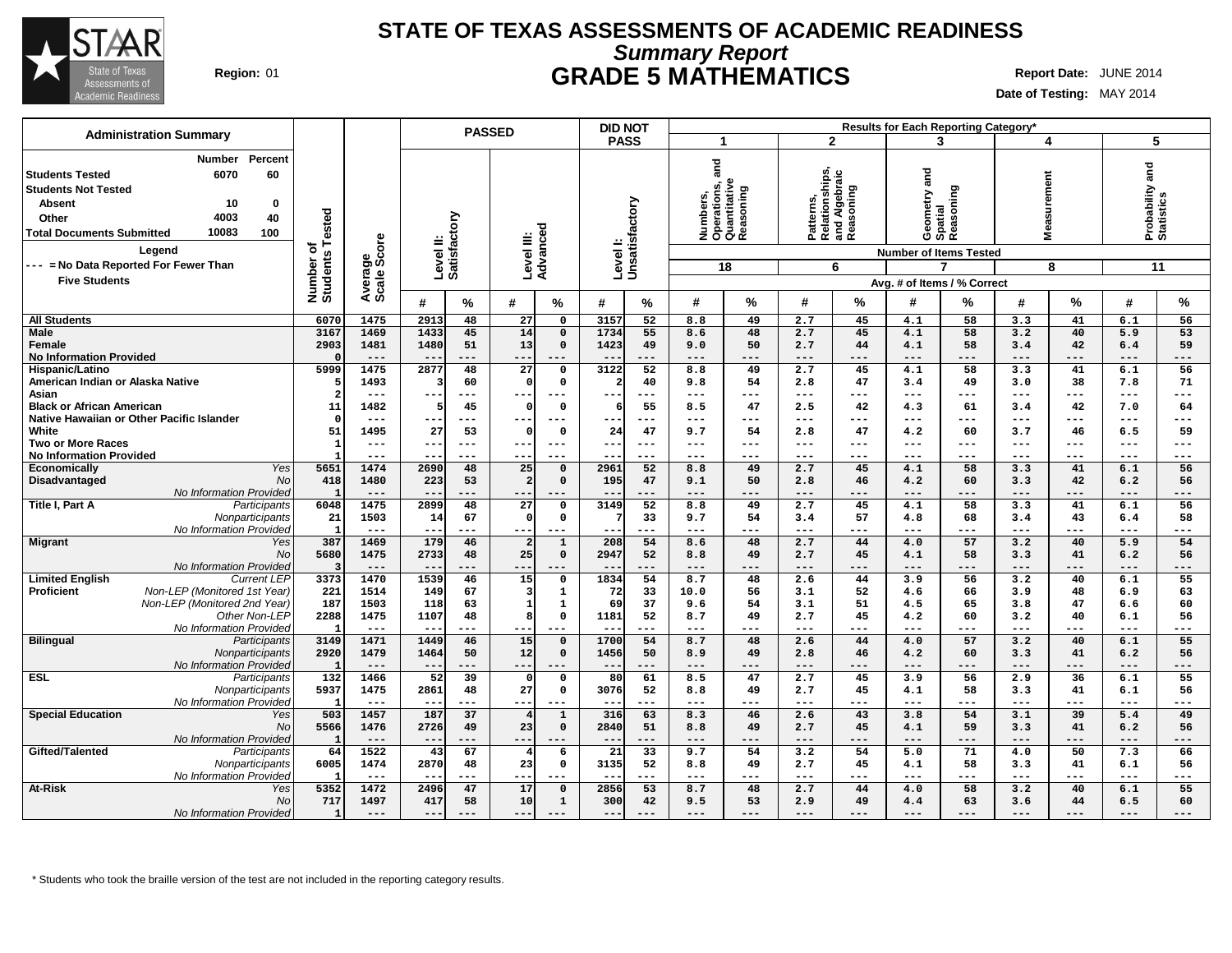# STATE OF TEXAS ASSESSMENTS OF ACADEMIC READINESS

## *Summary Report*

## GRADE 5 MATHEMATICS

**Region:** 01

**Report Date:** JUNE 2014
**Date of Testing:** MAY 2014

**Administration Summary**

| | Number | Percent |
|---|---|---|
| Students Tested | 6070 | 60 |
| Students Not Tested | | |
| Absent | 10 | 0 |
| Other | 4003 | 40 |
| Total Documents Submitted | 10083 | 100 |

**Legend**
--- = No Data Reported For Fewer Than Five Students

| | | Number of Students Tested | Average Scale Score | PASSED | | | | DID NOT PASS | | Results for Each Reporting Category* | | | | | | | | | |
|---|---|---|---|---|---|---|---|---|---|---|---|---|---|---|---|---|---|---|---|
| | | | | Level II: Satisfactory | | Level III: Advanced | | Level I: Unsatisfactory | | 1 Numbers, Operations, and Quantitative Reasoning (18 items) | | 2 Patterns, Relationships, and Algebraic Reasoning (6 items) | | 3 Geometry and Spatial Reasoning (7 items) | | 4 Measurement (8 items) | | 5 Probability and Statistics (11 items) | |
| | | | | # | % | # | % | # | % | # | % | # | % | # | % | # | % | # | % |
| All Students | | 6070 | 1475 | 2913 | 48 | 27 | 0 | 3157 | 52 | 8.8 | 49 | 2.7 | 45 | 4.1 | 58 | 3.3 | 41 | 6.1 | 56 |
| Male | | 3167 | 1469 | 1433 | 45 | 14 | 0 | 1734 | 55 | 8.6 | 48 | 2.7 | 45 | 4.1 | 58 | 3.2 | 40 | 5.9 | 53 |
| Female | | 2903 | 1481 | 1480 | 51 | 13 | 0 | 1423 | 49 | 9.0 | 50 | 2.7 | 44 | 4.1 | 58 | 3.4 | 42 | 6.4 | 59 |
| No Information Provided | | 0 | --- | --- | --- | --- | --- | --- | --- | --- | --- | --- | --- | --- | --- | --- | --- | --- | --- |
| Hispanic/Latino | | 5999 | 1475 | 2877 | 48 | 27 | 0 | 3122 | 52 | 8.8 | 49 | 2.7 | 45 | 4.1 | 58 | 3.3 | 41 | 6.1 | 56 |
| American Indian or Alaska Native | | 5 | 1493 | 3 | 60 | 0 | 0 | 2 | 40 | 9.8 | 54 | 2.8 | 47 | 3.4 | 49 | 3.0 | 38 | 7.8 | 71 |
| Asian | | 2 | --- | --- | --- | --- | --- | --- | --- | --- | --- | --- | --- | --- | --- | --- | --- | --- | --- |
| Black or African American | | 11 | 1482 | 5 | 45 | 0 | 0 | 6 | 55 | 8.5 | 47 | 2.5 | 42 | 4.3 | 61 | 3.4 | 42 | 7.0 | 64 |
| Native Hawaiian or Other Pacific Islander | | 0 | --- | --- | --- | --- | --- | --- | --- | --- | --- | --- | --- | --- | --- | --- | --- | --- | --- |
| White | | 51 | 1495 | 27 | 53 | 0 | 0 | 24 | 47 | 9.7 | 54 | 2.8 | 47 | 4.2 | 60 | 3.7 | 46 | 6.5 | 59 |
| Two or More Races | | 1 | --- | --- | --- | --- | --- | --- | --- | --- | --- | --- | --- | --- | --- | --- | --- | --- | --- |
| No Information Provided | | 1 | --- | --- | --- | --- | --- | --- | --- | --- | --- | --- | --- | --- | --- | --- | --- | --- | --- |
| Economically Disadvantaged | *Yes* | 5651 | 1474 | 2690 | 48 | 25 | 0 | 2961 | 52 | 8.8 | 49 | 2.7 | 45 | 4.1 | 58 | 3.3 | 41 | 6.1 | 56 |
| | *No* | 418 | 1480 | 223 | 53 | 2 | 0 | 195 | 47 | 9.1 | 50 | 2.8 | 46 | 4.2 | 60 | 3.3 | 42 | 6.2 | 56 |
| | *No Information Provided* | 1 | --- | --- | --- | --- | --- | --- | --- | --- | --- | --- | --- | --- | --- | --- | --- | --- | --- |
| Title I, Part A | *Participants* | 6048 | 1475 | 2899 | 48 | 27 | 0 | 3149 | 52 | 8.8 | 49 | 2.7 | 45 | 4.1 | 58 | 3.3 | 41 | 6.1 | 56 |
| | *Nonparticipants* | 21 | 1503 | 14 | 67 | 0 | 0 | 7 | 33 | 9.7 | 54 | 3.4 | 57 | 4.8 | 68 | 3.4 | 43 | 6.4 | 58 |
| | *No Information Provided* | 1 | --- | --- | --- | --- | --- | --- | --- | --- | --- | --- | --- | --- | --- | --- | --- | --- | --- |
| Migrant | *Yes* | 387 | 1469 | 179 | 46 | 2 | 1 | 208 | 54 | 8.6 | 48 | 2.7 | 44 | 4.0 | 57 | 3.2 | 40 | 5.9 | 54 |
| | *No* | 5680 | 1475 | 2733 | 48 | 25 | 0 | 2947 | 52 | 8.8 | 49 | 2.7 | 45 | 4.1 | 58 | 3.3 | 41 | 6.2 | 56 |
| | *No Information Provided* | 3 | --- | --- | --- | --- | --- | --- | --- | --- | --- | --- | --- | --- | --- | --- | --- | --- | --- |
| Limited English Proficient | *Current LEP* | 3373 | 1470 | 1539 | 46 | 15 | 0 | 1834 | 54 | 8.7 | 48 | 2.6 | 44 | 3.9 | 56 | 3.2 | 40 | 6.1 | 55 |
| | *Non-LEP (Monitored 1st Year)* | 221 | 1514 | 149 | 67 | 3 | 1 | 72 | 33 | 10.0 | 56 | 3.1 | 52 | 4.6 | 66 | 3.9 | 48 | 6.9 | 63 |
| | *Non-LEP (Monitored 2nd Year)* | 187 | 1503 | 118 | 63 | 1 | 1 | 69 | 37 | 9.6 | 54 | 3.1 | 51 | 4.5 | 65 | 3.8 | 47 | 6.6 | 60 |
| | *Other Non-LEP* | 2288 | 1475 | 1107 | 48 | 8 | 0 | 1181 | 52 | 8.7 | 49 | 2.7 | 45 | 4.2 | 60 | 3.2 | 40 | 6.1 | 56 |
| | *No Information Provided* | 1 | --- | --- | --- | --- | --- | --- | --- | --- | --- | --- | --- | --- | --- | --- | --- | --- | --- |
| Bilingual | *Participants* | 3149 | 1471 | 1449 | 46 | 15 | 0 | 1700 | 54 | 8.7 | 48 | 2.6 | 44 | 4.0 | 57 | 3.2 | 40 | 6.1 | 55 |
| | *Nonparticipants* | 2920 | 1479 | 1464 | 50 | 12 | 0 | 1456 | 50 | 8.9 | 49 | 2.8 | 46 | 4.2 | 60 | 3.3 | 41 | 6.2 | 56 |
| | *No Information Provided* | 1 | --- | --- | --- | --- | --- | --- | --- | --- | --- | --- | --- | --- | --- | --- | --- | --- | --- |
| ESL | *Participants* | 132 | 1466 | 52 | 39 | 0 | 0 | 80 | 61 | 8.5 | 47 | 2.7 | 45 | 3.9 | 56 | 2.9 | 36 | 6.1 | 55 |
| | *Nonparticipants* | 5937 | 1475 | 2861 | 48 | 27 | 0 | 3076 | 52 | 8.8 | 49 | 2.7 | 45 | 4.1 | 58 | 3.3 | 41 | 6.1 | 56 |
| | *No Information Provided* | 1 | --- | --- | --- | --- | --- | --- | --- | --- | --- | --- | --- | --- | --- | --- | --- | --- | --- |
| Special Education | *Yes* | 503 | 1457 | 187 | 37 | 4 | 1 | 316 | 63 | 8.3 | 46 | 2.6 | 43 | 3.8 | 54 | 3.1 | 39 | 5.4 | 49 |
| | *No* | 5566 | 1476 | 2726 | 49 | 23 | 0 | 2840 | 51 | 8.8 | 49 | 2.7 | 45 | 4.1 | 59 | 3.3 | 41 | 6.2 | 56 |
| | *No Information Provided* | 1 | --- | --- | --- | --- | --- | --- | --- | --- | --- | --- | --- | --- | --- | --- | --- | --- | --- |
| Gifted/Talented | *Participants* | 64 | 1522 | 43 | 67 | 4 | 6 | 21 | 33 | 9.7 | 54 | 3.2 | 54 | 5.0 | 71 | 4.0 | 50 | 7.3 | 66 |
| | *Nonparticipants* | 6005 | 1474 | 2870 | 48 | 23 | 0 | 3135 | 52 | 8.8 | 49 | 2.7 | 45 | 4.1 | 58 | 3.3 | 41 | 6.1 | 56 |
| | *No Information Provided* | 1 | --- | --- | --- | --- | --- | --- | --- | --- | --- | --- | --- | --- | --- | --- | --- | --- | --- |
| At-Risk | *Yes* | 5352 | 1472 | 2496 | 47 | 17 | 0 | 2856 | 53 | 8.7 | 48 | 2.7 | 44 | 4.0 | 58 | 3.2 | 40 | 6.1 | 55 |
| | *No* | 717 | 1497 | 417 | 58 | 10 | 1 | 300 | 42 | 9.5 | 53 | 2.9 | 49 | 4.4 | 63 | 3.6 | 44 | 6.5 | 60 |
| | *No Information Provided* | 1 | --- | --- | --- | --- | --- | --- | --- | --- | --- | --- | --- | --- | --- | --- | --- | --- | --- |

Note: For each reporting category, # = Avg. # of Items Correct and % = % Correct.

\* Students who took the braille version of the test are not included in the reporting category results.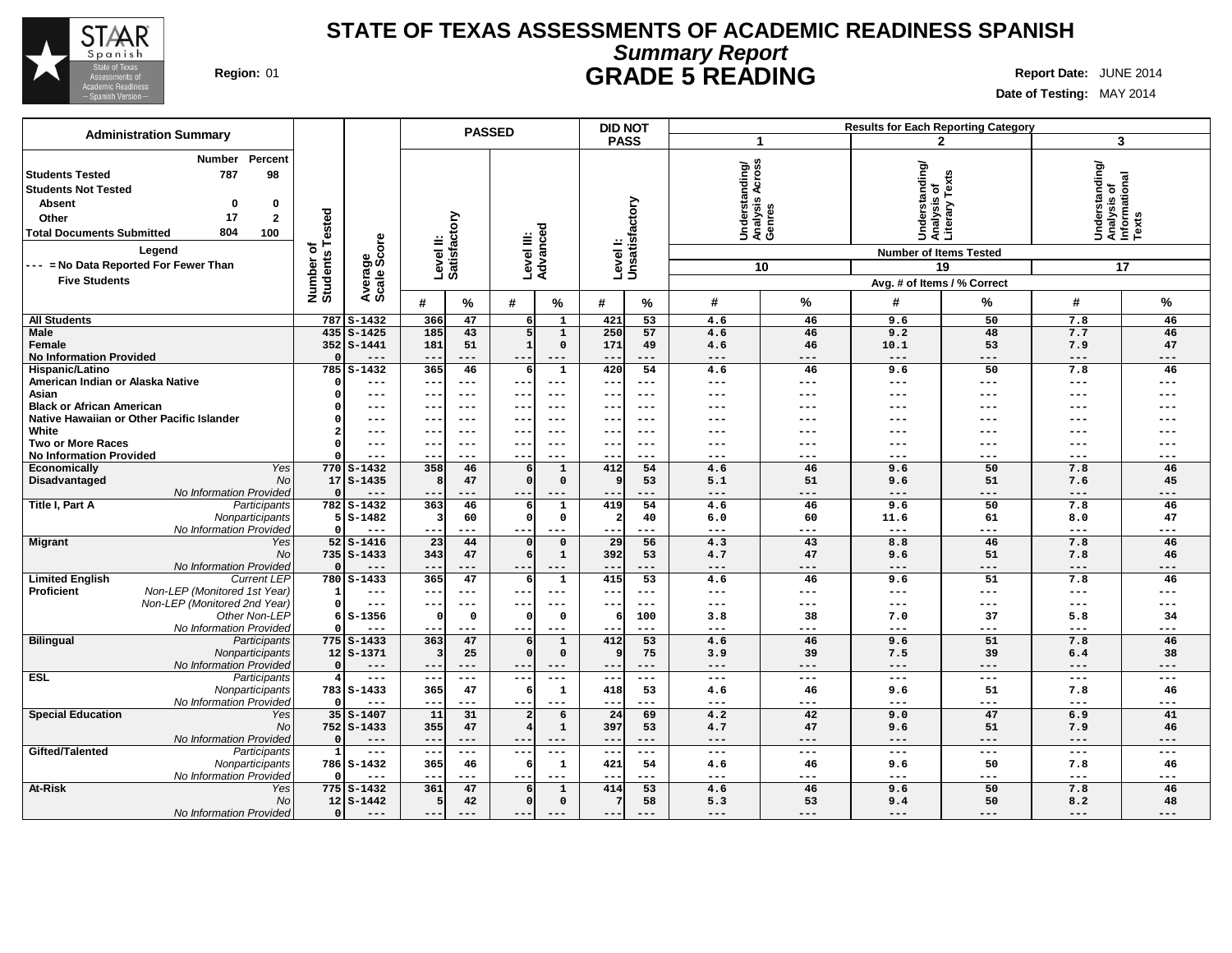# STATE OF TEXAS ASSESSMENTS OF ACADEMIC READINESS SPANISH

## *Summary Report*

## GRADE 5 READING

**Region:** 01

**Report Date:** JUNE 2014

**Date of Testing:** MAY 2014

**Administration Summary**

| | Number | Percent |
|---|---|---|
| Students Tested | 787 | 98 |
| Students Not Tested | | |
| Absent | 0 | 0 |
| Other | 17 | 2 |
| Total Documents Submitted | 804 | 100 |

**Legend**

--- = No Data Reported For Fewer Than Five Students

| | | Number of Students Tested | Average Scale Score | PASSED Level II: Satisfactory # | PASSED Level II: Satisfactory % | PASSED Level III: Advanced # | PASSED Level III: Advanced % | DID NOT PASS Level I: Unsatisfactory # | DID NOT PASS Level I: Unsatisfactory % | 1 Understanding/ Analysis Across Genres (10 items) # | 1 % | 2 Understanding/ Analysis of Literary Texts (19 items) # | 2 % | 3 Understanding/ Analysis of Informational Texts (17 items) # | 3 % |
|---|---|---|---|---|---|---|---|---|---|---|---|---|---|---|---|
| All Students | | 787 | S-1432 | 366 | 47 | 6 | 1 | 421 | 53 | 4.6 | 46 | 9.6 | 50 | 7.8 | 46 |
| Male | | 435 | S-1425 | 185 | 43 | 5 | 1 | 250 | 57 | 4.6 | 46 | 9.2 | 48 | 7.7 | 46 |
| Female | | 352 | S-1441 | 181 | 51 | 1 | 0 | 171 | 49 | 4.6 | 46 | 10.1 | 53 | 7.9 | 47 |
| No Information Provided | | 0 | --- | --- | --- | --- | --- | --- | --- | --- | --- | --- | --- | --- | --- |
| Hispanic/Latino | | 785 | S-1432 | 365 | 46 | 6 | 1 | 420 | 54 | 4.6 | 46 | 9.6 | 50 | 7.8 | 46 |
| American Indian or Alaska Native | | 0 | --- | --- | --- | --- | --- | --- | --- | --- | --- | --- | --- | --- | --- |
| Asian | | 0 | --- | --- | --- | --- | --- | --- | --- | --- | --- | --- | --- | --- | --- |
| Black or African American | | 0 | --- | --- | --- | --- | --- | --- | --- | --- | --- | --- | --- | --- | --- |
| Native Hawaiian or Other Pacific Islander | | 0 | --- | --- | --- | --- | --- | --- | --- | --- | --- | --- | --- | --- | --- |
| White | | 2 | --- | --- | --- | --- | --- | --- | --- | --- | --- | --- | --- | --- | --- |
| Two or More Races | | 0 | --- | --- | --- | --- | --- | --- | --- | --- | --- | --- | --- | --- | --- |
| No Information Provided | | 0 | --- | --- | --- | --- | --- | --- | --- | --- | --- | --- | --- | --- | --- |
| Economically Disadvantaged | *Yes* | 770 | S-1432 | 358 | 46 | 6 | 1 | 412 | 54 | 4.6 | 46 | 9.6 | 50 | 7.8 | 46 |
| | *No* | 17 | S-1435 | 8 | 47 | 0 | 0 | 9 | 53 | 5.1 | 51 | 9.6 | 51 | 7.6 | 45 |
| | *No Information Provided* | 0 | --- | --- | --- | --- | --- | --- | --- | --- | --- | --- | --- | --- | --- |
| Title I, Part A | *Participants* | 782 | S-1432 | 363 | 46 | 6 | 1 | 419 | 54 | 4.6 | 46 | 9.6 | 50 | 7.8 | 46 |
| | *Nonparticipants* | 5 | S-1482 | 3 | 60 | 0 | 0 | 2 | 40 | 6.0 | 60 | 11.6 | 61 | 8.0 | 47 |
| | *No Information Provided* | 0 | --- | --- | --- | --- | --- | --- | --- | --- | --- | --- | --- | --- | --- |
| Migrant | *Yes* | 52 | S-1416 | 23 | 44 | 0 | 0 | 29 | 56 | 4.3 | 43 | 8.8 | 46 | 7.8 | 46 |
| | *No* | 735 | S-1433 | 343 | 47 | 6 | 1 | 392 | 53 | 4.7 | 47 | 9.6 | 51 | 7.8 | 46 |
| | *No Information Provided* | 0 | --- | --- | --- | --- | --- | --- | --- | --- | --- | --- | --- | --- | --- |
| Limited English Proficient | *Current LEP* | 780 | S-1433 | 365 | 47 | 6 | 1 | 415 | 53 | 4.6 | 46 | 9.6 | 51 | 7.8 | 46 |
| | *Non-LEP (Monitored 1st Year)* | 1 | --- | --- | --- | --- | --- | --- | --- | --- | --- | --- | --- | --- | --- |
| | *Non-LEP (Monitored 2nd Year)* | 0 | --- | --- | --- | --- | --- | --- | --- | --- | --- | --- | --- | --- | --- |
| | *Other Non-LEP* | 6 | S-1356 | 0 | 0 | 0 | 0 | 6 | 100 | 3.8 | 38 | 7.0 | 37 | 5.8 | 34 |
| | *No Information Provided* | 0 | --- | --- | --- | --- | --- | --- | --- | --- | --- | --- | --- | --- | --- |
| Bilingual | *Participants* | 775 | S-1433 | 363 | 47 | 6 | 1 | 412 | 53 | 4.6 | 46 | 9.6 | 51 | 7.8 | 46 |
| | *Nonparticipants* | 12 | S-1371 | 3 | 25 | 0 | 0 | 9 | 75 | 3.9 | 39 | 7.5 | 39 | 6.4 | 38 |
| | *No Information Provided* | 0 | --- | --- | --- | --- | --- | --- | --- | --- | --- | --- | --- | --- | --- |
| ESL | *Participants* | 4 | --- | --- | --- | --- | --- | --- | --- | --- | --- | --- | --- | --- | --- |
| | *Nonparticipants* | 783 | S-1433 | 365 | 47 | 6 | 1 | 418 | 53 | 4.6 | 46 | 9.6 | 51 | 7.8 | 46 |
| | *No Information Provided* | 0 | --- | --- | --- | --- | --- | --- | --- | --- | --- | --- | --- | --- | --- |
| Special Education | *Yes* | 35 | S-1407 | 11 | 31 | 2 | 6 | 24 | 69 | 4.2 | 42 | 9.0 | 47 | 6.9 | 41 |
| | *No* | 752 | S-1433 | 355 | 47 | 4 | 1 | 397 | 53 | 4.7 | 47 | 9.6 | 51 | 7.9 | 46 |
| | *No Information Provided* | 0 | --- | --- | --- | --- | --- | --- | --- | --- | --- | --- | --- | --- | --- |
| Gifted/Talented | *Participants* | 1 | --- | --- | --- | --- | --- | --- | --- | --- | --- | --- | --- | --- | --- |
| | *Nonparticipants* | 786 | S-1432 | 365 | 46 | 6 | 1 | 421 | 54 | 4.6 | 46 | 9.6 | 50 | 7.8 | 46 |
| | *No Information Provided* | 0 | --- | --- | --- | --- | --- | --- | --- | --- | --- | --- | --- | --- | --- |
| At-Risk | *Yes* | 775 | S-1432 | 361 | 47 | 6 | 1 | 414 | 53 | 4.6 | 46 | 9.6 | 50 | 7.8 | 46 |
| | *No* | 12 | S-1442 | 5 | 42 | 0 | 0 | 7 | 58 | 5.3 | 53 | 9.4 | 50 | 8.2 | 48 |
| | *No Information Provided* | 0 | --- | --- | --- | --- | --- | --- | --- | --- | --- | --- | --- | --- | --- |

Results for Each Reporting Category: Number of Items Tested; Avg. # of Items / % Correct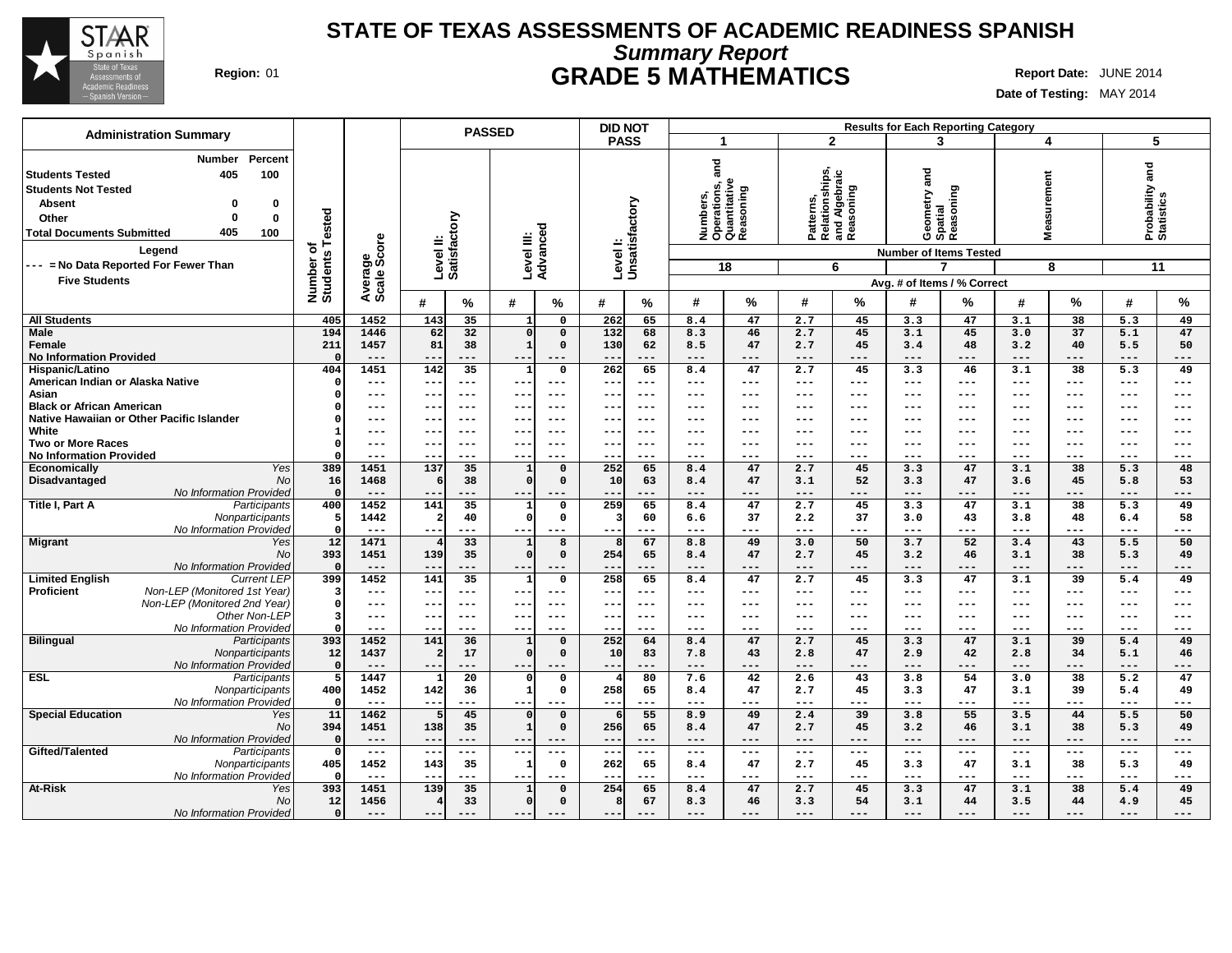# STATE OF TEXAS ASSESSMENTS OF ACADEMIC READINESS SPANISH

## *Summary Report*

## GRADE 5 MATHEMATICS

**Region:** 01

**Report Date:** JUNE 2014

**Date of Testing:** MAY 2014

| Administration Summary | Number | Percent |
|---|---|---|
| Students Tested | 405 | 100 |
| Students Not Tested | | |
| Absent | 0 | 0 |
| Other | 0 | 0 |
| Total Documents Submitted | 405 | 100 |

Legend

--- = No Data Reported For Fewer Than Five Students

| | | Number of Students Tested | Average Scale Score | PASSED Level II: Satisfactory # | PASSED Level II: Satisfactory % | PASSED Level III: Advanced # | PASSED Level III: Advanced % | DID NOT PASS Level I: Unsatisfactory # | DID NOT PASS Level I: Unsatisfactory % | 1 Numbers, Operations, and Quantitative Reasoning (18) # | 1 % | 2 Patterns, Relationships, and Algebraic Reasoning (6) # | 2 % | 3 Geometry and Spatial Reasoning (7) # | 3 % | 4 Measurement (8) # | 4 % | 5 Probability and Statistics (11) # | 5 % |
|---|---|---|---|---|---|---|---|---|---|---|---|---|---|---|---|---|---|---|---|
| All Students | | 405 | 1452 | 143 | 35 | 1 | 0 | 262 | 65 | 8.4 | 47 | 2.7 | 45 | 3.3 | 47 | 3.1 | 38 | 5.3 | 49 |
| Male | | 194 | 1446 | 62 | 32 | 0 | 0 | 132 | 68 | 8.3 | 46 | 2.7 | 45 | 3.1 | 45 | 3.0 | 37 | 5.1 | 47 |
| Female | | 211 | 1457 | 81 | 38 | 1 | 0 | 130 | 62 | 8.5 | 47 | 2.7 | 45 | 3.4 | 48 | 3.2 | 40 | 5.5 | 50 |
| No Information Provided | | 0 | --- | --- | --- | --- | --- | --- | --- | --- | --- | --- | --- | --- | --- | --- | --- | --- | --- |
| Hispanic/Latino | | 404 | 1451 | 142 | 35 | 1 | 0 | 262 | 65 | 8.4 | 47 | 2.7 | 45 | 3.3 | 46 | 3.1 | 38 | 5.3 | 49 |
| American Indian or Alaska Native | | 0 | --- | --- | --- | --- | --- | --- | --- | --- | --- | --- | --- | --- | --- | --- | --- | --- | --- |
| Asian | | 0 | --- | --- | --- | --- | --- | --- | --- | --- | --- | --- | --- | --- | --- | --- | --- | --- | --- |
| Black or African American | | 0 | --- | --- | --- | --- | --- | --- | --- | --- | --- | --- | --- | --- | --- | --- | --- | --- | --- |
| Native Hawaiian or Other Pacific Islander | | 0 | --- | --- | --- | --- | --- | --- | --- | --- | --- | --- | --- | --- | --- | --- | --- | --- | --- |
| White | | 1 | --- | --- | --- | --- | --- | --- | --- | --- | --- | --- | --- | --- | --- | --- | --- | --- | --- |
| Two or More Races | | 0 | --- | --- | --- | --- | --- | --- | --- | --- | --- | --- | --- | --- | --- | --- | --- | --- | --- |
| No Information Provided | | 0 | --- | --- | --- | --- | --- | --- | --- | --- | --- | --- | --- | --- | --- | --- | --- | --- | --- |
| Economically Disadvantaged | *Yes* | 389 | 1451 | 137 | 35 | 1 | 0 | 252 | 65 | 8.4 | 47 | 2.7 | 45 | 3.3 | 47 | 3.1 | 38 | 5.3 | 48 |
| | *No* | 16 | 1468 | 6 | 38 | 0 | 0 | 10 | 63 | 8.4 | 47 | 3.1 | 52 | 3.3 | 47 | 3.6 | 45 | 5.8 | 53 |
| | *No Information Provided* | 0 | --- | --- | --- | --- | --- | --- | --- | --- | --- | --- | --- | --- | --- | --- | --- | --- | --- |
| Title I, Part A | *Participants* | 400 | 1452 | 141 | 35 | 1 | 0 | 259 | 65 | 8.4 | 47 | 2.7 | 45 | 3.3 | 47 | 3.1 | 38 | 5.3 | 49 |
| | *Nonparticipants* | 5 | 1442 | 2 | 40 | 0 | 0 | 3 | 60 | 6.6 | 37 | 2.2 | 37 | 3.0 | 43 | 3.8 | 48 | 6.4 | 58 |
| | *No Information Provided* | 0 | --- | --- | --- | --- | --- | --- | --- | --- | --- | --- | --- | --- | --- | --- | --- | --- | --- |
| Migrant | *Yes* | 12 | 1471 | 4 | 33 | 1 | 8 | 8 | 67 | 8.8 | 49 | 3.0 | 50 | 3.7 | 52 | 3.4 | 43 | 5.5 | 50 |
| | *No* | 393 | 1451 | 139 | 35 | 0 | 0 | 254 | 65 | 8.4 | 47 | 2.7 | 45 | 3.2 | 46 | 3.1 | 38 | 5.3 | 49 |
| | *No Information Provided* | 0 | --- | --- | --- | --- | --- | --- | --- | --- | --- | --- | --- | --- | --- | --- | --- | --- | --- |
| Limited English Proficient | *Current LEP* | 399 | 1452 | 141 | 35 | 1 | 0 | 258 | 65 | 8.4 | 47 | 2.7 | 45 | 3.3 | 47 | 3.1 | 39 | 5.4 | 49 |
| | *Non-LEP (Monitored 1st Year)* | 3 | --- | --- | --- | --- | --- | --- | --- | --- | --- | --- | --- | --- | --- | --- | --- | --- | --- |
| | *Non-LEP (Monitored 2nd Year)* | 0 | --- | --- | --- | --- | --- | --- | --- | --- | --- | --- | --- | --- | --- | --- | --- | --- | --- |
| | *Other Non-LEP* | 3 | --- | --- | --- | --- | --- | --- | --- | --- | --- | --- | --- | --- | --- | --- | --- | --- | --- |
| | *No Information Provided* | 0 | --- | --- | --- | --- | --- | --- | --- | --- | --- | --- | --- | --- | --- | --- | --- | --- | --- |
| Bilingual | *Participants* | 393 | 1452 | 141 | 36 | 1 | 0 | 252 | 64 | 8.4 | 47 | 2.7 | 45 | 3.3 | 47 | 3.1 | 39 | 5.4 | 49 |
| | *Nonparticipants* | 12 | 1437 | 2 | 17 | 0 | 0 | 10 | 83 | 7.8 | 43 | 2.8 | 47 | 2.9 | 42 | 2.8 | 34 | 5.1 | 46 |
| | *No Information Provided* | 0 | --- | --- | --- | --- | --- | --- | --- | --- | --- | --- | --- | --- | --- | --- | --- | --- | --- |
| ESL | *Participants* | 5 | 1447 | 1 | 20 | 0 | 0 | 4 | 80 | 7.6 | 42 | 2.6 | 43 | 3.8 | 54 | 3.0 | 38 | 5.2 | 47 |
| | *Nonparticipants* | 400 | 1452 | 142 | 36 | 1 | 0 | 258 | 65 | 8.4 | 47 | 2.7 | 45 | 3.3 | 47 | 3.1 | 39 | 5.4 | 49 |
| | *No Information Provided* | 0 | --- | --- | --- | --- | --- | --- | --- | --- | --- | --- | --- | --- | --- | --- | --- | --- | --- |
| Special Education | *Yes* | 11 | 1462 | 5 | 45 | 0 | 0 | 6 | 55 | 8.9 | 49 | 2.4 | 39 | 3.8 | 55 | 3.5 | 44 | 5.5 | 50 |
| | *No* | 394 | 1451 | 138 | 35 | 1 | 0 | 256 | 65 | 8.4 | 47 | 2.7 | 45 | 3.2 | 46 | 3.1 | 38 | 5.3 | 49 |
| | *No Information Provided* | 0 | --- | --- | --- | --- | --- | --- | --- | --- | --- | --- | --- | --- | --- | --- | --- | --- | --- |
| Gifted/Talented | *Participants* | 0 | --- | --- | --- | --- | --- | --- | --- | --- | --- | --- | --- | --- | --- | --- | --- | --- | --- |
| | *Nonparticipants* | 405 | 1452 | 143 | 35 | 1 | 0 | 262 | 65 | 8.4 | 47 | 2.7 | 45 | 3.3 | 47 | 3.1 | 38 | 5.3 | 49 |
| | *No Information Provided* | 0 | --- | --- | --- | --- | --- | --- | --- | --- | --- | --- | --- | --- | --- | --- | --- | --- | --- |
| At-Risk | *Yes* | 393 | 1451 | 139 | 35 | 1 | 0 | 254 | 65 | 8.4 | 47 | 2.7 | 45 | 3.3 | 47 | 3.1 | 38 | 5.4 | 49 |
| | *No* | 12 | 1456 | 4 | 33 | 0 | 0 | 8 | 67 | 8.3 | 46 | 3.3 | 54 | 3.1 | 44 | 3.5 | 44 | 4.9 | 45 |
| | *No Information Provided* | 0 | --- | --- | --- | --- | --- | --- | --- | --- | --- | --- | --- | --- | --- | --- | --- | --- | --- |

Results for Each Reporting Category: Number of Items Tested shown in parentheses; values are Avg. # of Items / % Correct.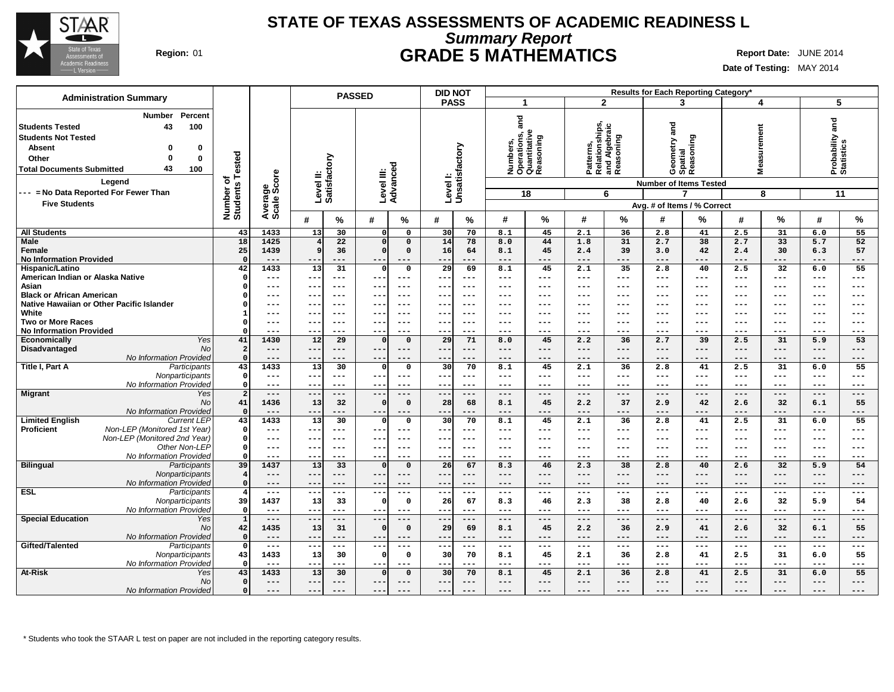# STATE OF TEXAS ASSESSMENTS OF ACADEMIC READINESS L

## *Summary Report*

## GRADE 5 MATHEMATICS

**Region:** 01

**Report Date:** JUNE 2014

**Date of Testing:** MAY 2014

### Administration Summary

| | Number | Percent |
|---|---|---|
| **Students Tested** | 43 | 100 |
| **Students Not Tested** | | |
| **Absent** | 0 | 0 |
| **Other** | 0 | 0 |
| **Total Documents Submitted** | 43 | 100 |

**Legend**

--- = No Data Reported For Fewer Than Five Students

| | | Number of Students Tested | Average Scale Score | PASSED Level II: Satisfactory # | PASSED Level II: Satisfactory % | PASSED Level III: Advanced # | PASSED Level III: Advanced % | DID NOT PASS Level I: Unsatisfactory # | DID NOT PASS Level I: Unsatisfactory % | 1 Numbers, Operations, and Quantitative Reasoning (18 items) # | 1 % | 2 Patterns, Relationships, and Algebraic Reasoning (6 items) # | 2 % | 3 Geometry and Spatial Reasoning (7 items) # | 3 % | 4 Measurement (8 items) # | 4 % | 5 Probability and Statistics (11 items) # | 5 % |
|---|---|---|---|---|---|---|---|---|---|---|---|---|---|---|---|---|---|---|---|
| **All Students** | | 43 | 1433 | 13 | 30 | 0 | 0 | 30 | 70 | 8.1 | 45 | 2.1 | 36 | 2.8 | 41 | 2.5 | 31 | 6.0 | 55 |
| **Male** | | 18 | 1425 | 4 | 22 | 0 | 0 | 14 | 78 | 8.0 | 44 | 1.8 | 31 | 2.7 | 38 | 2.7 | 33 | 5.7 | 52 |
| **Female** | | 25 | 1439 | 9 | 36 | 0 | 0 | 16 | 64 | 8.1 | 45 | 2.4 | 39 | 3.0 | 42 | 2.4 | 30 | 6.3 | 57 |
| **No Information Provided** | | 0 | --- | --- | --- | --- | --- | --- | --- | --- | --- | --- | --- | --- | --- | --- | --- | --- | --- |
| **Hispanic/Latino** | | 42 | 1433 | 13 | 31 | 0 | 0 | 29 | 69 | 8.1 | 45 | 2.1 | 35 | 2.8 | 40 | 2.5 | 32 | 6.0 | 55 |
| **American Indian or Alaska Native** | | 0 | --- | --- | --- | --- | --- | --- | --- | --- | --- | --- | --- | --- | --- | --- | --- | --- | --- |
| **Asian** | | 0 | --- | --- | --- | --- | --- | --- | --- | --- | --- | --- | --- | --- | --- | --- | --- | --- | --- |
| **Black or African American** | | 0 | --- | --- | --- | --- | --- | --- | --- | --- | --- | --- | --- | --- | --- | --- | --- | --- | --- |
| **Native Hawaiian or Other Pacific Islander** | | 0 | --- | --- | --- | --- | --- | --- | --- | --- | --- | --- | --- | --- | --- | --- | --- | --- | --- |
| **White** | | 1 | --- | --- | --- | --- | --- | --- | --- | --- | --- | --- | --- | --- | --- | --- | --- | --- | --- |
| **Two or More Races** | | 0 | --- | --- | --- | --- | --- | --- | --- | --- | --- | --- | --- | --- | --- | --- | --- | --- | --- |
| **No Information Provided** | | 0 | --- | --- | --- | --- | --- | --- | --- | --- | --- | --- | --- | --- | --- | --- | --- | --- | --- |
| **Economically Disadvantaged** | *Yes* | 41 | 1430 | 12 | 29 | 0 | 0 | 29 | 71 | 8.0 | 45 | 2.2 | 36 | 2.7 | 39 | 2.5 | 31 | 5.9 | 53 |
| | *No* | 2 | --- | --- | --- | --- | --- | --- | --- | --- | --- | --- | --- | --- | --- | --- | --- | --- | --- |
| | *No Information Provided* | 0 | --- | --- | --- | --- | --- | --- | --- | --- | --- | --- | --- | --- | --- | --- | --- | --- | --- |
| **Title I, Part A** | *Participants* | 43 | 1433 | 13 | 30 | 0 | 0 | 30 | 70 | 8.1 | 45 | 2.1 | 36 | 2.8 | 41 | 2.5 | 31 | 6.0 | 55 |
| | *Nonparticipants* | 0 | --- | --- | --- | --- | --- | --- | --- | --- | --- | --- | --- | --- | --- | --- | --- | --- | --- |
| | *No Information Provided* | 0 | --- | --- | --- | --- | --- | --- | --- | --- | --- | --- | --- | --- | --- | --- | --- | --- | --- |
| **Migrant** | *Yes* | 2 | --- | --- | --- | --- | --- | --- | --- | --- | --- | --- | --- | --- | --- | --- | --- | --- | --- |
| | *No* | 41 | 1436 | 13 | 32 | 0 | 0 | 28 | 68 | 8.1 | 45 | 2.2 | 37 | 2.9 | 42 | 2.6 | 32 | 6.1 | 55 |
| | *No Information Provided* | 0 | --- | --- | --- | --- | --- | --- | --- | --- | --- | --- | --- | --- | --- | --- | --- | --- | --- |
| **Limited English Proficient** | *Current LEP* | 43 | 1433 | 13 | 30 | 0 | 0 | 30 | 70 | 8.1 | 45 | 2.1 | 36 | 2.8 | 41 | 2.5 | 31 | 6.0 | 55 |
| | *Non-LEP (Monitored 1st Year)* | 0 | --- | --- | --- | --- | --- | --- | --- | --- | --- | --- | --- | --- | --- | --- | --- | --- | --- |
| | *Non-LEP (Monitored 2nd Year)* | 0 | --- | --- | --- | --- | --- | --- | --- | --- | --- | --- | --- | --- | --- | --- | --- | --- | --- |
| | *Other Non-LEP* | 0 | --- | --- | --- | --- | --- | --- | --- | --- | --- | --- | --- | --- | --- | --- | --- | --- | --- |
| | *No Information Provided* | 0 | --- | --- | --- | --- | --- | --- | --- | --- | --- | --- | --- | --- | --- | --- | --- | --- | --- |
| **Bilingual** | *Participants* | 39 | 1437 | 13 | 33 | 0 | 0 | 26 | 67 | 8.3 | 46 | 2.3 | 38 | 2.8 | 40 | 2.6 | 32 | 5.9 | 54 |
| | *Nonparticipants* | 4 | --- | --- | --- | --- | --- | --- | --- | --- | --- | --- | --- | --- | --- | --- | --- | --- | --- |
| | *No Information Provided* | 0 | --- | --- | --- | --- | --- | --- | --- | --- | --- | --- | --- | --- | --- | --- | --- | --- | --- |
| **ESL** | *Participants* | 4 | --- | --- | --- | --- | --- | --- | --- | --- | --- | --- | --- | --- | --- | --- | --- | --- | --- |
| | *Nonparticipants* | 39 | 1437 | 13 | 33 | 0 | 0 | 26 | 67 | 8.3 | 46 | 2.3 | 38 | 2.8 | 40 | 2.6 | 32 | 5.9 | 54 |
| | *No Information Provided* | 0 | --- | --- | --- | --- | --- | --- | --- | --- | --- | --- | --- | --- | --- | --- | --- | --- | --- |
| **Special Education** | *Yes* | 1 | --- | --- | --- | --- | --- | --- | --- | --- | --- | --- | --- | --- | --- | --- | --- | --- | --- |
| | *No* | 42 | 1435 | 13 | 31 | 0 | 0 | 29 | 69 | 8.1 | 45 | 2.2 | 36 | 2.9 | 41 | 2.6 | 32 | 6.1 | 55 |
| | *No Information Provided* | 0 | --- | --- | --- | --- | --- | --- | --- | --- | --- | --- | --- | --- | --- | --- | --- | --- | --- |
| **Gifted/Talented** | *Participants* | 0 | --- | --- | --- | --- | --- | --- | --- | --- | --- | --- | --- | --- | --- | --- | --- | --- | --- |
| | *Nonparticipants* | 43 | 1433 | 13 | 30 | 0 | 0 | 30 | 70 | 8.1 | 45 | 2.1 | 36 | 2.8 | 41 | 2.5 | 31 | 6.0 | 55 |
| | *No Information Provided* | 0 | --- | --- | --- | --- | --- | --- | --- | --- | --- | --- | --- | --- | --- | --- | --- | --- | --- |
| **At-Risk** | *Yes* | 43 | 1433 | 13 | 30 | 0 | 0 | 30 | 70 | 8.1 | 45 | 2.1 | 36 | 2.8 | 41 | 2.5 | 31 | 6.0 | 55 |
| | *No* | 0 | --- | --- | --- | --- | --- | --- | --- | --- | --- | --- | --- | --- | --- | --- | --- | --- | --- |
| | *No Information Provided* | 0 | --- | --- | --- | --- | --- | --- | --- | --- | --- | --- | --- | --- | --- | --- | --- | --- | --- |

Results for Each Reporting Category*: Number of Items Tested shown in column headers; values are Avg. # of Items / % Correct.

\* Students who took the STAAR L test on paper are not included in the reporting category results.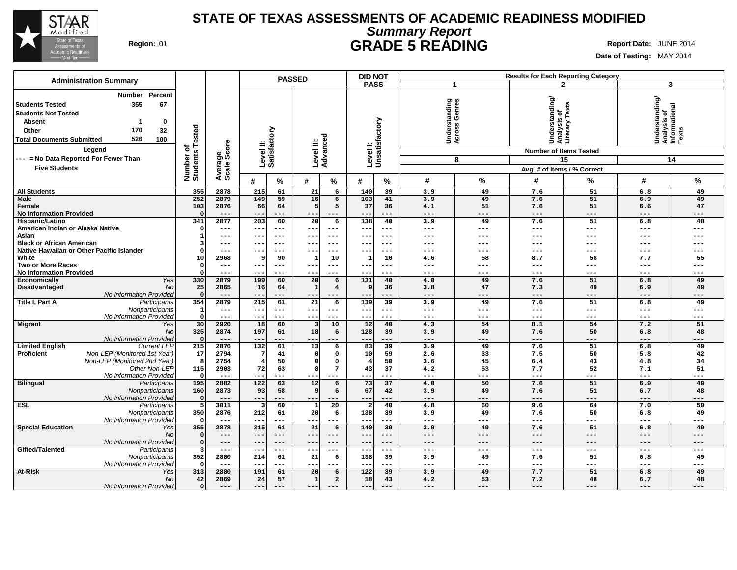# STATE OF TEXAS ASSESSMENTS OF ACADEMIC READINESS MODIFIED

## *Summary Report*

## GRADE 5 READING

**Region:** 01

**Report Date:** JUNE 2014

**Date of Testing:** MAY 2014

### Administration Summary

| | Number | Percent |
|---|---|---|
| **Students Tested** | 355 | 67 |
| **Students Not Tested** | | |
| **Absent** | 1 | 0 |
| **Other** | 170 | 32 |
| **Total Documents Submitted** | 526 | 100 |

**Legend**

**--- = No Data Reported For Fewer Than Five Students**

| | | Number of Students Tested | Average Scale Score | PASSED Level II: Satisfactory # | PASSED Level II: Satisfactory % | PASSED Level III: Advanced # | PASSED Level III: Advanced % | DID NOT PASS Level I: Unsatisfactory # | DID NOT PASS Level I: Unsatisfactory % | 1 Understanding Across Genres (8 items) # | 1 Understanding Across Genres (8 items) % | 2 Understanding/ Analysis of Literary Texts (15 items) # | 2 Understanding/ Analysis of Literary Texts (15 items) % | 3 Understanding/ Analysis of Informational Texts (14 items) # | 3 Understanding/ Analysis of Informational Texts (14 items) % |
|---|---|---|---|---|---|---|---|---|---|---|---|---|---|---|---|
| **All Students** | | 355 | 2878 | 215 | 61 | 21 | 6 | 140 | 39 | 3.9 | 49 | 7.6 | 51 | 6.8 | 49 |
| **Male** | | 252 | 2879 | 149 | 59 | 16 | 6 | 103 | 41 | 3.9 | 49 | 7.6 | 51 | 6.9 | 49 |
| **Female** | | 103 | 2876 | 66 | 64 | 5 | 5 | 37 | 36 | 4.1 | 51 | 7.6 | 51 | 6.6 | 47 |
| **No Information Provided** | | 0 | --- | --- | --- | --- | --- | --- | --- | --- | --- | --- | --- | --- | --- |
| **Hispanic/Latino** | | 341 | 2877 | 203 | 60 | 20 | 6 | 138 | 40 | 3.9 | 49 | 7.6 | 51 | 6.8 | 48 |
| **American Indian or Alaska Native** | | 0 | --- | --- | --- | --- | --- | --- | --- | --- | --- | --- | --- | --- | --- |
| **Asian** | | 1 | --- | --- | --- | --- | --- | --- | --- | --- | --- | --- | --- | --- | --- |
| **Black or African American** | | 3 | --- | --- | --- | --- | --- | --- | --- | --- | --- | --- | --- | --- | --- |
| **Native Hawaiian or Other Pacific Islander** | | 0 | --- | --- | --- | --- | --- | --- | --- | --- | --- | --- | --- | --- | --- |
| **White** | | 10 | 2968 | 9 | 90 | 1 | 10 | 1 | 10 | 4.6 | 58 | 8.7 | 58 | 7.7 | 55 |
| **Two or More Races** | | 0 | --- | --- | --- | --- | --- | --- | --- | --- | --- | --- | --- | --- | --- |
| **No Information Provided** | | 0 | --- | --- | --- | --- | --- | --- | --- | --- | --- | --- | --- | --- | --- |
| **Economically Disadvantaged** | *Yes* | 330 | 2879 | 199 | 60 | 20 | 6 | 131 | 40 | 4.0 | 49 | 7.6 | 51 | 6.8 | 49 |
| | *No* | 25 | 2865 | 16 | 64 | 1 | 4 | 9 | 36 | 3.8 | 47 | 7.3 | 49 | 6.9 | 49 |
| | *No Information Provided* | 0 | --- | --- | --- | --- | --- | --- | --- | --- | --- | --- | --- | --- | --- |
| **Title I, Part A** | *Participants* | 354 | 2879 | 215 | 61 | 21 | 6 | 139 | 39 | 3.9 | 49 | 7.6 | 51 | 6.8 | 49 |
| | *Nonparticipants* | 1 | --- | --- | --- | --- | --- | --- | --- | --- | --- | --- | --- | --- | --- |
| | *No Information Provided* | 0 | --- | --- | --- | --- | --- | --- | --- | --- | --- | --- | --- | --- | --- |
| **Migrant** | *Yes* | 30 | 2920 | 18 | 60 | 3 | 10 | 12 | 40 | 4.3 | 54 | 8.1 | 54 | 7.2 | 51 |
| | *No* | 325 | 2874 | 197 | 61 | 18 | 6 | 128 | 39 | 3.9 | 49 | 7.6 | 50 | 6.8 | 48 |
| | *No Information Provided* | 0 | --- | --- | --- | --- | --- | --- | --- | --- | --- | --- | --- | --- | --- |
| **Limited English Proficient** | *Current LEP* | 215 | 2876 | 132 | 61 | 13 | 6 | 83 | 39 | 3.9 | 49 | 7.6 | 51 | 6.8 | 49 |
| | *Non-LEP (Monitored 1st Year)* | 17 | 2794 | 7 | 41 | 0 | 0 | 10 | 59 | 2.6 | 33 | 7.5 | 50 | 5.8 | 42 |
| | *Non-LEP (Monitored 2nd Year)* | 8 | 2754 | 4 | 50 | 0 | 0 | 4 | 50 | 3.6 | 45 | 6.4 | 43 | 4.8 | 34 |
| | *Other Non-LEP* | 115 | 2903 | 72 | 63 | 8 | 7 | 43 | 37 | 4.2 | 53 | 7.7 | 52 | 7.1 | 51 |
| | *No Information Provided* | 0 | --- | --- | --- | --- | --- | --- | --- | --- | --- | --- | --- | --- | --- |
| **Bilingual** | *Participants* | 195 | 2882 | 122 | 63 | 12 | 6 | 73 | 37 | 4.0 | 50 | 7.6 | 51 | 6.9 | 49 |
| | *Nonparticipants* | 160 | 2873 | 93 | 58 | 9 | 6 | 67 | 42 | 3.9 | 49 | 7.6 | 51 | 6.7 | 48 |
| | *No Information Provided* | 0 | --- | --- | --- | --- | --- | --- | --- | --- | --- | --- | --- | --- | --- |
| **ESL** | *Participants* | 5 | 3011 | 3 | 60 | 1 | 20 | 2 | 40 | 4.8 | 60 | 9.6 | 64 | 7.0 | 50 |
| | *Nonparticipants* | 350 | 2876 | 212 | 61 | 20 | 6 | 138 | 39 | 3.9 | 49 | 7.6 | 50 | 6.8 | 49 |
| | *No Information Provided* | 0 | --- | --- | --- | --- | --- | --- | --- | --- | --- | --- | --- | --- | --- |
| **Special Education** | *Yes* | 355 | 2878 | 215 | 61 | 21 | 6 | 140 | 39 | 3.9 | 49 | 7.6 | 51 | 6.8 | 49 |
| | *No* | 0 | --- | --- | --- | --- | --- | --- | --- | --- | --- | --- | --- | --- | --- |
| | *No Information Provided* | 0 | --- | --- | --- | --- | --- | --- | --- | --- | --- | --- | --- | --- | --- |
| **Gifted/Talented** | *Participants* | 3 | --- | --- | --- | --- | --- | --- | --- | --- | --- | --- | --- | --- | --- |
| | *Nonparticipants* | 352 | 2880 | 214 | 61 | 21 | 6 | 138 | 39 | 3.9 | 49 | 7.6 | 51 | 6.8 | 49 |
| | *No Information Provided* | 0 | --- | --- | --- | --- | --- | --- | --- | --- | --- | --- | --- | --- | --- |
| **At-Risk** | *Yes* | 313 | 2880 | 191 | 61 | 20 | 6 | 122 | 39 | 3.9 | 49 | 7.7 | 51 | 6.8 | 49 |
| | *No* | 42 | 2869 | 24 | 57 | 1 | 2 | 18 | 43 | 4.2 | 53 | 7.2 | 48 | 6.7 | 48 |
| | *No Information Provided* | 0 | --- | --- | --- | --- | --- | --- | --- | --- | --- | --- | --- | --- | --- |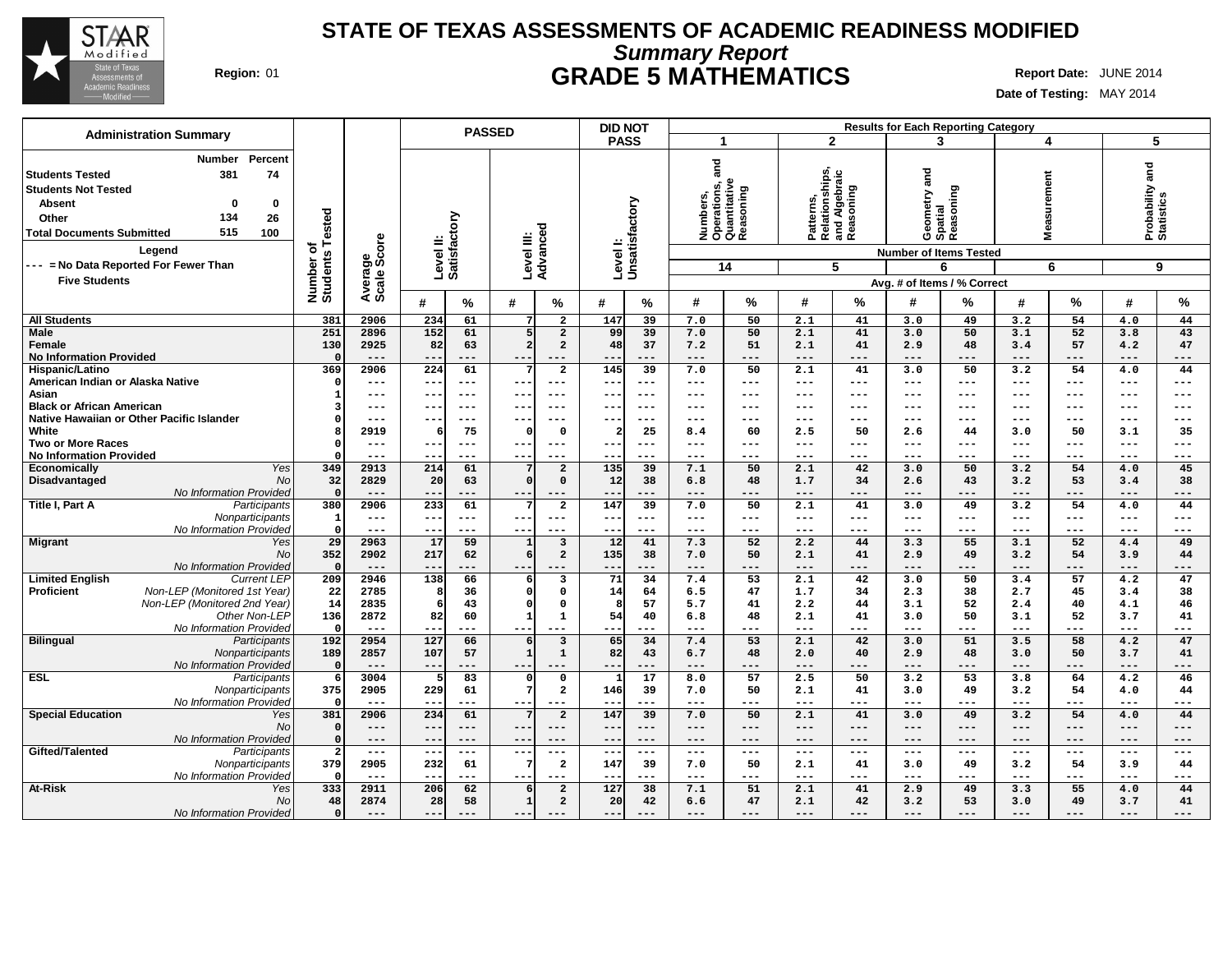# STATE OF TEXAS ASSESSMENTS OF ACADEMIC READINESS MODIFIED

## *Summary Report*

## GRADE 5 MATHEMATICS

**Region:** 01

**Report Date:** JUNE 2014

**Date of Testing:** MAY 2014

### Administration Summary

| | Number | Percent |
|---|---|---|
| Students Tested | 381 | 74 |
| Students Not Tested | | |
| Absent | 0 | 0 |
| Other | 134 | 26 |
| Total Documents Submitted | 515 | 100 |

**Legend**

--- = No Data Reported For Fewer Than Five Students

| | | Number of Students Tested | Average Scale Score | PASSED Level II: Satisfactory | | PASSED Level III: Advanced | | DID NOT PASS Level I: Unsatisfactory | | 1 Numbers, Operations, and Quantitative Reasoning (14 items) | | 2 Patterns, Relationships, and Algebraic Reasoning (5 items) | | 3 Geometry and Spatial Reasoning (6 items) | | 4 Measurement (6 items) | | 5 Probability and Statistics (9 items) | |
|---|---|---|---|---|---|---|---|---|---|---|---|---|---|---|---|---|---|---|---|
| | | | | # | % | # | % | # | % | # | % | # | % | # | % | # | % | # | % |
| **All Students** | | 381 | 2906 | 234 | 61 | 7 | 2 | 147 | 39 | 7.0 | 50 | 2.1 | 41 | 3.0 | 49 | 3.2 | 54 | 4.0 | 44 |
| **Male** | | 251 | 2896 | 152 | 61 | 5 | 2 | 99 | 39 | 7.0 | 50 | 2.1 | 41 | 3.0 | 50 | 3.1 | 52 | 3.8 | 43 |
| **Female** | | 130 | 2925 | 82 | 63 | 2 | 2 | 48 | 37 | 7.2 | 51 | 2.1 | 41 | 2.9 | 48 | 3.4 | 57 | 4.2 | 47 |
| **No Information Provided** | | 0 | --- | --- | --- | --- | --- | --- | --- | --- | --- | --- | --- | --- | --- | --- | --- | --- | --- |
| **Hispanic/Latino** | | 369 | 2906 | 224 | 61 | 7 | 2 | 145 | 39 | 7.0 | 50 | 2.1 | 41 | 3.0 | 50 | 3.2 | 54 | 4.0 | 44 |
| **American Indian or Alaska Native** | | 0 | --- | --- | --- | --- | --- | --- | --- | --- | --- | --- | --- | --- | --- | --- | --- | --- | --- |
| **Asian** | | 1 | --- | --- | --- | --- | --- | --- | --- | --- | --- | --- | --- | --- | --- | --- | --- | --- | --- |
| **Black or African American** | | 3 | --- | --- | --- | --- | --- | --- | --- | --- | --- | --- | --- | --- | --- | --- | --- | --- | --- |
| **Native Hawaiian or Other Pacific Islander** | | 0 | --- | --- | --- | --- | --- | --- | --- | --- | --- | --- | --- | --- | --- | --- | --- | --- | --- |
| **White** | | 8 | 2919 | 6 | 75 | 0 | 0 | 2 | 25 | 8.4 | 60 | 2.5 | 50 | 2.6 | 44 | 3.0 | 50 | 3.1 | 35 |
| **Two or More Races** | | 0 | --- | --- | --- | --- | --- | --- | --- | --- | --- | --- | --- | --- | --- | --- | --- | --- | --- |
| **No Information Provided** | | 0 | --- | --- | --- | --- | --- | --- | --- | --- | --- | --- | --- | --- | --- | --- | --- | --- | --- |
| **Economically Disadvantaged** | *Yes* | 349 | 2913 | 214 | 61 | 7 | 2 | 135 | 39 | 7.1 | 50 | 2.1 | 42 | 3.0 | 50 | 3.2 | 54 | 4.0 | 45 |
| | *No* | 32 | 2829 | 20 | 63 | 0 | 0 | 12 | 38 | 6.8 | 48 | 1.7 | 34 | 2.6 | 43 | 3.2 | 53 | 3.4 | 38 |
| | *No Information Provided* | 0 | --- | --- | --- | --- | --- | --- | --- | --- | --- | --- | --- | --- | --- | --- | --- | --- | --- |
| **Title I, Part A** | *Participants* | 380 | 2906 | 233 | 61 | 7 | 2 | 147 | 39 | 7.0 | 50 | 2.1 | 41 | 3.0 | 49 | 3.2 | 54 | 4.0 | 44 |
| | *Nonparticipants* | 1 | --- | --- | --- | --- | --- | --- | --- | --- | --- | --- | --- | --- | --- | --- | --- | --- | --- |
| | *No Information Provided* | 0 | --- | --- | --- | --- | --- | --- | --- | --- | --- | --- | --- | --- | --- | --- | --- | --- | --- |
| **Migrant** | *Yes* | 29 | 2963 | 17 | 59 | 1 | 3 | 12 | 41 | 7.3 | 52 | 2.2 | 44 | 3.3 | 55 | 3.1 | 52 | 4.4 | 49 |
| | *No* | 352 | 2902 | 217 | 62 | 6 | 2 | 135 | 38 | 7.0 | 50 | 2.1 | 41 | 2.9 | 49 | 3.2 | 54 | 3.9 | 44 |
| | *No Information Provided* | 0 | --- | --- | --- | --- | --- | --- | --- | --- | --- | --- | --- | --- | --- | --- | --- | --- | --- |
| **Limited English Proficient** | *Current LEP* | 209 | 2946 | 138 | 66 | 6 | 3 | 71 | 34 | 7.4 | 53 | 2.1 | 42 | 3.0 | 50 | 3.4 | 57 | 4.2 | 47 |
| | *Non-LEP (Monitored 1st Year)* | 22 | 2785 | 8 | 36 | 0 | 0 | 14 | 64 | 6.5 | 47 | 1.7 | 34 | 2.3 | 38 | 2.7 | 45 | 3.4 | 38 |
| | *Non-LEP (Monitored 2nd Year)* | 14 | 2835 | 6 | 43 | 0 | 0 | 8 | 57 | 5.7 | 41 | 2.2 | 44 | 3.1 | 52 | 2.4 | 40 | 4.1 | 46 |
| | *Other Non-LEP* | 136 | 2872 | 82 | 60 | 1 | 1 | 54 | 40 | 6.8 | 48 | 2.1 | 41 | 3.0 | 50 | 3.1 | 52 | 3.7 | 41 |
| | *No Information Provided* | 0 | --- | --- | --- | --- | --- | --- | --- | --- | --- | --- | --- | --- | --- | --- | --- | --- | --- |
| **Bilingual** | *Participants* | 192 | 2954 | 127 | 66 | 6 | 3 | 65 | 34 | 7.4 | 53 | 2.1 | 42 | 3.0 | 51 | 3.5 | 58 | 4.2 | 47 |
| | *Nonparticipants* | 189 | 2857 | 107 | 57 | 1 | 1 | 82 | 43 | 6.7 | 48 | 2.0 | 40 | 2.9 | 48 | 3.0 | 50 | 3.7 | 41 |
| | *No Information Provided* | 0 | --- | --- | --- | --- | --- | --- | --- | --- | --- | --- | --- | --- | --- | --- | --- | --- | --- |
| **ESL** | *Participants* | 6 | 3004 | 5 | 83 | 0 | 0 | 1 | 17 | 8.0 | 57 | 2.5 | 50 | 3.2 | 53 | 3.8 | 64 | 4.2 | 46 |
| | *Nonparticipants* | 375 | 2905 | 229 | 61 | 7 | 2 | 146 | 39 | 7.0 | 50 | 2.1 | 41 | 3.0 | 49 | 3.2 | 54 | 4.0 | 44 |
| | *No Information Provided* | 0 | --- | --- | --- | --- | --- | --- | --- | --- | --- | --- | --- | --- | --- | --- | --- | --- | --- |
| **Special Education** | *Yes* | 381 | 2906 | 234 | 61 | 7 | 2 | 147 | 39 | 7.0 | 50 | 2.1 | 41 | 3.0 | 49 | 3.2 | 54 | 4.0 | 44 |
| | *No* | 0 | --- | --- | --- | --- | --- | --- | --- | --- | --- | --- | --- | --- | --- | --- | --- | --- | --- |
| | *No Information Provided* | 0 | --- | --- | --- | --- | --- | --- | --- | --- | --- | --- | --- | --- | --- | --- | --- | --- | --- |
| **Gifted/Talented** | *Participants* | 2 | --- | --- | --- | --- | --- | --- | --- | --- | --- | --- | --- | --- | --- | --- | --- | --- | --- |
| | *Nonparticipants* | 379 | 2905 | 232 | 61 | 7 | 2 | 147 | 39 | 7.0 | 50 | 2.1 | 41 | 3.0 | 49 | 3.2 | 54 | 3.9 | 44 |
| | *No Information Provided* | 0 | --- | --- | --- | --- | --- | --- | --- | --- | --- | --- | --- | --- | --- | --- | --- | --- | --- |
| **At-Risk** | *Yes* | 333 | 2911 | 206 | 62 | 6 | 2 | 127 | 38 | 7.1 | 51 | 2.1 | 41 | 2.9 | 49 | 3.3 | 55 | 4.0 | 44 |
| | *No* | 48 | 2874 | 28 | 58 | 1 | 2 | 20 | 42 | 6.6 | 47 | 2.1 | 42 | 3.2 | 53 | 3.0 | 49 | 3.7 | 41 |
| | *No Information Provided* | 0 | --- | --- | --- | --- | --- | --- | --- | --- | --- | --- | --- | --- | --- | --- | --- | --- | --- |

Note: For reporting categories, # = Avg. # of Items and % = % Correct.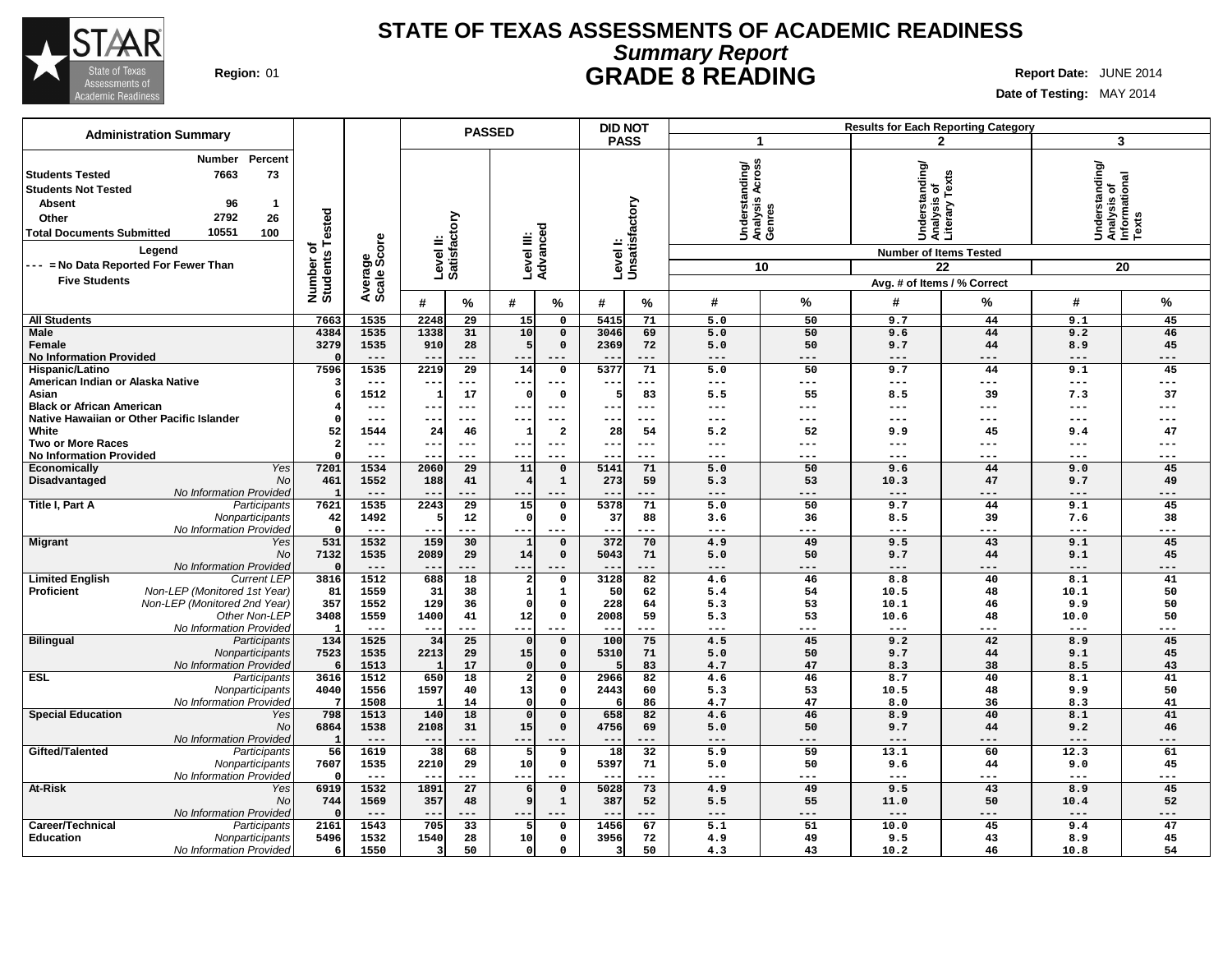# STATE OF TEXAS ASSESSMENTS OF ACADEMIC READINESS

## Summary Report

## GRADE 8 READING

**Region:** 01

**Report Date:** JUNE 2014

**Date of Testing:** MAY 2014

### Administration Summary

| | Number | Percent |
|---|---|---|
| Students Tested | 7663 | 73 |
| Students Not Tested | | |
| Absent | 96 | 1 |
| Other | 2792 | 26 |
| Total Documents Submitted | 10551 | 100 |

**Legend**

--- = No Data Reported For Fewer Than Five Students

| | | Number of Students Tested | Average Scale Score | PASSED | | | | DID NOT PASS | | Results for Each Reporting Category | | | | | |
|---|---|---|---|---|---|---|---|---|---|---|---|---|---|---|---|
| | | | | Level II: Satisfactory | | Level III: Advanced | | Level I: Unsatisfactory | | 1 Understanding/ Analysis Across Genres | | 2 Understanding/ Analysis of Literary Texts | | 3 Understanding/ Analysis of Informational Texts | |
| | | | | | | | | | | Number of Items Tested: 10 | | 22 | | 20 | |
| | | | | # | % | # | % | # | % | # | % | # | % | # | % |
| All Students | | 7663 | 1535 | 2248 | 29 | 15 | 0 | 5415 | 71 | 5.0 | 50 | 9.7 | 44 | 9.1 | 45 |
| Male | | 4384 | 1535 | 1338 | 31 | 10 | 0 | 3046 | 69 | 5.0 | 50 | 9.6 | 44 | 9.2 | 46 |
| Female | | 3279 | 1535 | 910 | 28 | 5 | 0 | 2369 | 72 | 5.0 | 50 | 9.7 | 44 | 8.9 | 45 |
| No Information Provided | | 0 | --- | --- | --- | --- | --- | --- | --- | --- | --- | --- | --- | --- | --- |
| Hispanic/Latino | | 7596 | 1535 | 2219 | 29 | 14 | 0 | 5377 | 71 | 5.0 | 50 | 9.7 | 44 | 9.1 | 45 |
| American Indian or Alaska Native | | 3 | --- | --- | --- | --- | --- | --- | --- | --- | --- | --- | --- | --- | --- |
| Asian | | 6 | 1512 | 1 | 17 | 0 | 0 | 5 | 83 | 5.5 | 55 | 8.5 | 39 | 7.3 | 37 |
| Black or African American | | 4 | --- | --- | --- | --- | --- | --- | --- | --- | --- | --- | --- | --- | --- |
| Native Hawaiian or Other Pacific Islander | | 0 | --- | --- | --- | --- | --- | --- | --- | --- | --- | --- | --- | --- | --- |
| White | | 52 | 1544 | 24 | 46 | 1 | 2 | 28 | 54 | 5.2 | 52 | 9.9 | 45 | 9.4 | 47 |
| Two or More Races | | 2 | --- | --- | --- | --- | --- | --- | --- | --- | --- | --- | --- | --- | --- |
| No Information Provided | | 0 | --- | --- | --- | --- | --- | --- | --- | --- | --- | --- | --- | --- | --- |
| Economically Disadvantaged | Yes | 7201 | 1534 | 2060 | 29 | 11 | 0 | 5141 | 71 | 5.0 | 50 | 9.6 | 44 | 9.0 | 45 |
| | No | 461 | 1552 | 188 | 41 | 4 | 1 | 273 | 59 | 5.3 | 53 | 10.3 | 47 | 9.7 | 49 |
| | No Information Provided | 1 | --- | --- | --- | --- | --- | --- | --- | --- | --- | --- | --- | --- | --- |
| Title I, Part A | Participants | 7621 | 1535 | 2243 | 29 | 15 | 0 | 5378 | 71 | 5.0 | 50 | 9.7 | 44 | 9.1 | 45 |
| | Nonparticipants | 42 | 1492 | 5 | 12 | 0 | 0 | 37 | 88 | 3.6 | 36 | 8.5 | 39 | 7.6 | 38 |
| | No Information Provided | 0 | --- | --- | --- | --- | --- | --- | --- | --- | --- | --- | --- | --- | --- |
| Migrant | Yes | 531 | 1532 | 159 | 30 | 1 | 0 | 372 | 70 | 4.9 | 49 | 9.5 | 43 | 9.1 | 45 |
| | No | 7132 | 1535 | 2089 | 29 | 14 | 0 | 5043 | 71 | 5.0 | 50 | 9.7 | 44 | 9.1 | 45 |
| | No Information Provided | 0 | --- | --- | --- | --- | --- | --- | --- | --- | --- | --- | --- | --- | --- |
| Limited English Proficient | Current LEP | 3816 | 1512 | 688 | 18 | 2 | 0 | 3128 | 82 | 4.6 | 46 | 8.8 | 40 | 8.1 | 41 |
| | Non-LEP (Monitored 1st Year) | 81 | 1559 | 31 | 38 | 1 | 1 | 50 | 62 | 5.4 | 54 | 10.5 | 48 | 10.1 | 50 |
| | Non-LEP (Monitored 2nd Year) | 357 | 1552 | 129 | 36 | 0 | 0 | 228 | 64 | 5.3 | 53 | 10.1 | 46 | 9.9 | 50 |
| | Other Non-LEP | 3408 | 1559 | 1400 | 41 | 12 | 0 | 2008 | 59 | 5.3 | 53 | 10.6 | 48 | 10.0 | 50 |
| | No Information Provided | 1 | --- | --- | --- | --- | --- | --- | --- | --- | --- | --- | --- | --- | --- |
| Bilingual | Participants | 134 | 1525 | 34 | 25 | 0 | 0 | 100 | 75 | 4.5 | 45 | 9.2 | 42 | 8.9 | 45 |
| | Nonparticipants | 7523 | 1535 | 2213 | 29 | 15 | 0 | 5310 | 71 | 5.0 | 50 | 9.7 | 44 | 9.1 | 45 |
| | No Information Provided | 6 | 1513 | 1 | 17 | 0 | 0 | 5 | 83 | 4.7 | 47 | 8.3 | 38 | 8.5 | 43 |
| ESL | Participants | 3616 | 1512 | 650 | 18 | 2 | 0 | 2966 | 82 | 4.6 | 46 | 8.7 | 40 | 8.1 | 41 |
| | Nonparticipants | 4040 | 1556 | 1597 | 40 | 13 | 0 | 2443 | 60 | 5.3 | 53 | 10.5 | 48 | 9.9 | 50 |
| | No Information Provided | 7 | 1508 | 1 | 14 | 0 | 0 | 6 | 86 | 4.7 | 47 | 8.0 | 36 | 8.3 | 41 |
| Special Education | Yes | 798 | 1513 | 140 | 18 | 0 | 0 | 658 | 82 | 4.6 | 46 | 8.9 | 40 | 8.1 | 41 |
| | No | 6864 | 1538 | 2108 | 31 | 15 | 0 | 4756 | 69 | 5.0 | 50 | 9.7 | 44 | 9.2 | 46 |
| | No Information Provided | 1 | --- | --- | --- | --- | --- | --- | --- | --- | --- | --- | --- | --- | --- |
| Gifted/Talented | Participants | 56 | 1619 | 38 | 68 | 5 | 9 | 18 | 32 | 5.9 | 59 | 13.1 | 60 | 12.3 | 61 |
| | Nonparticipants | 7607 | 1535 | 2210 | 29 | 10 | 0 | 5397 | 71 | 5.0 | 50 | 9.6 | 44 | 9.0 | 45 |
| | No Information Provided | 0 | --- | --- | --- | --- | --- | --- | --- | --- | --- | --- | --- | --- | --- |
| At-Risk | Yes | 6919 | 1532 | 1891 | 27 | 6 | 0 | 5028 | 73 | 4.9 | 49 | 9.5 | 43 | 8.9 | 45 |
| | No | 744 | 1569 | 357 | 48 | 9 | 1 | 387 | 52 | 5.5 | 55 | 11.0 | 50 | 10.4 | 52 |
| | No Information Provided | 0 | --- | --- | --- | --- | --- | --- | --- | --- | --- | --- | --- | --- | --- |
| Career/Technical Education | Participants | 2161 | 1543 | 705 | 33 | 5 | 0 | 1456 | 67 | 5.1 | 51 | 10.0 | 45 | 9.4 | 47 |
| | Nonparticipants | 5496 | 1532 | 1540 | 28 | 10 | 0 | 3956 | 72 | 4.9 | 49 | 9.5 | 43 | 8.9 | 45 |
| | No Information Provided | 6 | 1550 | 3 | 50 | 0 | 0 | 3 | 50 | 4.3 | 43 | 10.2 | 46 | 10.8 | 54 |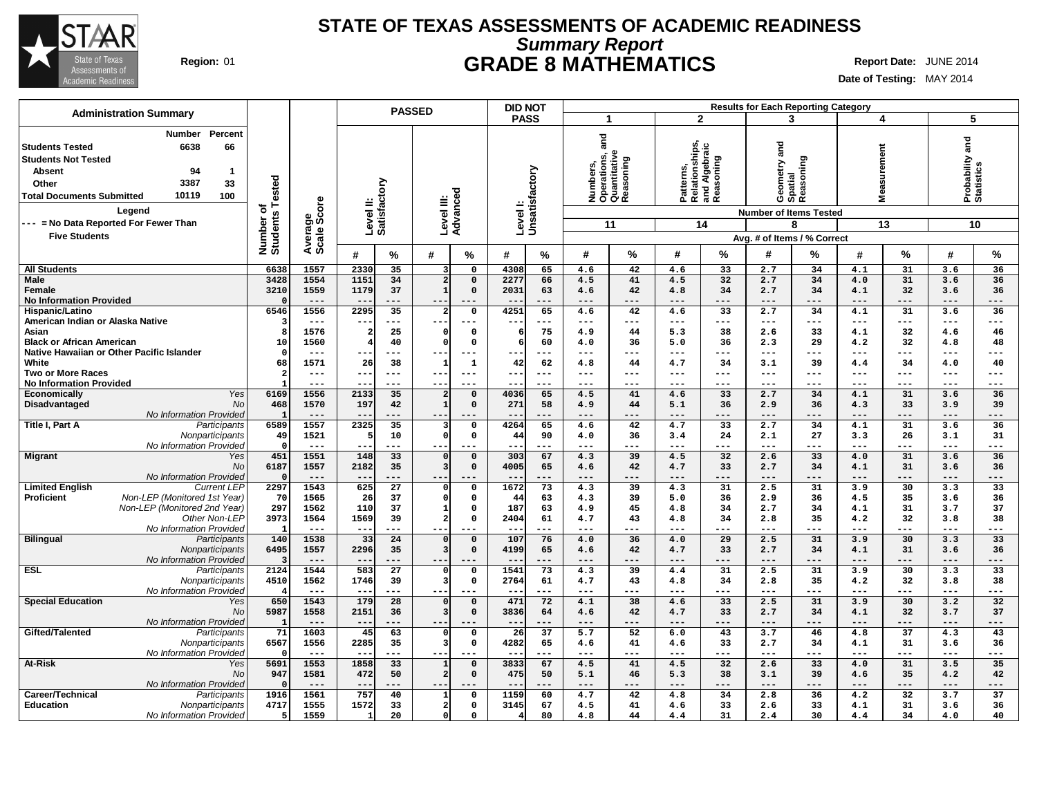# STATE OF TEXAS ASSESSMENTS OF ACADEMIC READINESS

## *Summary Report*

## GRADE 8 MATHEMATICS

**Region:** 01

**Report Date:** JUNE 2014

**Date of Testing:** MAY 2014

### Administration Summary

| | Number | Percent |
|---|---|---|
| Students Tested | 6638 | 66 |
| Students Not Tested | | |
| Absent | 94 | 1 |
| Other | 3387 | 33 |
| Total Documents Submitted | 10119 | 100 |

Legend

--- = No Data Reported For Fewer Than Five Students

Results for Each Reporting Category: 1 = Numbers, Operations, and Quantitative Reasoning (11 items); 2 = Patterns, Relationships, and Algebraic Reasoning (14 items); 3 = Geometry and Spatial Reasoning (8 items); 4 = Measurement (13 items); 5 = Probability and Statistics (10 items). Avg. # of Items / % Correct.

| Group | Subgroup | Number of Students Tested | Average Scale Score | Level II: Satisfactory # | Level II: Satisfactory % | Level III: Advanced # | Level III: Advanced % | Level I: Unsatisfactory # | Level I: Unsatisfactory % | Cat 1 # | Cat 1 % | Cat 2 # | Cat 2 % | Cat 3 # | Cat 3 % | Cat 4 # | Cat 4 % | Cat 5 # | Cat 5 % |
|---|---|---|---|---|---|---|---|---|---|---|---|---|---|---|---|---|---|---|---|
| All Students | | 6638 | 1557 | 2330 | 35 | 3 | 0 | 4308 | 65 | 4.6 | 42 | 4.6 | 33 | 2.7 | 34 | 4.1 | 31 | 3.6 | 36 |
| Male | | 3428 | 1554 | 1151 | 34 | 2 | 0 | 2277 | 66 | 4.5 | 41 | 4.5 | 32 | 2.7 | 34 | 4.0 | 31 | 3.6 | 36 |
| Female | | 3210 | 1559 | 1179 | 37 | 1 | 0 | 2031 | 63 | 4.6 | 42 | 4.8 | 34 | 2.7 | 34 | 4.1 | 32 | 3.6 | 36 |
| No Information Provided | | 0 | --- | --- | --- | --- | --- | --- | --- | --- | --- | --- | --- | --- | --- | --- | --- | --- | --- |
| Hispanic/Latino | | 6546 | 1556 | 2295 | 35 | 2 | 0 | 4251 | 65 | 4.6 | 42 | 4.6 | 33 | 2.7 | 34 | 4.1 | 31 | 3.6 | 36 |
| American Indian or Alaska Native | | 3 | --- | --- | --- | --- | --- | --- | --- | --- | --- | --- | --- | --- | --- | --- | --- | --- | --- |
| Asian | | 8 | 1576 | 2 | 25 | 0 | 0 | 6 | 75 | 4.9 | 44 | 5.3 | 38 | 2.6 | 33 | 4.1 | 32 | 4.6 | 46 |
| Black or African American | | 10 | 1560 | 4 | 40 | 0 | 0 | 6 | 60 | 4.0 | 36 | 5.0 | 36 | 2.3 | 29 | 4.2 | 32 | 4.8 | 48 |
| Native Hawaiian or Other Pacific Islander | | 0 | --- | --- | --- | --- | --- | --- | --- | --- | --- | --- | --- | --- | --- | --- | --- | --- | --- |
| White | | 68 | 1571 | 26 | 38 | 1 | 1 | 42 | 62 | 4.8 | 44 | 4.7 | 34 | 3.1 | 39 | 4.4 | 34 | 4.0 | 40 |
| Two or More Races | | 2 | --- | --- | --- | --- | --- | --- | --- | --- | --- | --- | --- | --- | --- | --- | --- | --- | --- |
| No Information Provided | | 1 | --- | --- | --- | --- | --- | --- | --- | --- | --- | --- | --- | --- | --- | --- | --- | --- | --- |
| Economically Disadvantaged | Yes | 6169 | 1556 | 2133 | 35 | 2 | 0 | 4036 | 65 | 4.5 | 41 | 4.6 | 33 | 2.7 | 34 | 4.1 | 31 | 3.6 | 36 |
| | No | 468 | 1570 | 197 | 42 | 1 | 0 | 271 | 58 | 4.9 | 44 | 5.1 | 36 | 2.9 | 36 | 4.3 | 33 | 3.9 | 39 |
| | No Information Provided | 1 | --- | --- | --- | --- | --- | --- | --- | --- | --- | --- | --- | --- | --- | --- | --- | --- | --- |
| Title I, Part A | Participants | 6589 | 1557 | 2325 | 35 | 3 | 0 | 4264 | 65 | 4.6 | 42 | 4.7 | 33 | 2.7 | 34 | 4.1 | 31 | 3.6 | 36 |
| | Nonparticipants | 49 | 1521 | 5 | 10 | 0 | 0 | 44 | 90 | 4.0 | 36 | 3.4 | 24 | 2.1 | 27 | 3.3 | 26 | 3.1 | 31 |
| | No Information Provided | 0 | --- | --- | --- | --- | --- | --- | --- | --- | --- | --- | --- | --- | --- | --- | --- | --- | --- |
| Migrant | Yes | 451 | 1551 | 148 | 33 | 0 | 0 | 303 | 67 | 4.3 | 39 | 4.5 | 32 | 2.6 | 33 | 4.0 | 31 | 3.6 | 36 |
| | No | 6187 | 1557 | 2182 | 35 | 3 | 0 | 4005 | 65 | 4.6 | 42 | 4.7 | 33 | 2.7 | 34 | 4.1 | 31 | 3.6 | 36 |
| | No Information Provided | 0 | --- | --- | --- | --- | --- | --- | --- | --- | --- | --- | --- | --- | --- | --- | --- | --- | --- |
| Limited English Proficient | Current LEP | 2297 | 1543 | 625 | 27 | 0 | 0 | 1672 | 73 | 4.3 | 39 | 4.3 | 31 | 2.5 | 31 | 3.9 | 30 | 3.3 | 33 |
| | Non-LEP (Monitored 1st Year) | 70 | 1565 | 26 | 37 | 0 | 0 | 44 | 63 | 4.3 | 39 | 5.0 | 36 | 2.9 | 36 | 4.5 | 35 | 3.6 | 36 |
| | Non-LEP (Monitored 2nd Year) | 297 | 1562 | 110 | 37 | 1 | 0 | 187 | 63 | 4.9 | 45 | 4.8 | 34 | 2.7 | 34 | 4.1 | 31 | 3.7 | 37 |
| | Other Non-LEP | 3973 | 1564 | 1569 | 39 | 2 | 0 | 2404 | 61 | 4.7 | 43 | 4.8 | 34 | 2.8 | 35 | 4.2 | 32 | 3.8 | 38 |
| | No Information Provided | 1 | --- | --- | --- | --- | --- | --- | --- | --- | --- | --- | --- | --- | --- | --- | --- | --- | --- |
| Bilingual | Participants | 140 | 1538 | 33 | 24 | 0 | 0 | 107 | 76 | 4.0 | 36 | 4.0 | 29 | 2.5 | 31 | 3.9 | 30 | 3.3 | 33 |
| | Nonparticipants | 6495 | 1557 | 2296 | 35 | 3 | 0 | 4199 | 65 | 4.6 | 42 | 4.7 | 33 | 2.7 | 34 | 4.1 | 31 | 3.6 | 36 |
| | No Information Provided | 3 | --- | --- | --- | --- | --- | --- | --- | --- | --- | --- | --- | --- | --- | --- | --- | --- | --- |
| ESL | Participants | 2124 | 1544 | 583 | 27 | 0 | 0 | 1541 | 73 | 4.3 | 39 | 4.4 | 31 | 2.5 | 31 | 3.9 | 30 | 3.3 | 33 |
| | Nonparticipants | 4510 | 1562 | 1746 | 39 | 3 | 0 | 2764 | 61 | 4.7 | 43 | 4.8 | 34 | 2.8 | 35 | 4.2 | 32 | 3.8 | 38 |
| | No Information Provided | 4 | --- | --- | --- | --- | --- | --- | --- | --- | --- | --- | --- | --- | --- | --- | --- | --- | --- |
| Special Education | Yes | 650 | 1543 | 179 | 28 | 0 | 0 | 471 | 72 | 4.1 | 38 | 4.6 | 33 | 2.5 | 31 | 3.9 | 30 | 3.2 | 32 |
| | No | 5987 | 1558 | 2151 | 36 | 3 | 0 | 3836 | 64 | 4.6 | 42 | 4.7 | 33 | 2.7 | 34 | 4.1 | 32 | 3.7 | 37 |
| | No Information Provided | 1 | --- | --- | --- | --- | --- | --- | --- | --- | --- | --- | --- | --- | --- | --- | --- | --- | --- |
| Gifted/Talented | Participants | 71 | 1603 | 45 | 63 | 0 | 0 | 26 | 37 | 5.7 | 52 | 6.0 | 43 | 3.7 | 46 | 4.8 | 37 | 4.3 | 43 |
| | Nonparticipants | 6567 | 1556 | 2285 | 35 | 3 | 0 | 4282 | 65 | 4.6 | 41 | 4.6 | 33 | 2.7 | 34 | 4.1 | 31 | 3.6 | 36 |
| | No Information Provided | 0 | --- | --- | --- | --- | --- | --- | --- | --- | --- | --- | --- | --- | --- | --- | --- | --- | --- |
| At-Risk | Yes | 5691 | 1553 | 1858 | 33 | 1 | 0 | 3833 | 67 | 4.5 | 41 | 4.5 | 32 | 2.6 | 33 | 4.0 | 31 | 3.5 | 35 |
| | No | 947 | 1581 | 472 | 50 | 2 | 0 | 475 | 50 | 5.1 | 46 | 5.3 | 38 | 3.1 | 39 | 4.6 | 35 | 4.2 | 42 |
| | No Information Provided | 0 | --- | --- | --- | --- | --- | --- | --- | --- | --- | --- | --- | --- | --- | --- | --- | --- | --- |
| Career/Technical Education | Participants | 1916 | 1561 | 757 | 40 | 1 | 0 | 1159 | 60 | 4.7 | 42 | 4.8 | 34 | 2.8 | 36 | 4.2 | 32 | 3.7 | 37 |
| | Nonparticipants | 4717 | 1555 | 1572 | 33 | 2 | 0 | 3145 | 67 | 4.5 | 41 | 4.6 | 33 | 2.6 | 33 | 4.1 | 31 | 3.6 | 36 |
| | No Information Provided | 5 | 1559 | 1 | 20 | 0 | 0 | 4 | 80 | 4.8 | 44 | 4.4 | 31 | 2.4 | 30 | 4.4 | 34 | 4.0 | 40 |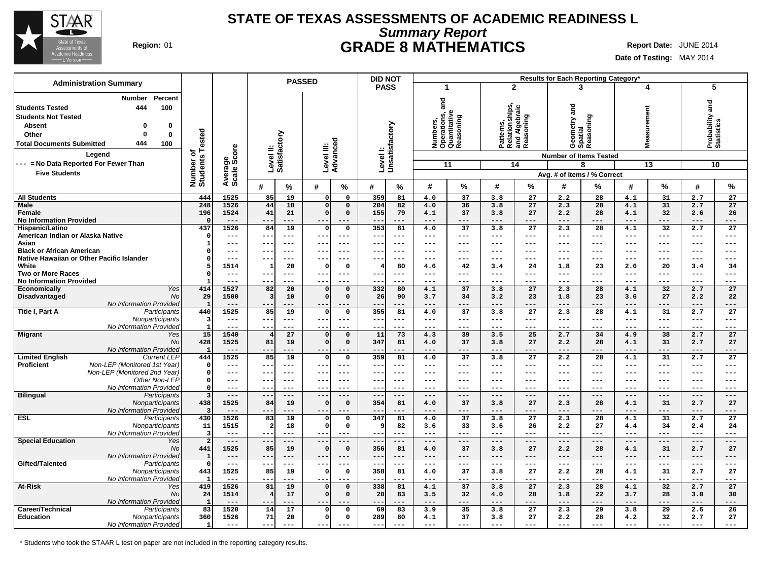# STATE OF TEXAS ASSESSMENTS OF ACADEMIC READINESS L

## *Summary Report*

## GRADE 8 MATHEMATICS

**Region:** 01

**Report Date:** JUNE 2014

**Date of Testing:** MAY 2014

### Administration Summary

| | Number | Percent |
|---|---|---|
| Students Tested | 444 | 100 |
| Students Not Tested | | |
| Absent | 0 | 0 |
| Other | 0 | 0 |
| Total Documents Submitted | 444 | 100 |

**Legend**

--- = No Data Reported For Fewer Than Five Students

| | | Number of Students Tested | Average Scale Score | PASSED Level II: Satisfactory # | PASSED Level II: Satisfactory % | PASSED Level III: Advanced # | PASSED Level III: Advanced % | DID NOT PASS Level I: Unsatisfactory # | DID NOT PASS Level I: Unsatisfactory % | 1 Numbers, Operations, and Quantitative Reasoning (11 items) # | 1 % | 2 Patterns, Relationships, and Algebraic Reasoning (14 items) # | 2 % | 3 Geometry and Spatial Reasoning (8 items) # | 3 % | 4 Measurement (13 items) # | 4 % | 5 Probability and Statistics (10 items) # | 5 % |
|---|---|---|---|---|---|---|---|---|---|---|---|---|---|---|---|---|---|---|---|
| All Students | | 444 | 1525 | 85 | 19 | 0 | 0 | 359 | 81 | 4.0 | 37 | 3.8 | 27 | 2.2 | 28 | 4.1 | 31 | 2.7 | 27 |
| Male | | 248 | 1526 | 44 | 18 | 0 | 0 | 204 | 82 | 4.0 | 36 | 3.8 | 27 | 2.3 | 28 | 4.1 | 31 | 2.7 | 27 |
| Female | | 196 | 1524 | 41 | 21 | 0 | 0 | 155 | 79 | 4.1 | 37 | 3.8 | 27 | 2.2 | 28 | 4.1 | 32 | 2.6 | 26 |
| No Information Provided | | 0 | --- | --- | --- | --- | --- | --- | --- | --- | --- | --- | --- | --- | --- | --- | --- | --- | --- |
| Hispanic/Latino | | 437 | 1526 | 84 | 19 | 0 | 0 | 353 | 81 | 4.0 | 37 | 3.8 | 27 | 2.3 | 28 | 4.1 | 32 | 2.7 | 27 |
| American Indian or Alaska Native | | 0 | --- | --- | --- | --- | --- | --- | --- | --- | --- | --- | --- | --- | --- | --- | --- | --- | --- |
| Asian | | 1 | --- | --- | --- | --- | --- | --- | --- | --- | --- | --- | --- | --- | --- | --- | --- | --- | --- |
| Black or African American | | 0 | --- | --- | --- | --- | --- | --- | --- | --- | --- | --- | --- | --- | --- | --- | --- | --- | --- |
| Native Hawaiian or Other Pacific Islander | | 0 | --- | --- | --- | --- | --- | --- | --- | --- | --- | --- | --- | --- | --- | --- | --- | --- | --- |
| White | | 5 | 1514 | 1 | 20 | 0 | 0 | 4 | 80 | 4.6 | 42 | 3.4 | 24 | 1.8 | 23 | 2.6 | 20 | 3.4 | 34 |
| Two or More Races | | 0 | --- | --- | --- | --- | --- | --- | --- | --- | --- | --- | --- | --- | --- | --- | --- | --- | --- |
| No Information Provided | | 1 | --- | --- | --- | --- | --- | --- | --- | --- | --- | --- | --- | --- | --- | --- | --- | --- | --- |
| Economically Disadvantaged | *Yes* | 414 | 1527 | 82 | 20 | 0 | 0 | 332 | 80 | 4.1 | 37 | 3.8 | 27 | 2.3 | 28 | 4.1 | 32 | 2.7 | 27 |
| | *No* | 29 | 1500 | 3 | 10 | 0 | 0 | 26 | 90 | 3.7 | 34 | 3.2 | 23 | 1.8 | 23 | 3.6 | 27 | 2.2 | 22 |
| | *No Information Provided* | 1 | --- | --- | --- | --- | --- | --- | --- | --- | --- | --- | --- | --- | --- | --- | --- | --- | --- |
| Title I, Part A | *Participants* | 440 | 1525 | 85 | 19 | 0 | 0 | 355 | 81 | 4.0 | 37 | 3.8 | 27 | 2.3 | 28 | 4.1 | 31 | 2.7 | 27 |
| | *Nonparticipants* | 3 | --- | --- | --- | --- | --- | --- | --- | --- | --- | --- | --- | --- | --- | --- | --- | --- | --- |
| | *No Information Provided* | 1 | --- | --- | --- | --- | --- | --- | --- | --- | --- | --- | --- | --- | --- | --- | --- | --- | --- |
| Migrant | *Yes* | 15 | 1540 | 4 | 27 | 0 | 0 | 11 | 73 | 4.3 | 39 | 3.5 | 25 | 2.7 | 34 | 4.9 | 38 | 2.7 | 27 |
| | *No* | 428 | 1525 | 81 | 19 | 0 | 0 | 347 | 81 | 4.0 | 37 | 3.8 | 27 | 2.2 | 28 | 4.1 | 31 | 2.7 | 27 |
| | *No Information Provided* | 1 | --- | --- | --- | --- | --- | --- | --- | --- | --- | --- | --- | --- | --- | --- | --- | --- | --- |
| Limited English Proficient | *Current LEP* | 444 | 1525 | 85 | 19 | 0 | 0 | 359 | 81 | 4.0 | 37 | 3.8 | 27 | 2.2 | 28 | 4.1 | 31 | 2.7 | 27 |
| | *Non-LEP (Monitored 1st Year)* | 0 | --- | --- | --- | --- | --- | --- | --- | --- | --- | --- | --- | --- | --- | --- | --- | --- | --- |
| | *Non-LEP (Monitored 2nd Year)* | 0 | --- | --- | --- | --- | --- | --- | --- | --- | --- | --- | --- | --- | --- | --- | --- | --- | --- |
| | *Other Non-LEP* | 0 | --- | --- | --- | --- | --- | --- | --- | --- | --- | --- | --- | --- | --- | --- | --- | --- | --- |
| | *No Information Provided* | 0 | --- | --- | --- | --- | --- | --- | --- | --- | --- | --- | --- | --- | --- | --- | --- | --- | --- |
| Bilingual | *Participants* | 3 | --- | --- | --- | --- | --- | --- | --- | --- | --- | --- | --- | --- | --- | --- | --- | --- | --- |
| | *Nonparticipants* | 438 | 1525 | 84 | 19 | 0 | 0 | 354 | 81 | 4.0 | 37 | 3.8 | 27 | 2.3 | 28 | 4.1 | 31 | 2.7 | 27 |
| | *No Information Provided* | 3 | --- | --- | --- | --- | --- | --- | --- | --- | --- | --- | --- | --- | --- | --- | --- | --- | --- |
| ESL | *Participants* | 430 | 1526 | 83 | 19 | 0 | 0 | 347 | 81 | 4.0 | 37 | 3.8 | 27 | 2.3 | 28 | 4.1 | 31 | 2.7 | 27 |
| | *Nonparticipants* | 11 | 1515 | 2 | 18 | 0 | 0 | 9 | 82 | 3.6 | 33 | 3.6 | 26 | 2.2 | 27 | 4.4 | 34 | 2.4 | 24 |
| | *No Information Provided* | 3 | --- | --- | --- | --- | --- | --- | --- | --- | --- | --- | --- | --- | --- | --- | --- | --- | --- |
| Special Education | *Yes* | 2 | --- | --- | --- | --- | --- | --- | --- | --- | --- | --- | --- | --- | --- | --- | --- | --- | --- |
| | *No* | 441 | 1525 | 85 | 19 | 0 | 0 | 356 | 81 | 4.0 | 37 | 3.8 | 27 | 2.2 | 28 | 4.1 | 31 | 2.7 | 27 |
| | *No Information Provided* | 1 | --- | --- | --- | --- | --- | --- | --- | --- | --- | --- | --- | --- | --- | --- | --- | --- | --- |
| Gifted/Talented | *Participants* | 0 | --- | --- | --- | --- | --- | --- | --- | --- | --- | --- | --- | --- | --- | --- | --- | --- | --- |
| | *Nonparticipants* | 443 | 1525 | 85 | 19 | 0 | 0 | 358 | 81 | 4.0 | 37 | 3.8 | 27 | 2.2 | 28 | 4.1 | 31 | 2.7 | 27 |
| | *No Information Provided* | 1 | --- | --- | --- | --- | --- | --- | --- | --- | --- | --- | --- | --- | --- | --- | --- | --- | --- |
| At-Risk | *Yes* | 419 | 1526 | 81 | 19 | 0 | 0 | 338 | 81 | 4.1 | 37 | 3.8 | 27 | 2.3 | 28 | 4.1 | 32 | 2.7 | 27 |
| | *No* | 24 | 1514 | 4 | 17 | 0 | 0 | 20 | 83 | 3.5 | 32 | 4.0 | 28 | 1.8 | 22 | 3.7 | 28 | 3.0 | 30 |
| | *No Information Provided* | 1 | --- | --- | --- | --- | --- | --- | --- | --- | --- | --- | --- | --- | --- | --- | --- | --- | --- |
| Career/Technical Education | *Participants* | 83 | 1520 | 14 | 17 | 0 | 0 | 69 | 83 | 3.9 | 35 | 3.8 | 27 | 2.3 | 29 | 3.8 | 29 | 2.6 | 26 |
| | *Nonparticipants* | 360 | 1526 | 71 | 20 | 0 | 0 | 289 | 80 | 4.1 | 37 | 3.8 | 27 | 2.2 | 28 | 4.2 | 32 | 2.7 | 27 |
| | *No Information Provided* | 1 | --- | --- | --- | --- | --- | --- | --- | --- | --- | --- | --- | --- | --- | --- | --- | --- | --- |

Results for Each Reporting Category*: Number of Items Tested shown in parentheses; # = Avg. # of Items, % = % Correct.

\* Students who took the STAAR L test on paper are not included in the reporting category results.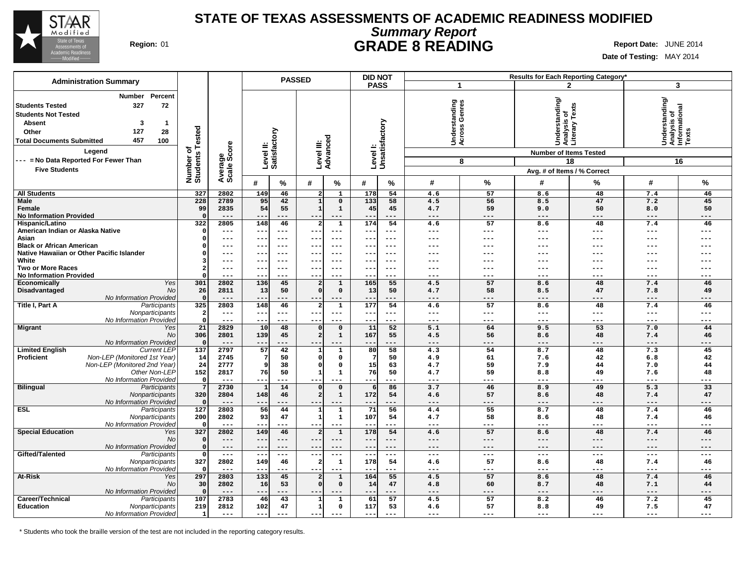# STATE OF TEXAS ASSESSMENTS OF ACADEMIC READINESS MODIFIED

## *Summary Report*

## GRADE 8 READING

**Region:** 01

**Report Date:** JUNE 2014

**Date of Testing:** MAY 2014

### Administration Summary

| | Number | Percent |
|---|---|---|
| **Students Tested** | 327 | 72 |
| **Students Not Tested** | | |
| **Absent** | 3 | 1 |
| **Other** | 127 | 28 |
| **Total Documents Submitted** | 457 | 100 |

**Legend**

--- = No Data Reported For Fewer Than Five Students

\* Students who took the braille version of the test are not included in the reporting category results.

| Group | | Number of Students Tested | Average Scale Score | PASSED Level II: Satisfactory # | PASSED Level II: Satisfactory % | PASSED Level III: Advanced # | PASSED Level III: Advanced % | DID NOT PASS Level I: Unsatisfactory # | DID NOT PASS Level I: Unsatisfactory % | 1 Understanding Across Genres (8 items) # | 1 % | 2 Understanding/ Analysis of Literary Texts (18 items) # | 2 % | 3 Understanding/ Analysis of Informational Texts (16 items) # | 3 % |
|---|---|---|---|---|---|---|---|---|---|---|---|---|---|---|---|
| **All Students** | | 327 | 2802 | 149 | 46 | 2 | 1 | 178 | 54 | 4.6 | 57 | 8.6 | 48 | 7.4 | 46 |
| **Male** | | 228 | 2789 | 95 | 42 | 1 | 0 | 133 | 58 | 4.5 | 56 | 8.5 | 47 | 7.2 | 45 |
| **Female** | | 99 | 2835 | 54 | 55 | 1 | 1 | 45 | 45 | 4.7 | 59 | 9.0 | 50 | 8.0 | 50 |
| **No Information Provided** | | 0 | --- | --- | --- | --- | --- | --- | --- | --- | --- | --- | --- | --- | --- |
| **Hispanic/Latino** | | 322 | 2805 | 148 | 46 | 2 | 1 | 174 | 54 | 4.6 | 57 | 8.6 | 48 | 7.4 | 46 |
| **American Indian or Alaska Native** | | 0 | --- | --- | --- | --- | --- | --- | --- | --- | --- | --- | --- | --- | --- |
| **Asian** | | 0 | --- | --- | --- | --- | --- | --- | --- | --- | --- | --- | --- | --- | --- |
| **Black or African American** | | 0 | --- | --- | --- | --- | --- | --- | --- | --- | --- | --- | --- | --- | --- |
| **Native Hawaiian or Other Pacific Islander** | | 0 | --- | --- | --- | --- | --- | --- | --- | --- | --- | --- | --- | --- | --- |
| **White** | | 3 | --- | --- | --- | --- | --- | --- | --- | --- | --- | --- | --- | --- | --- |
| **Two or More Races** | | 2 | --- | --- | --- | --- | --- | --- | --- | --- | --- | --- | --- | --- | --- |
| **No Information Provided** | | 0 | --- | --- | --- | --- | --- | --- | --- | --- | --- | --- | --- | --- | --- |
| **Economically Disadvantaged** | *Yes* | 301 | 2802 | 136 | 45 | 2 | 1 | 165 | 55 | 4.5 | 57 | 8.6 | 48 | 7.4 | 46 |
| | *No* | 26 | 2811 | 13 | 50 | 0 | 0 | 13 | 50 | 4.7 | 58 | 8.5 | 47 | 7.8 | 49 |
| | *No Information Provided* | 0 | --- | --- | --- | --- | --- | --- | --- | --- | --- | --- | --- | --- | --- |
| **Title I, Part A** | *Participants* | 325 | 2803 | 148 | 46 | 2 | 1 | 177 | 54 | 4.6 | 57 | 8.6 | 48 | 7.4 | 46 |
| | *Nonparticipants* | 2 | --- | --- | --- | --- | --- | --- | --- | --- | --- | --- | --- | --- | --- |
| | *No Information Provided* | 0 | --- | --- | --- | --- | --- | --- | --- | --- | --- | --- | --- | --- | --- |
| **Migrant** | *Yes* | 21 | 2829 | 10 | 48 | 0 | 0 | 11 | 52 | 5.1 | 64 | 9.5 | 53 | 7.0 | 44 |
| | *No* | 306 | 2801 | 139 | 45 | 2 | 1 | 167 | 55 | 4.5 | 56 | 8.6 | 48 | 7.4 | 46 |
| | *No Information Provided* | 0 | --- | --- | --- | --- | --- | --- | --- | --- | --- | --- | --- | --- | --- |
| **Limited English Proficient** | *Current LEP* | 137 | 2797 | 57 | 42 | 1 | 1 | 80 | 58 | 4.3 | 54 | 8.7 | 48 | 7.3 | 45 |
| | *Non-LEP (Monitored 1st Year)* | 14 | 2745 | 7 | 50 | 0 | 0 | 7 | 50 | 4.9 | 61 | 7.6 | 42 | 6.8 | 42 |
| | *Non-LEP (Monitored 2nd Year)* | 24 | 2777 | 9 | 38 | 0 | 0 | 15 | 63 | 4.7 | 59 | 7.9 | 44 | 7.0 | 44 |
| | *Other Non-LEP* | 152 | 2817 | 76 | 50 | 1 | 1 | 76 | 50 | 4.7 | 59 | 8.8 | 49 | 7.6 | 48 |
| | *No Information Provided* | 0 | --- | --- | --- | --- | --- | --- | --- | --- | --- | --- | --- | --- | --- |
| **Bilingual** | *Participants* | 7 | 2730 | 1 | 14 | 0 | 0 | 6 | 86 | 3.7 | 46 | 8.9 | 49 | 5.3 | 33 |
| | *Nonparticipants* | 320 | 2804 | 148 | 46 | 2 | 1 | 172 | 54 | 4.6 | 57 | 8.6 | 48 | 7.4 | 47 |
| | *No Information Provided* | 0 | --- | --- | --- | --- | --- | --- | --- | --- | --- | --- | --- | --- | --- |
| **ESL** | *Participants* | 127 | 2803 | 56 | 44 | 1 | 1 | 71 | 56 | 4.4 | 55 | 8.7 | 48 | 7.4 | 46 |
| | *Nonparticipants* | 200 | 2802 | 93 | 47 | 1 | 1 | 107 | 54 | 4.7 | 58 | 8.6 | 48 | 7.4 | 46 |
| | *No Information Provided* | 0 | --- | --- | --- | --- | --- | --- | --- | --- | --- | --- | --- | --- | --- |
| **Special Education** | *Yes* | 327 | 2802 | 149 | 46 | 2 | 1 | 178 | 54 | 4.6 | 57 | 8.6 | 48 | 7.4 | 46 |
| | *No* | 0 | --- | --- | --- | --- | --- | --- | --- | --- | --- | --- | --- | --- | --- |
| | *No Information Provided* | 0 | --- | --- | --- | --- | --- | --- | --- | --- | --- | --- | --- | --- | --- |
| **Gifted/Talented** | *Participants* | 0 | --- | --- | --- | --- | --- | --- | --- | --- | --- | --- | --- | --- | --- |
| | *Nonparticipants* | 327 | 2802 | 149 | 46 | 2 | 1 | 178 | 54 | 4.6 | 57 | 8.6 | 48 | 7.4 | 46 |
| | *No Information Provided* | 0 | --- | --- | --- | --- | --- | --- | --- | --- | --- | --- | --- | --- | --- |
| **At-Risk** | *Yes* | 297 | 2803 | 133 | 45 | 2 | 1 | 164 | 55 | 4.5 | 57 | 8.6 | 48 | 7.4 | 46 |
| | *No* | 30 | 2802 | 16 | 53 | 0 | 0 | 14 | 47 | 4.8 | 60 | 8.7 | 48 | 7.1 | 44 |
| | *No Information Provided* | 0 | --- | --- | --- | --- | --- | --- | --- | --- | --- | --- | --- | --- | --- |
| **Career/Technical Education** | *Participants* | 107 | 2783 | 46 | 43 | 1 | 1 | 61 | 57 | 4.5 | 57 | 8.2 | 46 | 7.2 | 45 |
| | *Nonparticipants* | 219 | 2812 | 102 | 47 | 1 | 0 | 117 | 53 | 4.6 | 57 | 8.8 | 49 | 7.5 | 47 |
| | *No Information Provided* | 1 | --- | --- | --- | --- | --- | --- | --- | --- | --- | --- | --- | --- | --- |

Results for Each Reporting Category\* — Number of Items Tested: 1 = 8, 2 = 18, 3 = 16; Avg. # of Items / % Correct.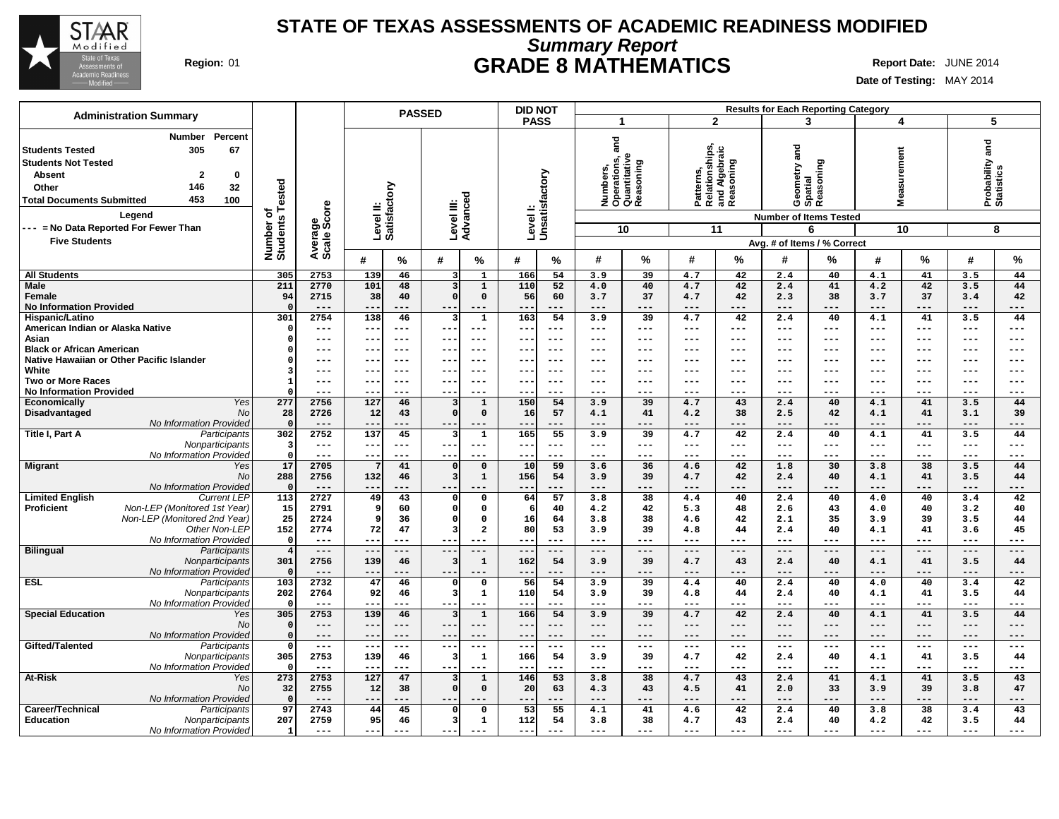# STATE OF TEXAS ASSESSMENTS OF ACADEMIC READINESS MODIFIED

## *Summary Report*

## GRADE 8 MATHEMATICS

**Region:** 01

**Report Date:** JUNE 2014

**Date of Testing:** MAY 2014

**Administration Summary**

| | Number | Percent |
|---|---|---|
| Students Tested | 305 | 67 |
| Students Not Tested | | |
| Absent | 2 | 0 |
| Other | 146 | 32 |
| Total Documents Submitted | 453 | 100 |

**Legend**

--- = No Data Reported For Fewer Than Five Students

| | | Number of Students Tested | Average Scale Score | PASSED Level II: Satisfactory # | PASSED Level II: Satisfactory % | PASSED Level III: Advanced # | PASSED Level III: Advanced % | DID NOT PASS Level I: Unsatisfactory # | DID NOT PASS Level I: Unsatisfactory % | 1 Numbers, Operations, and Quantitative Reasoning (10 items) # | 1 % | 2 Patterns, Relationships, and Algebraic Reasoning (11 items) # | 2 % | 3 Geometry and Spatial Reasoning (6 items) # | 3 % | 4 Measurement (10 items) # | 4 % | 5 Probability and Statistics (8 items) # | 5 % |
|---|---|---|---|---|---|---|---|---|---|---|---|---|---|---|---|---|---|---|---|
| All Students | | 305 | 2753 | 139 | 46 | 3 | 1 | 166 | 54 | 3.9 | 39 | 4.7 | 42 | 2.4 | 40 | 4.1 | 41 | 3.5 | 44 |
| Male | | 211 | 2770 | 101 | 48 | 3 | 1 | 110 | 52 | 4.0 | 40 | 4.7 | 42 | 2.4 | 41 | 4.2 | 42 | 3.5 | 44 |
| Female | | 94 | 2715 | 38 | 40 | 0 | 0 | 56 | 60 | 3.7 | 37 | 4.7 | 42 | 2.3 | 38 | 3.7 | 37 | 3.4 | 42 |
| No Information Provided | | 0 | --- | --- | --- | --- | --- | --- | --- | --- | --- | --- | --- | --- | --- | --- | --- | --- | --- |
| Hispanic/Latino | | 301 | 2754 | 138 | 46 | 3 | 1 | 163 | 54 | 3.9 | 39 | 4.7 | 42 | 2.4 | 40 | 4.1 | 41 | 3.5 | 44 |
| American Indian or Alaska Native | | 0 | --- | --- | --- | --- | --- | --- | --- | --- | --- | --- | --- | --- | --- | --- | --- | --- | --- |
| Asian | | 0 | --- | --- | --- | --- | --- | --- | --- | --- | --- | --- | --- | --- | --- | --- | --- | --- | --- |
| Black or African American | | 0 | --- | --- | --- | --- | --- | --- | --- | --- | --- | --- | --- | --- | --- | --- | --- | --- | --- |
| Native Hawaiian or Other Pacific Islander | | 0 | --- | --- | --- | --- | --- | --- | --- | --- | --- | --- | --- | --- | --- | --- | --- | --- | --- |
| White | | 3 | --- | --- | --- | --- | --- | --- | --- | --- | --- | --- | --- | --- | --- | --- | --- | --- | --- |
| Two or More Races | | 1 | --- | --- | --- | --- | --- | --- | --- | --- | --- | --- | --- | --- | --- | --- | --- | --- | --- |
| No Information Provided | | 0 | --- | --- | --- | --- | --- | --- | --- | --- | --- | --- | --- | --- | --- | --- | --- | --- | --- |
| Economically Disadvantaged | *Yes* | 277 | 2756 | 127 | 46 | 3 | 1 | 150 | 54 | 3.9 | 39 | 4.7 | 43 | 2.4 | 40 | 4.1 | 41 | 3.5 | 44 |
| | *No* | 28 | 2726 | 12 | 43 | 0 | 0 | 16 | 57 | 4.1 | 41 | 4.2 | 38 | 2.5 | 42 | 4.1 | 41 | 3.1 | 39 |
| | *No Information Provided* | 0 | --- | --- | --- | --- | --- | --- | --- | --- | --- | --- | --- | --- | --- | --- | --- | --- | --- |
| Title I, Part A | *Participants* | 302 | 2752 | 137 | 45 | 3 | 1 | 165 | 55 | 3.9 | 39 | 4.7 | 42 | 2.4 | 40 | 4.1 | 41 | 3.5 | 44 |
| | *Nonparticipants* | 3 | --- | --- | --- | --- | --- | --- | --- | --- | --- | --- | --- | --- | --- | --- | --- | --- | --- |
| | *No Information Provided* | 0 | --- | --- | --- | --- | --- | --- | --- | --- | --- | --- | --- | --- | --- | --- | --- | --- | --- |
| Migrant | *Yes* | 17 | 2705 | 7 | 41 | 0 | 0 | 10 | 59 | 3.6 | 36 | 4.6 | 42 | 1.8 | 30 | 3.8 | 38 | 3.5 | 44 |
| | *No* | 288 | 2756 | 132 | 46 | 3 | 1 | 156 | 54 | 3.9 | 39 | 4.7 | 42 | 2.4 | 40 | 4.1 | 41 | 3.5 | 44 |
| | *No Information Provided* | 0 | --- | --- | --- | --- | --- | --- | --- | --- | --- | --- | --- | --- | --- | --- | --- | --- | --- |
| Limited English Proficient | *Current LEP* | 113 | 2727 | 49 | 43 | 0 | 0 | 64 | 57 | 3.8 | 38 | 4.4 | 40 | 2.4 | 40 | 4.0 | 40 | 3.4 | 42 |
| | *Non-LEP (Monitored 1st Year)* | 15 | 2791 | 9 | 60 | 0 | 0 | 6 | 40 | 4.2 | 42 | 5.3 | 48 | 2.6 | 43 | 4.0 | 40 | 3.2 | 40 |
| | *Non-LEP (Monitored 2nd Year)* | 25 | 2724 | 9 | 36 | 0 | 0 | 16 | 64 | 3.8 | 38 | 4.6 | 42 | 2.1 | 35 | 3.9 | 39 | 3.5 | 44 |
| | *Other Non-LEP* | 152 | 2774 | 72 | 47 | 3 | 2 | 80 | 53 | 3.9 | 39 | 4.8 | 44 | 2.4 | 40 | 4.1 | 41 | 3.6 | 45 |
| | *No Information Provided* | 0 | --- | --- | --- | --- | --- | --- | --- | --- | --- | --- | --- | --- | --- | --- | --- | --- | --- |
| Bilingual | *Participants* | 4 | --- | --- | --- | --- | --- | --- | --- | --- | --- | --- | --- | --- | --- | --- | --- | --- | --- |
| | *Nonparticipants* | 301 | 2756 | 139 | 46 | 3 | 1 | 162 | 54 | 3.9 | 39 | 4.7 | 43 | 2.4 | 40 | 4.1 | 41 | 3.5 | 44 |
| | *No Information Provided* | 0 | --- | --- | --- | --- | --- | --- | --- | --- | --- | --- | --- | --- | --- | --- | --- | --- | --- |
| ESL | *Participants* | 103 | 2732 | 47 | 46 | 0 | 0 | 56 | 54 | 3.9 | 39 | 4.4 | 40 | 2.4 | 40 | 4.0 | 40 | 3.4 | 42 |
| | *Nonparticipants* | 202 | 2764 | 92 | 46 | 3 | 1 | 110 | 54 | 3.9 | 39 | 4.8 | 44 | 2.4 | 40 | 4.1 | 41 | 3.5 | 44 |
| | *No Information Provided* | 0 | --- | --- | --- | --- | --- | --- | --- | --- | --- | --- | --- | --- | --- | --- | --- | --- | --- |
| Special Education | *Yes* | 305 | 2753 | 139 | 46 | 3 | 1 | 166 | 54 | 3.9 | 39 | 4.7 | 42 | 2.4 | 40 | 4.1 | 41 | 3.5 | 44 |
| | *No* | 0 | --- | --- | --- | --- | --- | --- | --- | --- | --- | --- | --- | --- | --- | --- | --- | --- | --- |
| | *No Information Provided* | 0 | --- | --- | --- | --- | --- | --- | --- | --- | --- | --- | --- | --- | --- | --- | --- | --- | --- |
| Gifted/Talented | *Participants* | 0 | --- | --- | --- | --- | --- | --- | --- | --- | --- | --- | --- | --- | --- | --- | --- | --- | --- |
| | *Nonparticipants* | 305 | 2753 | 139 | 46 | 3 | 1 | 166 | 54 | 3.9 | 39 | 4.7 | 42 | 2.4 | 40 | 4.1 | 41 | 3.5 | 44 |
| | *No Information Provided* | 0 | --- | --- | --- | --- | --- | --- | --- | --- | --- | --- | --- | --- | --- | --- | --- | --- | --- |
| At-Risk | *Yes* | 273 | 2753 | 127 | 47 | 3 | 1 | 146 | 53 | 3.8 | 38 | 4.7 | 43 | 2.4 | 41 | 4.1 | 41 | 3.5 | 43 |
| | *No* | 32 | 2755 | 12 | 38 | 0 | 0 | 20 | 63 | 4.3 | 43 | 4.5 | 41 | 2.0 | 33 | 3.9 | 39 | 3.8 | 47 |
| | *No Information Provided* | 0 | --- | --- | --- | --- | --- | --- | --- | --- | --- | --- | --- | --- | --- | --- | --- | --- | --- |
| Career/Technical Education | *Participants* | 97 | 2743 | 44 | 45 | 0 | 0 | 53 | 55 | 4.1 | 41 | 4.6 | 42 | 2.4 | 40 | 3.8 | 38 | 3.4 | 43 |
| | *Nonparticipants* | 207 | 2759 | 95 | 46 | 3 | 1 | 112 | 54 | 3.8 | 38 | 4.7 | 43 | 2.4 | 40 | 4.2 | 42 | 3.5 | 44 |
| | *No Information Provided* | 1 | --- | --- | --- | --- | --- | --- | --- | --- | --- | --- | --- | --- | --- | --- | --- | --- | --- |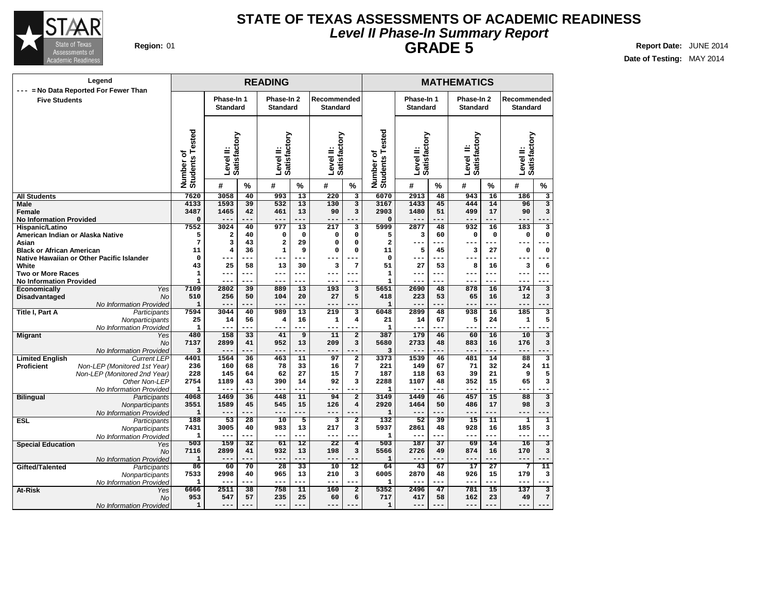# STATE OF TEXAS ASSESSMENTS OF ACADEMIC READINESS

## *Level II Phase-In Summary Report*

## GRADE 5

**Region:** 01

**Report Date:** JUNE 2014

**Date of Testing:** MAY 2014

**Legend**
--- = No Data Reported For Fewer Than Five Students

| | | READING | | | | | | | MATHEMATICS | | | | | | |
|---|---|---|---|---|---|---|---|---|---|---|---|---|---|---|---|
| | | | Phase-In 1 Standard | | Phase-In 2 Standard | | Recommended Standard | | | Phase-In 1 Standard | | Phase-In 2 Standard | | Recommended Standard | |
| | | Number of Students Tested | Level II: Satisfactory | | Level II: Satisfactory | | Level II: Satisfactory | | Number of Students Tested | Level II: Satisfactory | | Level II: Satisfactory | | Level II: Satisfactory | |
| | | | # | % | # | % | # | % | | # | % | # | % | # | % |
| All Students | | 7620 | 3058 | 40 | 993 | 13 | 220 | 3 | 6070 | 2913 | 48 | 943 | 16 | 186 | 3 |
| Male | | 4133 | 1593 | 39 | 532 | 13 | 130 | 3 | 3167 | 1433 | 45 | 444 | 14 | 96 | 3 |
| Female | | 3487 | 1465 | 42 | 461 | 13 | 90 | 3 | 2903 | 1480 | 51 | 499 | 17 | 90 | 3 |
| No Information Provided | | 0 | --- | --- | --- | --- | --- | --- | 0 | --- | --- | --- | --- | --- | --- |
| Hispanic/Latino | | 7552 | 3024 | 40 | 977 | 13 | 217 | 3 | 5999 | 2877 | 48 | 932 | 16 | 183 | 3 |
| American Indian or Alaska Native | | 5 | 2 | 40 | 0 | 0 | 0 | 0 | 5 | 3 | 60 | 0 | 0 | 0 | 0 |
| Asian | | 7 | 3 | 43 | 2 | 29 | 0 | 0 | 2 | --- | --- | --- | --- | --- | --- |
| Black or African American | | 11 | 4 | 36 | 1 | 9 | 0 | 0 | 11 | 5 | 45 | 3 | 27 | 0 | 0 |
| Native Hawaiian or Other Pacific Islander | | 0 | --- | --- | --- | --- | --- | --- | 0 | --- | --- | --- | --- | --- | --- |
| White | | 43 | 25 | 58 | 13 | 30 | 3 | 7 | 51 | 27 | 53 | 8 | 16 | 3 | 6 |
| Two or More Races | | 1 | --- | --- | --- | --- | --- | --- | 1 | --- | --- | --- | --- | --- | --- |
| No Information Provided | | 1 | --- | --- | --- | --- | --- | --- | 1 | --- | --- | --- | --- | --- | --- |
| Economically Disadvantaged | *Yes* | 7109 | 2802 | 39 | 889 | 13 | 193 | 3 | 5651 | 2690 | 48 | 878 | 16 | 174 | 3 |
| | *No* | 510 | 256 | 50 | 104 | 20 | 27 | 5 | 418 | 223 | 53 | 65 | 16 | 12 | 3 |
| | *No Information Provided* | 1 | --- | --- | --- | --- | --- | --- | 1 | --- | --- | --- | --- | --- | --- |
| Title I, Part A | *Participants* | 7594 | 3044 | 40 | 989 | 13 | 219 | 3 | 6048 | 2899 | 48 | 938 | 16 | 185 | 3 |
| | *Nonparticipants* | 25 | 14 | 56 | 4 | 16 | 1 | 4 | 21 | 14 | 67 | 5 | 24 | 1 | 5 |
| | *No Information Provided* | 1 | --- | --- | --- | --- | --- | --- | 1 | --- | --- | --- | --- | --- | --- |
| Migrant | *Yes* | 480 | 158 | 33 | 41 | 9 | 11 | 2 | 387 | 179 | 46 | 60 | 16 | 10 | 3 |
| | *No* | 7137 | 2899 | 41 | 952 | 13 | 209 | 3 | 5680 | 2733 | 48 | 883 | 16 | 176 | 3 |
| | *No Information Provided* | 3 | --- | --- | --- | --- | --- | --- | 3 | --- | --- | --- | --- | --- | --- |
| Limited English Proficient | *Current LEP* | 4401 | 1564 | 36 | 463 | 11 | 97 | 2 | 3373 | 1539 | 46 | 481 | 14 | 88 | 3 |
| | *Non-LEP (Monitored 1st Year)* | 236 | 160 | 68 | 78 | 33 | 16 | 7 | 221 | 149 | 67 | 71 | 32 | 24 | 11 |
| | *Non-LEP (Monitored 2nd Year)* | 228 | 145 | 64 | 62 | 27 | 15 | 7 | 187 | 118 | 63 | 39 | 21 | 9 | 5 |
| | *Other Non-LEP* | 2754 | 1189 | 43 | 390 | 14 | 92 | 3 | 2288 | 1107 | 48 | 352 | 15 | 65 | 3 |
| | *No Information Provided* | 1 | --- | --- | --- | --- | --- | --- | 1 | --- | --- | --- | --- | --- | --- |
| Bilingual | *Participants* | 4068 | 1469 | 36 | 448 | 11 | 94 | 2 | 3149 | 1449 | 46 | 457 | 15 | 88 | 3 |
| | *Nonparticipants* | 3551 | 1589 | 45 | 545 | 15 | 126 | 4 | 2920 | 1464 | 50 | 486 | 17 | 98 | 3 |
| | *No Information Provided* | 1 | --- | --- | --- | --- | --- | --- | 1 | --- | --- | --- | --- | --- | --- |
| ESL | *Participants* | 188 | 53 | 28 | 10 | 5 | 3 | 2 | 132 | 52 | 39 | 15 | 11 | 1 | 1 |
| | *Nonparticipants* | 7431 | 3005 | 40 | 983 | 13 | 217 | 3 | 5937 | 2861 | 48 | 928 | 16 | 185 | 3 |
| | *No Information Provided* | 1 | --- | --- | --- | --- | --- | --- | 1 | --- | --- | --- | --- | --- | --- |
| Special Education | *Yes* | 503 | 159 | 32 | 61 | 12 | 22 | 4 | 503 | 187 | 37 | 69 | 14 | 16 | 3 |
| | *No* | 7116 | 2899 | 41 | 932 | 13 | 198 | 3 | 5566 | 2726 | 49 | 874 | 16 | 170 | 3 |
| | *No Information Provided* | 1 | --- | --- | --- | --- | --- | --- | 1 | --- | --- | --- | --- | --- | --- |
| Gifted/Talented | *Participants* | 86 | 60 | 70 | 28 | 33 | 10 | 12 | 64 | 43 | 67 | 17 | 27 | 7 | 11 |
| | *Nonparticipants* | 7533 | 2998 | 40 | 965 | 13 | 210 | 3 | 6005 | 2870 | 48 | 926 | 15 | 179 | 3 |
| | *No Information Provided* | 1 | --- | --- | --- | --- | --- | --- | 1 | --- | --- | --- | --- | --- | --- |
| At-Risk | *Yes* | 6666 | 2511 | 38 | 758 | 11 | 160 | 2 | 5352 | 2496 | 47 | 781 | 15 | 137 | 3 |
| | *No* | 953 | 547 | 57 | 235 | 25 | 60 | 6 | 717 | 417 | 58 | 162 | 23 | 49 | 7 |
| | *No Information Provided* | 1 | --- | --- | --- | --- | --- | --- | 1 | --- | --- | --- | --- | --- | --- |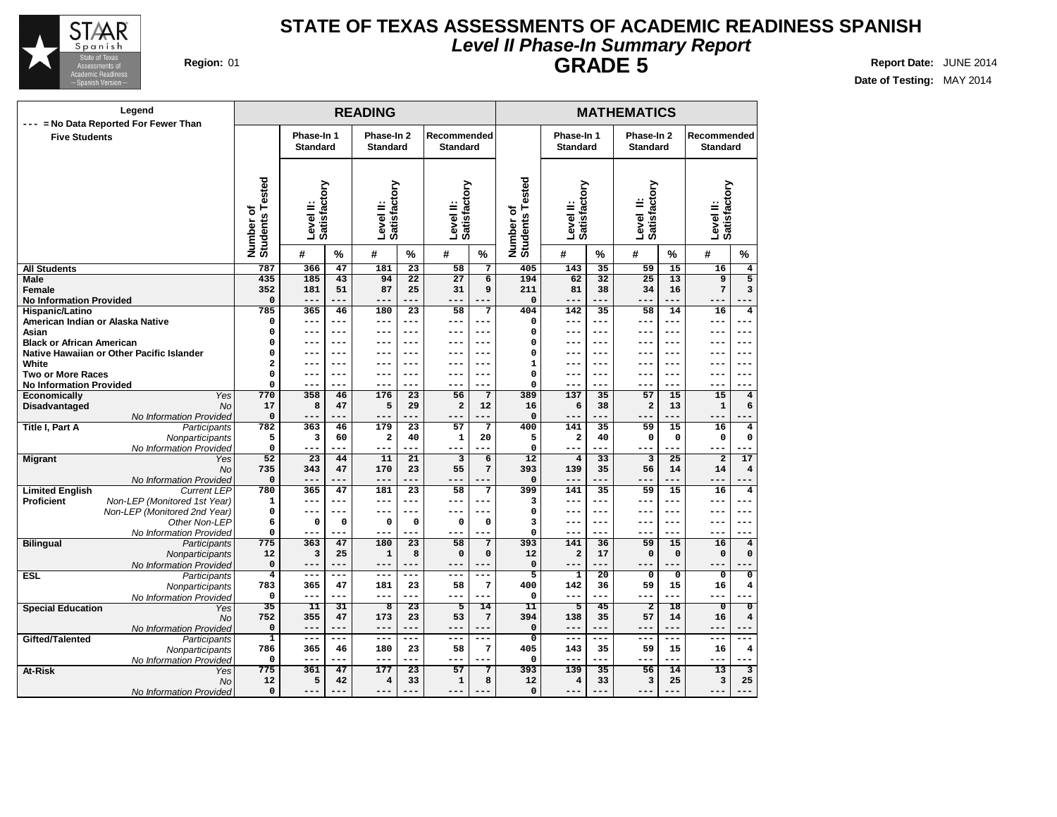# STATE OF TEXAS ASSESSMENTS OF ACADEMIC READINESS SPANISH

## *Level II Phase-In Summary Report*

## GRADE 5

**Region:** 01

**Report Date:** JUNE 2014

**Date of Testing:** MAY 2014

Legend: --- = No Data Reported For Fewer Than Five Students

| | | READING | | | | | | | MATHEMATICS | | | | | | |
|---|---|---|---|---|---|---|---|---|---|---|---|---|---|---|---|
| | | | Phase-In 1 Standard | | Phase-In 2 Standard | | Recommended Standard | | | Phase-In 1 Standard | | Phase-In 2 Standard | | Recommended Standard | |
| | | Number of Students Tested | Level II: Satisfactory | | Level II: Satisfactory | | Level II: Satisfactory | | Number of Students Tested | Level II: Satisfactory | | Level II: Satisfactory | | Level II: Satisfactory | |
| | | | # | % | # | % | # | % | | # | % | # | % | # | % |
| **All Students** | | 787 | 366 | 47 | 181 | 23 | 58 | 7 | 405 | 143 | 35 | 59 | 15 | 16 | 4 |
| **Male** | | 435 | 185 | 43 | 94 | 22 | 27 | 6 | 194 | 62 | 32 | 25 | 13 | 9 | 5 |
| **Female** | | 352 | 181 | 51 | 87 | 25 | 31 | 9 | 211 | 81 | 38 | 34 | 16 | 7 | 3 |
| **No Information Provided** | | 0 | --- | --- | --- | --- | --- | --- | 0 | --- | --- | --- | --- | --- | --- |
| **Hispanic/Latino** | | 785 | 365 | 46 | 180 | 23 | 58 | 7 | 404 | 142 | 35 | 58 | 14 | 16 | 4 |
| **American Indian or Alaska Native** | | 0 | --- | --- | --- | --- | --- | --- | 0 | --- | --- | --- | --- | --- | --- |
| **Asian** | | 0 | --- | --- | --- | --- | --- | --- | 0 | --- | --- | --- | --- | --- | --- |
| **Black or African American** | | 0 | --- | --- | --- | --- | --- | --- | 0 | --- | --- | --- | --- | --- | --- |
| **Native Hawaiian or Other Pacific Islander** | | 0 | --- | --- | --- | --- | --- | --- | 0 | --- | --- | --- | --- | --- | --- |
| **White** | | 2 | --- | --- | --- | --- | --- | --- | 1 | --- | --- | --- | --- | --- | --- |
| **Two or More Races** | | 0 | --- | --- | --- | --- | --- | --- | 0 | --- | --- | --- | --- | --- | --- |
| **No Information Provided** | | 0 | --- | --- | --- | --- | --- | --- | 0 | --- | --- | --- | --- | --- | --- |
| **Economically Disadvantaged** | *Yes* | 770 | 358 | 46 | 176 | 23 | 56 | 7 | 389 | 137 | 35 | 57 | 15 | 15 | 4 |
| | *No* | 17 | 8 | 47 | 5 | 29 | 2 | 12 | 16 | 6 | 38 | 2 | 13 | 1 | 6 |
| | *No Information Provided* | 0 | --- | --- | --- | --- | --- | --- | 0 | --- | --- | --- | --- | --- | --- |
| **Title I, Part A** | *Participants* | 782 | 363 | 46 | 179 | 23 | 57 | 7 | 400 | 141 | 35 | 59 | 15 | 16 | 4 |
| | *Nonparticipants* | 5 | 3 | 60 | 2 | 40 | 1 | 20 | 5 | 2 | 40 | 0 | 0 | 0 | 0 |
| | *No Information Provided* | 0 | --- | --- | --- | --- | --- | --- | 0 | --- | --- | --- | --- | --- | --- |
| **Migrant** | *Yes* | 52 | 23 | 44 | 11 | 21 | 3 | 6 | 12 | 4 | 33 | 3 | 25 | 2 | 17 |
| | *No* | 735 | 343 | 47 | 170 | 23 | 55 | 7 | 393 | 139 | 35 | 56 | 14 | 14 | 4 |
| | *No Information Provided* | 0 | --- | --- | --- | --- | --- | --- | 0 | --- | --- | --- | --- | --- | --- |
| **Limited English Proficient** | *Current LEP* | 780 | 365 | 47 | 181 | 23 | 58 | 7 | 399 | 141 | 35 | 59 | 15 | 16 | 4 |
| | *Non-LEP (Monitored 1st Year)* | 1 | --- | --- | --- | --- | --- | --- | 3 | --- | --- | --- | --- | --- | --- |
| | *Non-LEP (Monitored 2nd Year)* | 0 | --- | --- | --- | --- | --- | --- | 0 | --- | --- | --- | --- | --- | --- |
| | *Other Non-LEP* | 6 | 0 | 0 | 0 | 0 | 0 | 0 | 3 | --- | --- | --- | --- | --- | --- |
| | *No Information Provided* | 0 | --- | --- | --- | --- | --- | --- | 0 | --- | --- | --- | --- | --- | --- |
| **Bilingual** | *Participants* | 775 | 363 | 47 | 180 | 23 | 58 | 7 | 393 | 141 | 36 | 59 | 15 | 16 | 4 |
| | *Nonparticipants* | 12 | 3 | 25 | 1 | 8 | 0 | 0 | 12 | 2 | 17 | 0 | 0 | 0 | 0 |
| | *No Information Provided* | 0 | --- | --- | --- | --- | --- | --- | 0 | --- | --- | --- | --- | --- | --- |
| **ESL** | *Participants* | 4 | --- | --- | --- | --- | --- | --- | 5 | 1 | 20 | 0 | 0 | 0 | 0 |
| | *Nonparticipants* | 783 | 365 | 47 | 181 | 23 | 58 | 7 | 400 | 142 | 36 | 59 | 15 | 16 | 4 |
| | *No Information Provided* | 0 | --- | --- | --- | --- | --- | --- | 0 | --- | --- | --- | --- | --- | --- |
| **Special Education** | *Yes* | 35 | 11 | 31 | 8 | 23 | 5 | 14 | 11 | 5 | 45 | 2 | 18 | 0 | 0 |
| | *No* | 752 | 355 | 47 | 173 | 23 | 53 | 7 | 394 | 138 | 35 | 57 | 14 | 16 | 4 |
| | *No Information Provided* | 0 | --- | --- | --- | --- | --- | --- | 0 | --- | --- | --- | --- | --- | --- |
| **Gifted/Talented** | *Participants* | 1 | --- | --- | --- | --- | --- | --- | 0 | --- | --- | --- | --- | --- | --- |
| | *Nonparticipants* | 786 | 365 | 46 | 180 | 23 | 58 | 7 | 405 | 143 | 35 | 59 | 15 | 16 | 4 |
| | *No Information Provided* | 0 | --- | --- | --- | --- | --- | --- | 0 | --- | --- | --- | --- | --- | --- |
| **At-Risk** | *Yes* | 775 | 361 | 47 | 177 | 23 | 57 | 7 | 393 | 139 | 35 | 56 | 14 | 13 | 3 |
| | *No* | 12 | 5 | 42 | 4 | 33 | 1 | 8 | 12 | 4 | 33 | 3 | 25 | 3 | 25 |
| | *No Information Provided* | 0 | --- | --- | --- | --- | --- | --- | 0 | --- | --- | --- | --- | --- | --- |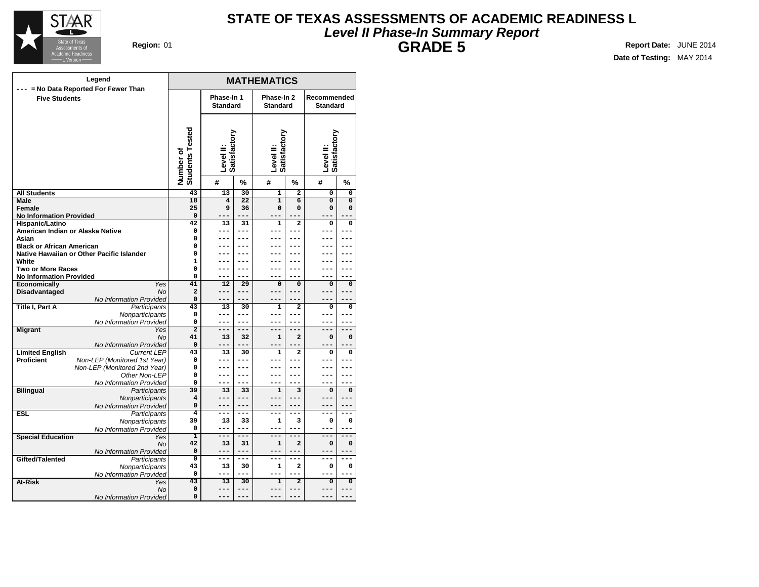# STATE OF TEXAS ASSESSMENTS OF ACADEMIC READINESS L

## *Level II Phase-In Summary Report*

## GRADE 5

**Region:** 01

**Report Date:** JUNE 2014

**Date of Testing:** MAY 2014

**Legend**
--- = No Data Reported For Fewer Than Five Students

| | | **MATHEMATICS** | | | | | | |
|---|---|---|---|---|---|---|---|---|
| | | **Phase-In 1 Standard** | | **Phase-In 2 Standard** | | **Recommended Standard** | | |
| | **Number of Students Tested** | **Level II: Satisfactory** | | **Level II: Satisfactory** | | **Level II: Satisfactory** | | |
| | | # | % | # | % | # | % | |
| **All Students** | 43 | 13 | 30 | 1 | 2 | 0 | 0 | |
| **Male** | 18 | 4 | 22 | 1 | 6 | 0 | 0 | |
| **Female** | 25 | 9 | 36 | 0 | 0 | 0 | 0 | |
| **No Information Provided** | 0 | --- | --- | --- | --- | --- | --- | |
| **Hispanic/Latino** | 42 | 13 | 31 | 1 | 2 | 0 | 0 | |
| **American Indian or Alaska Native** | 0 | --- | --- | --- | --- | --- | --- | |
| **Asian** | 0 | --- | --- | --- | --- | --- | --- | |
| **Black or African American** | 0 | --- | --- | --- | --- | --- | --- | |
| **Native Hawaiian or Other Pacific Islander** | 0 | --- | --- | --- | --- | --- | --- | |
| **White** | 1 | --- | --- | --- | --- | --- | --- | |
| **Two or More Races** | 0 | --- | --- | --- | --- | --- | --- | |
| **No Information Provided** | 0 | --- | --- | --- | --- | --- | --- | |
| **Economically Disadvantaged** *Yes* | 41 | 12 | 29 | 0 | 0 | 0 | 0 | |
| *No* | 2 | --- | --- | --- | --- | --- | --- | |
| *No Information Provided* | 0 | --- | --- | --- | --- | --- | --- | |
| **Title I, Part A** *Participants* | 43 | 13 | 30 | 1 | 2 | 0 | 0 | |
| *Nonparticipants* | 0 | --- | --- | --- | --- | --- | --- | |
| *No Information Provided* | 0 | --- | --- | --- | --- | --- | --- | |
| **Migrant** *Yes* | 2 | --- | --- | --- | --- | --- | --- | |
| *No* | 41 | 13 | 32 | 1 | 2 | 0 | 0 | |
| *No Information Provided* | 0 | --- | --- | --- | --- | --- | --- | |
| **Limited English Proficient** *Current LEP* | 43 | 13 | 30 | 1 | 2 | 0 | 0 | |
| *Non-LEP (Monitored 1st Year)* | 0 | --- | --- | --- | --- | --- | --- | |
| *Non-LEP (Monitored 2nd Year)* | 0 | --- | --- | --- | --- | --- | --- | |
| *Other Non-LEP* | 0 | --- | --- | --- | --- | --- | --- | |
| *No Information Provided* | 0 | --- | --- | --- | --- | --- | --- | |
| **Bilingual** *Participants* | 39 | 13 | 33 | 1 | 3 | 0 | 0 | |
| *Nonparticipants* | 4 | --- | --- | --- | --- | --- | --- | |
| *No Information Provided* | 0 | --- | --- | --- | --- | --- | --- | |
| **ESL** *Participants* | 4 | --- | --- | --- | --- | --- | --- | |
| *Nonparticipants* | 39 | 13 | 33 | 1 | 3 | 0 | 0 | |
| *No Information Provided* | 0 | --- | --- | --- | --- | --- | --- | |
| **Special Education** *Yes* | 1 | --- | --- | --- | --- | --- | --- | |
| *No* | 42 | 13 | 31 | 1 | 2 | 0 | 0 | |
| *No Information Provided* | 0 | --- | --- | --- | --- | --- | --- | |
| **Gifted/Talented** *Participants* | 0 | --- | --- | --- | --- | --- | --- | |
| *Nonparticipants* | 43 | 13 | 30 | 1 | 2 | 0 | 0 | |
| *No Information Provided* | 0 | --- | --- | --- | --- | --- | --- | |
| **At-Risk** *Yes* | 43 | 13 | 30 | 1 | 2 | 0 | 0 | |
| *No* | 0 | --- | --- | --- | --- | --- | --- | |
| *No Information Provided* | 0 | --- | --- | --- | --- | --- | --- | |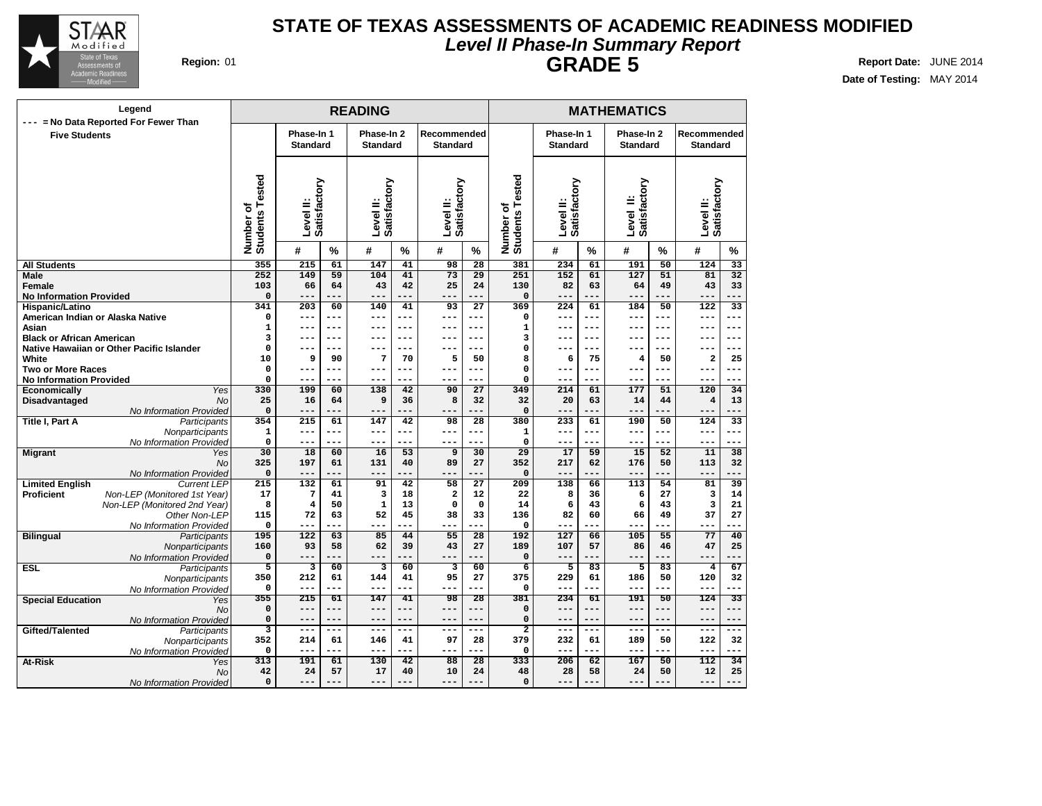# STATE OF TEXAS ASSESSMENTS OF ACADEMIC READINESS MODIFIED

## *Level II Phase-In Summary Report*

## GRADE 5

**Region:** 01

**Report Date:** JUNE 2014

**Date of Testing:** MAY 2014

**Legend**
--- = No Data Reported For Fewer Than Five Students

| | | READING | | | | | | | MATHEMATICS | | | | | | |
|---|---|---|---|---|---|---|---|---|---|---|---|---|---|---|---|
| | | Phase-In 1 Standard | | Phase-In 2 Standard | | Recommended Standard | | | Phase-In 1 Standard | | Phase-In 2 Standard | | Recommended Standard | |
| | Number of Students Tested | Level II: Satisfactory | | Level II: Satisfactory | | Level II: Satisfactory | | Number of Students Tested | Level II: Satisfactory | | Level II: Satisfactory | | Level II: Satisfactory | |
| | | # | % | # | % | # | % | | # | % | # | % | # | % |
| **All Students** | 355 | 215 | 61 | 147 | 41 | 98 | 28 | 381 | 234 | 61 | 191 | 50 | 124 | 33 |
| **Male** | 252 | 149 | 59 | 104 | 41 | 73 | 29 | 251 | 152 | 61 | 127 | 51 | 81 | 32 |
| **Female** | 103 | 66 | 64 | 43 | 42 | 25 | 24 | 130 | 82 | 63 | 64 | 49 | 43 | 33 |
| **No Information Provided** | 0 | --- | --- | --- | --- | --- | --- | 0 | --- | --- | --- | --- | --- | --- |
| **Hispanic/Latino** | 341 | 203 | 60 | 140 | 41 | 93 | 27 | 369 | 224 | 61 | 184 | 50 | 122 | 33 |
| **American Indian or Alaska Native** | 0 | --- | --- | --- | --- | --- | --- | 0 | --- | --- | --- | --- | --- | --- |
| **Asian** | 1 | --- | --- | --- | --- | --- | --- | 1 | --- | --- | --- | --- | --- | --- |
| **Black or African American** | 3 | --- | --- | --- | --- | --- | --- | 3 | --- | --- | --- | --- | --- | --- |
| **Native Hawaiian or Other Pacific Islander** | 0 | --- | --- | --- | --- | --- | --- | 0 | --- | --- | --- | --- | --- | --- |
| **White** | 10 | 9 | 90 | 7 | 70 | 5 | 50 | 8 | 6 | 75 | 4 | 50 | 2 | 25 |
| **Two or More Races** | 0 | --- | --- | --- | --- | --- | --- | 0 | --- | --- | --- | --- | --- | --- |
| **No Information Provided** | 0 | --- | --- | --- | --- | --- | --- | 0 | --- | --- | --- | --- | --- | --- |
| **Economically Disadvantaged** *Yes* | 330 | 199 | 60 | 138 | 42 | 90 | 27 | 349 | 214 | 61 | 177 | 51 | 120 | 34 |
| *No* | 25 | 16 | 64 | 9 | 36 | 8 | 32 | 32 | 20 | 63 | 14 | 44 | 4 | 13 |
| *No Information Provided* | 0 | --- | --- | --- | --- | --- | --- | 0 | --- | --- | --- | --- | --- | --- |
| **Title I, Part A** *Participants* | 354 | 215 | 61 | 147 | 42 | 98 | 28 | 380 | 233 | 61 | 190 | 50 | 124 | 33 |
| *Nonparticipants* | 1 | --- | --- | --- | --- | --- | --- | 1 | --- | --- | --- | --- | --- | --- |
| *No Information Provided* | 0 | --- | --- | --- | --- | --- | --- | 0 | --- | --- | --- | --- | --- | --- |
| **Migrant** *Yes* | 30 | 18 | 60 | 16 | 53 | 9 | 30 | 29 | 17 | 59 | 15 | 52 | 11 | 38 |
| *No* | 325 | 197 | 61 | 131 | 40 | 89 | 27 | 352 | 217 | 62 | 176 | 50 | 113 | 32 |
| *No Information Provided* | 0 | --- | --- | --- | --- | --- | --- | 0 | --- | --- | --- | --- | --- | --- |
| **Limited English Proficient** *Current LEP* | 215 | 132 | 61 | 91 | 42 | 58 | 27 | 209 | 138 | 66 | 113 | 54 | 81 | 39 |
| *Non-LEP (Monitored 1st Year)* | 17 | 7 | 41 | 3 | 18 | 2 | 12 | 22 | 8 | 36 | 6 | 27 | 3 | 14 |
| *Non-LEP (Monitored 2nd Year)* | 8 | 4 | 50 | 1 | 13 | 0 | 0 | 14 | 6 | 43 | 6 | 43 | 3 | 21 |
| *Other Non-LEP* | 115 | 72 | 63 | 52 | 45 | 38 | 33 | 136 | 82 | 60 | 66 | 49 | 37 | 27 |
| *No Information Provided* | 0 | --- | --- | --- | --- | --- | --- | 0 | --- | --- | --- | --- | --- | --- |
| **Bilingual** *Participants* | 195 | 122 | 63 | 85 | 44 | 55 | 28 | 192 | 127 | 66 | 105 | 55 | 77 | 40 |
| *Nonparticipants* | 160 | 93 | 58 | 62 | 39 | 43 | 27 | 189 | 107 | 57 | 86 | 46 | 47 | 25 |
| *No Information Provided* | 0 | --- | --- | --- | --- | --- | --- | 0 | --- | --- | --- | --- | --- | --- |
| **ESL** *Participants* | 5 | 3 | 60 | 3 | 60 | 3 | 60 | 6 | 5 | 83 | 5 | 83 | 4 | 67 |
| *Nonparticipants* | 350 | 212 | 61 | 144 | 41 | 95 | 27 | 375 | 229 | 61 | 186 | 50 | 120 | 32 |
| *No Information Provided* | 0 | --- | --- | --- | --- | --- | --- | 0 | --- | --- | --- | --- | --- | --- |
| **Special Education** *Yes* | 355 | 215 | 61 | 147 | 41 | 98 | 28 | 381 | 234 | 61 | 191 | 50 | 124 | 33 |
| *No* | 0 | --- | --- | --- | --- | --- | --- | 0 | --- | --- | --- | --- | --- | --- |
| *No Information Provided* | 0 | --- | --- | --- | --- | --- | --- | 0 | --- | --- | --- | --- | --- | --- |
| **Gifted/Talented** *Participants* | 3 | --- | --- | --- | --- | --- | --- | 2 | --- | --- | --- | --- | --- | --- |
| *Nonparticipants* | 352 | 214 | 61 | 146 | 41 | 97 | 28 | 379 | 232 | 61 | 189 | 50 | 122 | 32 |
| *No Information Provided* | 0 | --- | --- | --- | --- | --- | --- | 0 | --- | --- | --- | --- | --- | --- |
| **At-Risk** *Yes* | 313 | 191 | 61 | 130 | 42 | 88 | 28 | 333 | 206 | 62 | 167 | 50 | 112 | 34 |
| *No* | 42 | 24 | 57 | 17 | 40 | 10 | 24 | 48 | 28 | 58 | 24 | 50 | 12 | 25 |
| *No Information Provided* | 0 | --- | --- | --- | --- | --- | --- | 0 | --- | --- | --- | --- | --- | --- |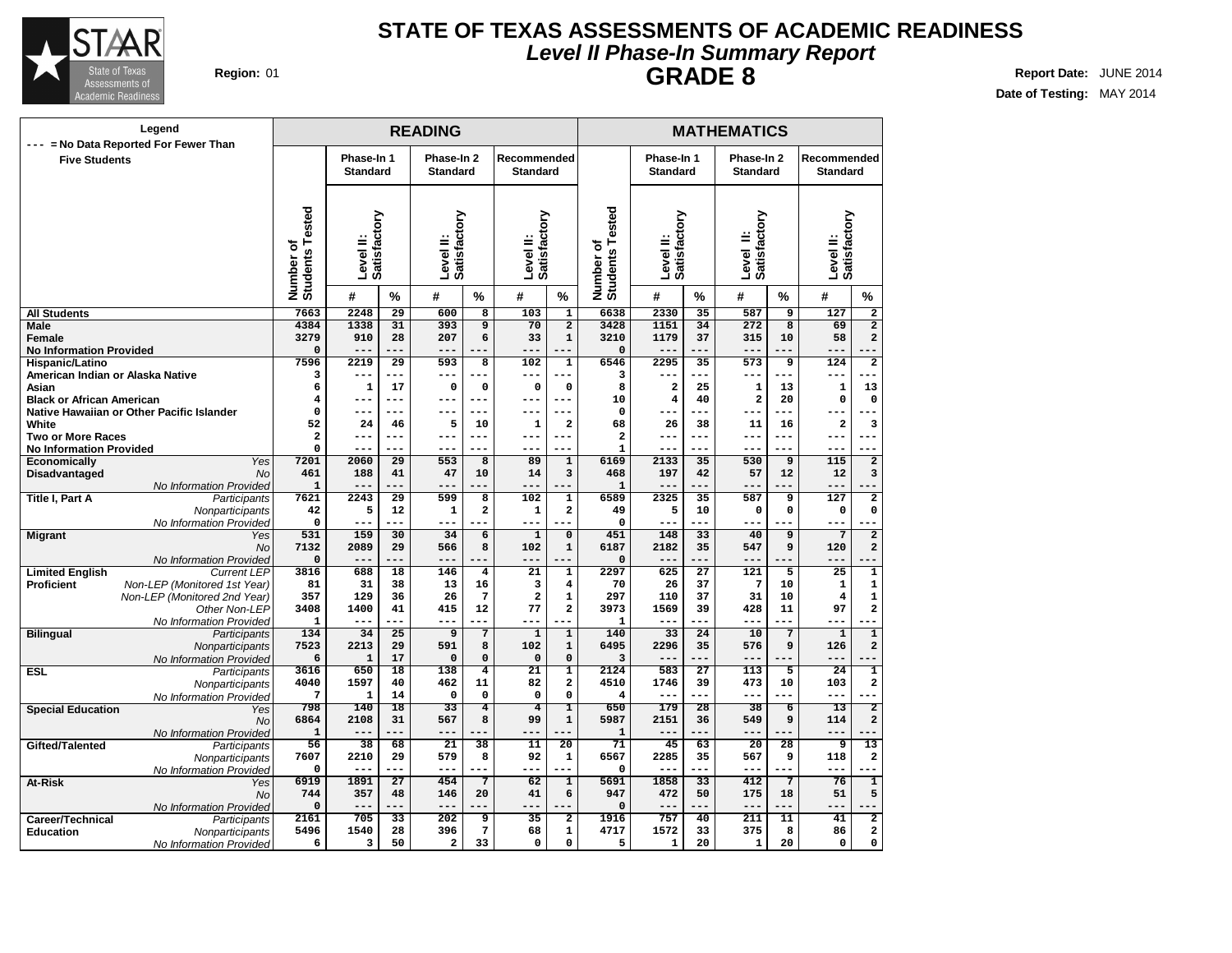# STATE OF TEXAS ASSESSMENTS OF ACADEMIC READINESS

## *Level II Phase-In Summary Report*

## GRADE 8

**Region:** 01

**Report Date:** JUNE 2014

**Date of Testing:** MAY 2014

Legend: --- = No Data Reported For Fewer Than Five Students

| | | READING | | | | | | | MATHEMATICS | | | | | | |
|---|---|---|---|---|---|---|---|---|---|---|---|---|---|---|---|
| | | | Phase-In 1 Standard | | Phase-In 2 Standard | | Recommended Standard | | | Phase-In 1 Standard | | Phase-In 2 Standard | | Recommended Standard | |
| | | Number of Students Tested | Level II: Satisfactory | | Level II: Satisfactory | | Level II: Satisfactory | | Number of Students Tested | Level II: Satisfactory | | Level II: Satisfactory | | Level II: Satisfactory | |
| | | | # | % | # | % | # | % | | # | % | # | % | # | % |
| **All Students** | | 7663 | 2248 | 29 | 600 | 8 | 103 | 1 | 6638 | 2330 | 35 | 587 | 9 | 127 | 2 |
| **Male** | | 4384 | 1338 | 31 | 393 | 9 | 70 | 2 | 3428 | 1151 | 34 | 272 | 8 | 69 | 2 |
| **Female** | | 3279 | 910 | 28 | 207 | 6 | 33 | 1 | 3210 | 1179 | 37 | 315 | 10 | 58 | 2 |
| **No Information Provided** | | 0 | --- | --- | --- | --- | --- | --- | 0 | --- | --- | --- | --- | --- | --- |
| **Hispanic/Latino** | | 7596 | 2219 | 29 | 593 | 8 | 102 | 1 | 6546 | 2295 | 35 | 573 | 9 | 124 | 2 |
| **American Indian or Alaska Native** | | 3 | --- | --- | --- | --- | --- | --- | 3 | --- | --- | --- | --- | --- | --- |
| **Asian** | | 6 | 1 | 17 | 0 | 0 | 0 | 0 | 8 | 2 | 25 | 1 | 13 | 1 | 13 |
| **Black or African American** | | 4 | --- | --- | --- | --- | --- | --- | 10 | 4 | 40 | 2 | 20 | 0 | 0 |
| **Native Hawaiian or Other Pacific Islander** | | 0 | --- | --- | --- | --- | --- | --- | 0 | --- | --- | --- | --- | --- | --- |
| **White** | | 52 | 24 | 46 | 5 | 10 | 1 | 2 | 68 | 26 | 38 | 11 | 16 | 2 | 3 |
| **Two or More Races** | | 2 | --- | --- | --- | --- | --- | --- | 2 | --- | --- | --- | --- | --- | --- |
| **No Information Provided** | | 0 | --- | --- | --- | --- | --- | --- | 1 | --- | --- | --- | --- | --- | --- |
| **Economically Disadvantaged** | *Yes* | 7201 | 2060 | 29 | 553 | 8 | 89 | 1 | 6169 | 2133 | 35 | 530 | 9 | 115 | 2 |
| | *No* | 461 | 188 | 41 | 47 | 10 | 14 | 3 | 468 | 197 | 42 | 57 | 12 | 12 | 3 |
| | *No Information Provided* | 1 | --- | --- | --- | --- | --- | --- | 1 | --- | --- | --- | --- | --- | --- |
| **Title I, Part A** | *Participants* | 7621 | 2243 | 29 | 599 | 8 | 102 | 1 | 6589 | 2325 | 35 | 587 | 9 | 127 | 2 |
| | *Nonparticipants* | 42 | 5 | 12 | 1 | 2 | 1 | 2 | 49 | 5 | 10 | 0 | 0 | 0 | 0 |
| | *No Information Provided* | 0 | --- | --- | --- | --- | --- | --- | 0 | --- | --- | --- | --- | --- | --- |
| **Migrant** | *Yes* | 531 | 159 | 30 | 34 | 6 | 1 | 0 | 451 | 148 | 33 | 40 | 9 | 7 | 2 |
| | *No* | 7132 | 2089 | 29 | 566 | 8 | 102 | 1 | 6187 | 2182 | 35 | 547 | 9 | 120 | 2 |
| | *No Information Provided* | 0 | --- | --- | --- | --- | --- | --- | 0 | --- | --- | --- | --- | --- | --- |
| **Limited English Proficient** | *Current LEP* | 3816 | 688 | 18 | 146 | 4 | 21 | 1 | 2297 | 625 | 27 | 121 | 5 | 25 | 1 |
| | *Non-LEP (Monitored 1st Year)* | 81 | 31 | 38 | 13 | 16 | 3 | 4 | 70 | 26 | 37 | 7 | 10 | 1 | 1 |
| | *Non-LEP (Monitored 2nd Year)* | 357 | 129 | 36 | 26 | 7 | 2 | 1 | 297 | 110 | 37 | 31 | 10 | 4 | 1 |
| | *Other Non-LEP* | 3408 | 1400 | 41 | 415 | 12 | 77 | 2 | 3973 | 1569 | 39 | 428 | 11 | 97 | 2 |
| | *No Information Provided* | 1 | --- | --- | --- | --- | --- | --- | 1 | --- | --- | --- | --- | --- | --- |
| **Bilingual** | *Participants* | 134 | 34 | 25 | 9 | 7 | 1 | 1 | 140 | 33 | 24 | 10 | 7 | 1 | 1 |
| | *Nonparticipants* | 7523 | 2213 | 29 | 591 | 8 | 102 | 1 | 6495 | 2296 | 35 | 576 | 9 | 126 | 2 |
| | *No Information Provided* | 6 | 1 | 17 | 0 | 0 | 0 | 0 | 3 | --- | --- | --- | --- | --- | --- |
| **ESL** | *Participants* | 3616 | 650 | 18 | 138 | 4 | 21 | 1 | 2124 | 583 | 27 | 113 | 5 | 24 | 1 |
| | *Nonparticipants* | 4040 | 1597 | 40 | 462 | 11 | 82 | 2 | 4510 | 1746 | 39 | 473 | 10 | 103 | 2 |
| | *No Information Provided* | 7 | 1 | 14 | 0 | 0 | 0 | 0 | 4 | --- | --- | --- | --- | --- | --- |
| **Special Education** | *Yes* | 798 | 140 | 18 | 33 | 4 | 4 | 1 | 650 | 179 | 28 | 38 | 6 | 13 | 2 |
| | *No* | 6864 | 2108 | 31 | 567 | 8 | 99 | 1 | 5987 | 2151 | 36 | 549 | 9 | 114 | 2 |
| | *No Information Provided* | 1 | --- | --- | --- | --- | --- | --- | 1 | --- | --- | --- | --- | --- | --- |
| **Gifted/Talented** | *Participants* | 56 | 38 | 68 | 21 | 38 | 11 | 20 | 71 | 45 | 63 | 20 | 28 | 9 | 13 |
| | *Nonparticipants* | 7607 | 2210 | 29 | 579 | 8 | 92 | 1 | 6567 | 2285 | 35 | 567 | 9 | 118 | 2 |
| | *No Information Provided* | 0 | --- | --- | --- | --- | --- | --- | 0 | --- | --- | --- | --- | --- | --- |
| **At-Risk** | *Yes* | 6919 | 1891 | 27 | 454 | 7 | 62 | 1 | 5691 | 1858 | 33 | 412 | 7 | 76 | 1 |
| | *No* | 744 | 357 | 48 | 146 | 20 | 41 | 6 | 947 | 472 | 50 | 175 | 18 | 51 | 5 |
| | *No Information Provided* | 0 | --- | --- | --- | --- | --- | --- | 0 | --- | --- | --- | --- | --- | --- |
| **Career/Technical Education** | *Participants* | 2161 | 705 | 33 | 202 | 9 | 35 | 2 | 1916 | 757 | 40 | 211 | 11 | 41 | 2 |
| | *Nonparticipants* | 5496 | 1540 | 28 | 396 | 7 | 68 | 1 | 4717 | 1572 | 33 | 375 | 8 | 86 | 2 |
| | *No Information Provided* | 6 | 3 | 50 | 2 | 33 | 0 | 0 | 5 | 1 | 20 | 1 | 20 | 0 | 0 |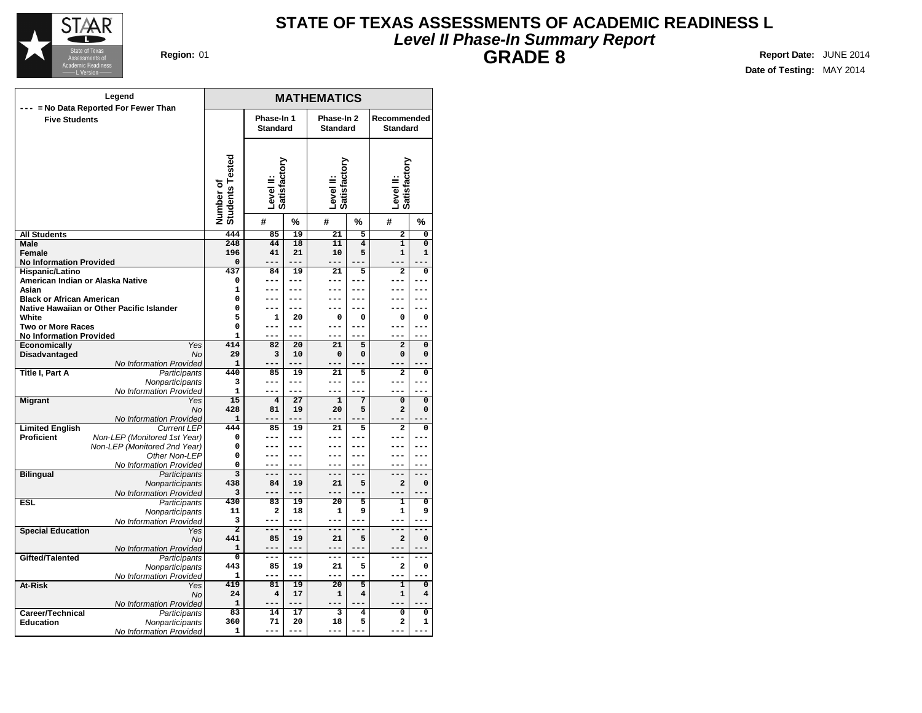# STATE OF TEXAS ASSESSMENTS OF ACADEMIC READINESS L

## *Level II Phase-In Summary Report*

## GRADE 8

**Region:** 01

**Report Date:** JUNE 2014

**Date of Testing:** MAY 2014

**Legend**
--- = No Data Reported For Fewer Than Five Students

| | | MATHEMATICS | | | | | | |
|---|---|---|---|---|---|---|---|---|
| | | Number of Students Tested | Phase-In 1 Standard | | Phase-In 2 Standard | | Recommended Standard | |
| | | | Level II: Satisfactory | | Level II: Satisfactory | | Level II: Satisfactory | |
| | | | # | % | # | % | # | % |
| **All Students** | | 444 | 85 | 19 | 21 | 5 | 2 | 0 |
| **Male** | | 248 | 44 | 18 | 11 | 4 | 1 | 0 |
| **Female** | | 196 | 41 | 21 | 10 | 5 | 1 | 1 |
| **No Information Provided** | | 0 | --- | --- | --- | --- | --- | --- |
| **Hispanic/Latino** | | 437 | 84 | 19 | 21 | 5 | 2 | 0 |
| **American Indian or Alaska Native** | | 0 | --- | --- | --- | --- | --- | --- |
| **Asian** | | 1 | --- | --- | --- | --- | --- | --- |
| **Black or African American** | | 0 | --- | --- | --- | --- | --- | --- |
| **Native Hawaiian or Other Pacific Islander** | | 0 | --- | --- | --- | --- | --- | --- |
| **White** | | 5 | 1 | 20 | 0 | 0 | 0 | 0 |
| **Two or More Races** | | 0 | --- | --- | --- | --- | --- | --- |
| **No Information Provided** | | 1 | --- | --- | --- | --- | --- | --- |
| **Economically Disadvantaged** | *Yes* | 414 | 82 | 20 | 21 | 5 | 2 | 0 |
| | *No* | 29 | 3 | 10 | 0 | 0 | 0 | 0 |
| | *No Information Provided* | 1 | --- | --- | --- | --- | --- | --- |
| **Title I, Part A** | *Participants* | 440 | 85 | 19 | 21 | 5 | 2 | 0 |
| | *Nonparticipants* | 3 | --- | --- | --- | --- | --- | --- |
| | *No Information Provided* | 1 | --- | --- | --- | --- | --- | --- |
| **Migrant** | *Yes* | 15 | 4 | 27 | 1 | 7 | 0 | 0 |
| | *No* | 428 | 81 | 19 | 20 | 5 | 2 | 0 |
| | *No Information Provided* | 1 | --- | --- | --- | --- | --- | --- |
| **Limited English Proficient** | *Current LEP* | 444 | 85 | 19 | 21 | 5 | 2 | 0 |
| | *Non-LEP (Monitored 1st Year)* | 0 | --- | --- | --- | --- | --- | --- |
| | *Non-LEP (Monitored 2nd Year)* | 0 | --- | --- | --- | --- | --- | --- |
| | *Other Non-LEP* | 0 | --- | --- | --- | --- | --- | --- |
| | *No Information Provided* | 0 | --- | --- | --- | --- | --- | --- |
| **Bilingual** | *Participants* | 3 | --- | --- | --- | --- | --- | --- |
| | *Nonparticipants* | 438 | 84 | 19 | 21 | 5 | 2 | 0 |
| | *No Information Provided* | 3 | --- | --- | --- | --- | --- | --- |
| **ESL** | *Participants* | 430 | 83 | 19 | 20 | 5 | 1 | 0 |
| | *Nonparticipants* | 11 | 2 | 18 | 1 | 9 | 1 | 9 |
| | *No Information Provided* | 3 | --- | --- | --- | --- | --- | --- |
| **Special Education** | *Yes* | 2 | --- | --- | --- | --- | --- | --- |
| | *No* | 441 | 85 | 19 | 21 | 5 | 2 | 0 |
| | *No Information Provided* | 1 | --- | --- | --- | --- | --- | --- |
| **Gifted/Talented** | *Participants* | 0 | --- | --- | --- | --- | --- | --- |
| | *Nonparticipants* | 443 | 85 | 19 | 21 | 5 | 2 | 0 |
| | *No Information Provided* | 1 | --- | --- | --- | --- | --- | --- |
| **At-Risk** | *Yes* | 419 | 81 | 19 | 20 | 5 | 1 | 0 |
| | *No* | 24 | 4 | 17 | 1 | 4 | 1 | 4 |
| | *No Information Provided* | 1 | --- | --- | --- | --- | --- | --- |
| **Career/Technical Education** | *Participants* | 83 | 14 | 17 | 3 | 4 | 0 | 0 |
| | *Nonparticipants* | 360 | 71 | 20 | 18 | 5 | 2 | 1 |
| | *No Information Provided* | 1 | --- | --- | --- | --- | --- | --- |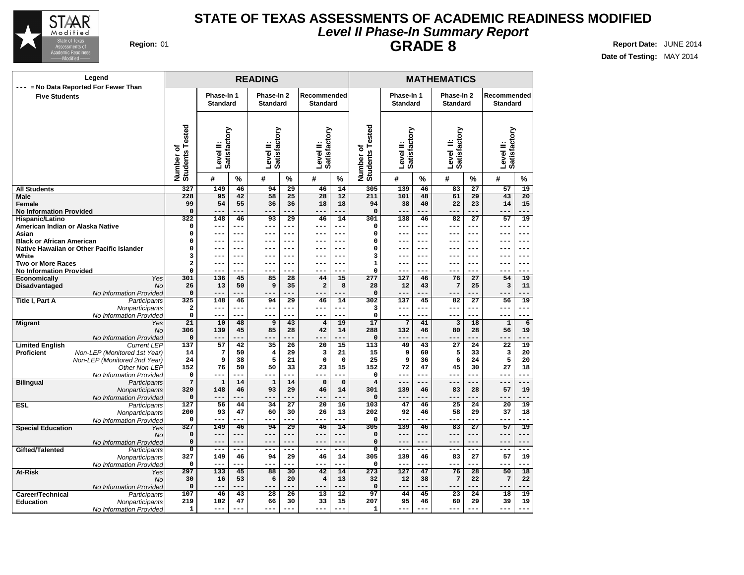# STATE OF TEXAS ASSESSMENTS OF ACADEMIC READINESS MODIFIED

## *Level II Phase-In Summary Report*

## GRADE 8

**Region:** 01

**Report Date:** JUNE 2014
**Date of Testing:** MAY 2014

**Legend**
--- = No Data Reported For Fewer Than Five Students

| | | READING | | | | | | | MATHEMATICS | | | | | | |
|---|---|---|---|---|---|---|---|---|---|---|---|---|---|---|---|
| | | Number of Students Tested | Phase-In 1 Standard Level II: Satisfactory | | Phase-In 2 Standard Level II: Satisfactory | | Recommended Standard Level II: Satisfactory | | Number of Students Tested | Phase-In 1 Standard Level II: Satisfactory | | Phase-In 2 Standard Level II: Satisfactory | | Recommended Standard Level II: Satisfactory | |
| | | | # | % | # | % | # | % | | # | % | # | % | # | % |
| **All Students** | | 327 | 149 | 46 | 94 | 29 | 46 | 14 | 305 | 139 | 46 | 83 | 27 | 57 | 19 |
| **Male** | | 228 | 95 | 42 | 58 | 25 | 28 | 12 | 211 | 101 | 48 | 61 | 29 | 43 | 20 |
| **Female** | | 99 | 54 | 55 | 36 | 36 | 18 | 18 | 94 | 38 | 40 | 22 | 23 | 14 | 15 |
| **No Information Provided** | | 0 | --- | --- | --- | --- | --- | --- | 0 | --- | --- | --- | --- | --- | --- |
| **Hispanic/Latino** | | 322 | 148 | 46 | 93 | 29 | 46 | 14 | 301 | 138 | 46 | 82 | 27 | 57 | 19 |
| **American Indian or Alaska Native** | | 0 | --- | --- | --- | --- | --- | --- | 0 | --- | --- | --- | --- | --- | --- |
| **Asian** | | 0 | --- | --- | --- | --- | --- | --- | 0 | --- | --- | --- | --- | --- | --- |
| **Black or African American** | | 0 | --- | --- | --- | --- | --- | --- | 0 | --- | --- | --- | --- | --- | --- |
| **Native Hawaiian or Other Pacific Islander** | | 0 | --- | --- | --- | --- | --- | --- | 0 | --- | --- | --- | --- | --- | --- |
| **White** | | 3 | --- | --- | --- | --- | --- | --- | 3 | --- | --- | --- | --- | --- | --- |
| **Two or More Races** | | 2 | --- | --- | --- | --- | --- | --- | 1 | --- | --- | --- | --- | --- | --- |
| **No Information Provided** | | 0 | --- | --- | --- | --- | --- | --- | 0 | --- | --- | --- | --- | --- | --- |
| **Economically Disadvantaged** | *Yes* | 301 | 136 | 45 | 85 | 28 | 44 | 15 | 277 | 127 | 46 | 76 | 27 | 54 | 19 |
| | *No* | 26 | 13 | 50 | 9 | 35 | 2 | 8 | 28 | 12 | 43 | 7 | 25 | 3 | 11 |
| | *No Information Provided* | 0 | --- | --- | --- | --- | --- | --- | 0 | --- | --- | --- | --- | --- | --- |
| **Title I, Part A** | *Participants* | 325 | 148 | 46 | 94 | 29 | 46 | 14 | 302 | 137 | 45 | 82 | 27 | 56 | 19 |
| | *Nonparticipants* | 2 | --- | --- | --- | --- | --- | --- | 3 | --- | --- | --- | --- | --- | --- |
| | *No Information Provided* | 0 | --- | --- | --- | --- | --- | --- | 0 | --- | --- | --- | --- | --- | --- |
| **Migrant** | *Yes* | 21 | 10 | 48 | 9 | 43 | 4 | 19 | 17 | 7 | 41 | 3 | 18 | 1 | 6 |
| | *No* | 306 | 139 | 45 | 85 | 28 | 42 | 14 | 288 | 132 | 46 | 80 | 28 | 56 | 19 |
| | *No Information Provided* | 0 | --- | --- | --- | --- | --- | --- | 0 | --- | --- | --- | --- | --- | --- |
| **Limited English Proficient** | *Current LEP* | 137 | 57 | 42 | 35 | 26 | 20 | 15 | 113 | 49 | 43 | 27 | 24 | 22 | 19 |
| | *Non-LEP (Monitored 1st Year)* | 14 | 7 | 50 | 4 | 29 | 3 | 21 | 15 | 9 | 60 | 5 | 33 | 3 | 20 |
| | *Non-LEP (Monitored 2nd Year)* | 24 | 9 | 38 | 5 | 21 | 0 | 0 | 25 | 9 | 36 | 6 | 24 | 5 | 20 |
| | *Other Non-LEP* | 152 | 76 | 50 | 50 | 33 | 23 | 15 | 152 | 72 | 47 | 45 | 30 | 27 | 18 |
| | *No Information Provided* | 0 | --- | --- | --- | --- | --- | --- | 0 | --- | --- | --- | --- | --- | --- |
| **Bilingual** | *Participants* | 7 | 1 | 14 | 1 | 14 | 0 | 0 | 4 | --- | --- | --- | --- | --- | --- |
| | *Nonparticipants* | 320 | 148 | 46 | 93 | 29 | 46 | 14 | 301 | 139 | 46 | 83 | 28 | 57 | 19 |
| | *No Information Provided* | 0 | --- | --- | --- | --- | --- | --- | 0 | --- | --- | --- | --- | --- | --- |
| **ESL** | *Participants* | 127 | 56 | 44 | 34 | 27 | 20 | 16 | 103 | 47 | 46 | 25 | 24 | 20 | 19 |
| | *Nonparticipants* | 200 | 93 | 47 | 60 | 30 | 26 | 13 | 202 | 92 | 46 | 58 | 29 | 37 | 18 |
| | *No Information Provided* | 0 | --- | --- | --- | --- | --- | --- | 0 | --- | --- | --- | --- | --- | --- |
| **Special Education** | *Yes* | 327 | 149 | 46 | 94 | 29 | 46 | 14 | 305 | 139 | 46 | 83 | 27 | 57 | 19 |
| | *No* | 0 | --- | --- | --- | --- | --- | --- | 0 | --- | --- | --- | --- | --- | --- |
| | *No Information Provided* | 0 | --- | --- | --- | --- | --- | --- | 0 | --- | --- | --- | --- | --- | --- |
| **Gifted/Talented** | *Participants* | 0 | --- | --- | --- | --- | --- | --- | 0 | --- | --- | --- | --- | --- | --- |
| | *Nonparticipants* | 327 | 149 | 46 | 94 | 29 | 46 | 14 | 305 | 139 | 46 | 83 | 27 | 57 | 19 |
| | *No Information Provided* | 0 | --- | --- | --- | --- | --- | --- | 0 | --- | --- | --- | --- | --- | --- |
| **At-Risk** | *Yes* | 297 | 133 | 45 | 88 | 30 | 42 | 14 | 273 | 127 | 47 | 76 | 28 | 50 | 18 |
| | *No* | 30 | 16 | 53 | 6 | 20 | 4 | 13 | 32 | 12 | 38 | 7 | 22 | 7 | 22 |
| | *No Information Provided* | 0 | --- | --- | --- | --- | --- | --- | 0 | --- | --- | --- | --- | --- | --- |
| **Career/Technical Education** | *Participants* | 107 | 46 | 43 | 28 | 26 | 13 | 12 | 97 | 44 | 45 | 23 | 24 | 18 | 19 |
| | *Nonparticipants* | 219 | 102 | 47 | 66 | 30 | 33 | 15 | 207 | 95 | 46 | 60 | 29 | 39 | 19 |
| | *No Information Provided* | 1 | --- | --- | --- | --- | --- | --- | 1 | --- | --- | --- | --- | --- | --- |